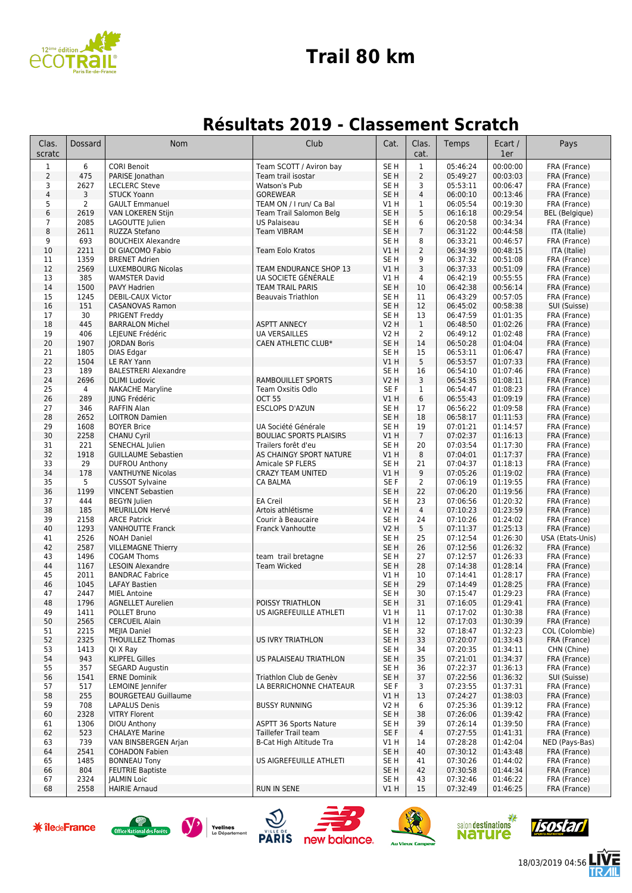# Trail 80 km

## Résultats 2019 - Classement Scratch

| Clas. scratc | Dossard | Nom | Club | Cat. | Clas. cat. | Temps | Ecart / 1er | Pays |
|---|---|---|---|---|---|---|---|---|
| 1 | 6 | CORI Benoit | Team SCOTT / Aviron bay | SE H | 1 | 05:46:24 | 00:00:00 | FRA (France) |
| 2 | 475 | PARISE Jonathan | Team trail isostar | SE H | 2 | 05:49:27 | 00:03:03 | FRA (France) |
| 3 | 2627 | LECLERC Steve | Watson's Pub | SE H | 3 | 05:53:11 | 00:06:47 | FRA (France) |
| 4 | 3 | STUCK Yoann | GOREWEAR | SE H | 4 | 06:00:10 | 00:13:46 | FRA (France) |
| 5 | 2 | GAULT Emmanuel | TEAM ON / I run/ Ca Bal | V1 H | 1 | 06:05:54 | 00:19:30 | FRA (France) |
| 6 | 2619 | VAN LOKEREN Stijn | Team Trail Salomon Belg | SE H | 5 | 06:16:18 | 00:29:54 | BEL (Belgique) |
| 7 | 2085 | LAGOUTTE Julien | US Palaiseau | SE H | 6 | 06:20:58 | 00:34:34 | FRA (France) |
| 8 | 2611 | RUZZA Stefano | Team VIBRAM | SE H | 7 | 06:31:22 | 00:44:58 | ITA (Italie) |
| 9 | 693 | BOUCHEIX Alexandre | | SE H | 8 | 06:33:21 | 00:46:57 | FRA (France) |
| 10 | 2211 | DI GIACOMO Fabio | Team Eolo Kratos | V1 H | 2 | 06:34:39 | 00:48:15 | ITA (Italie) |
| 11 | 1359 | BRENET Adrien | | SE H | 9 | 06:37:32 | 00:51:08 | FRA (France) |
| 12 | 2569 | LUXEMBOURG Nicolas | TEAM ENDURANCE SHOP 13 | V1 H | 3 | 06:37:33 | 00:51:09 | FRA (France) |
| 13 | 385 | WAMSTER David | UA SOCIETE GÉNÉRALE | V1 H | 4 | 06:42:19 | 00:55:55 | FRA (France) |
| 14 | 1500 | PAVY Hadrien | TEAM TRAIL PARIS | SE H | 10 | 06:42:38 | 00:56:14 | FRA (France) |
| 15 | 1245 | DEBIL-CAUX Victor | Beauvais Triathlon | SE H | 11 | 06:43:29 | 00:57:05 | FRA (France) |
| 16 | 151 | CASANOVAS Ramon | | SE H | 12 | 06:45:02 | 00:58:38 | SUI (Suisse) |
| 17 | 30 | PRIGENT Freddy | | SE H | 13 | 06:47:59 | 01:01:35 | FRA (France) |
| 18 | 445 | BARRALON Michel | ASPTT ANNECY | V2 H | 1 | 06:48:50 | 01:02:26 | FRA (France) |
| 19 | 406 | LEJEUNE Frédéric | UA VERSAILLES | V2 H | 2 | 06:49:12 | 01:02:48 | FRA (France) |
| 20 | 1907 | JORDAN Boris | CAEN ATHLETIC CLUB* | SE H | 14 | 06:50:28 | 01:04:04 | FRA (France) |
| 21 | 1805 | DIAS Edgar | | SE H | 15 | 06:53:11 | 01:06:47 | FRA (France) |
| 22 | 1504 | LE RAY Yann | | V1 H | 5 | 06:53:57 | 01:07:33 | FRA (France) |
| 23 | 189 | BALESTRERI Alexandre | | SE H | 16 | 06:54:10 | 01:07:46 | FRA (France) |
| 24 | 2696 | DLIMI Ludovic | RAMBOUILLET SPORTS | V2 H | 3 | 06:54:35 | 01:08:11 | FRA (France) |
| 25 | 4 | NAKACHE Maryline | Team Oxsitis Odlo | SE F | 1 | 06:54:47 | 01:08:23 | FRA (France) |
| 26 | 289 | JUNG Frédéric | OCT 55 | V1 H | 6 | 06:55:43 | 01:09:19 | FRA (France) |
| 27 | 346 | RAFFIN Alan | ESCLOPS D'AZUN | SE H | 17 | 06:56:22 | 01:09:58 | FRA (France) |
| 28 | 2652 | LOITRON Damien | | SE H | 18 | 06:58:17 | 01:11:53 | FRA (France) |
| 29 | 1608 | BOYER Brice | UA Société Générale | SE H | 19 | 07:01:21 | 01:14:57 | FRA (France) |
| 30 | 2258 | CHANU Cyril | BOULIAC SPORTS PLAISIRS | V1 H | 7 | 07:02:37 | 01:16:13 | FRA (France) |
| 31 | 221 | SENECHAL Julien | Trailers forêt d'eu | SE H | 20 | 07:03:54 | 01:17:30 | FRA (France) |
| 32 | 1918 | GUILLAUME Sebastien | AS CHAINGY SPORT NATURE | V1 H | 8 | 07:04:01 | 01:17:37 | FRA (France) |
| 33 | 29 | DUFROU Anthony | Amicale SP FLERS | SE H | 21 | 07:04:37 | 01:18:13 | FRA (France) |
| 34 | 178 | VANTHUYNE Nicolas | CRAZY TEAM UNITED | V1 H | 9 | 07:05:26 | 01:19:02 | FRA (France) |
| 35 | 5 | CUSSOT Sylvaine | CA BALMA | SE F | 2 | 07:06:19 | 01:19:55 | FRA (France) |
| 36 | 1199 | VINCENT Sebastien | | SE H | 22 | 07:06:20 | 01:19:56 | FRA (France) |
| 37 | 444 | BEGYN Julien | EA Creil | SE H | 23 | 07:06:56 | 01:20:32 | FRA (France) |
| 38 | 185 | MEURILLON Hervé | Artois athlétisme | V2 H | 4 | 07:10:23 | 01:23:59 | FRA (France) |
| 39 | 2158 | ARCE Patrick | Courir à Beaucaire | SE H | 24 | 07:10:26 | 01:24:02 | FRA (France) |
| 40 | 1293 | VANHOUTTE Franck | Franck Vanhoutte | V2 H | 5 | 07:11:37 | 01:25:13 | FRA (France) |
| 41 | 2526 | NOAH Daniel | | SE H | 25 | 07:12:54 | 01:26:30 | USA (Etats-Unis) |
| 42 | 2587 | VILLEMAGNE Thierry | | SE H | 26 | 07:12:56 | 01:26:32 | FRA (France) |
| 43 | 1496 | COGAM Thoms | team trail bretagne | SE H | 27 | 07:12:57 | 01:26:33 | FRA (France) |
| 44 | 1167 | LESOIN Alexandre | Team Wicked | SE H | 28 | 07:14:38 | 01:28:14 | FRA (France) |
| 45 | 2011 | BANDRAC Fabrice | | V1 H | 10 | 07:14:41 | 01:28:17 | FRA (France) |
| 46 | 1045 | LAFAY Bastien | | SE H | 29 | 07:14:49 | 01:28:25 | FRA (France) |
| 47 | 2447 | MIEL Antoine | | SE H | 30 | 07:15:47 | 01:29:23 | FRA (France) |
| 48 | 1796 | AGNELLET Aurelien | POISSY TRIATHLON | SE H | 31 | 07:16:05 | 01:29:41 | FRA (France) |
| 49 | 1411 | POLLET Bruno | US AIGREFEUILLE ATHLETI | V1 H | 11 | 07:17:02 | 01:30:38 | FRA (France) |
| 50 | 2565 | CERCUEIL Alain | | V1 H | 12 | 07:17:03 | 01:30:39 | FRA (France) |
| 51 | 2215 | MEJIA Daniel | | SE H | 32 | 07:18:47 | 01:32:23 | COL (Colombie) |
| 52 | 2325 | THOUILLEZ Thomas | US IVRY TRIATHLON | SE H | 33 | 07:20:07 | 01:33:43 | FRA (France) |
| 53 | 1413 | QI X Ray | | SE H | 34 | 07:20:35 | 01:34:11 | CHN (Chine) |
| 54 | 943 | KLIPFEL Gilles | US PALAISEAU TRIATHLON | SE H | 35 | 07:21:01 | 01:34:37 | FRA (France) |
| 55 | 357 | SEGARD Augustin | | SE H | 36 | 07:22:37 | 01:36:13 | FRA (France) |
| 56 | 1541 | ERNE Dominik | Triathlon Club de Genèv | SE H | 37 | 07:22:56 | 01:36:32 | SUI (Suisse) |
| 57 | 517 | LEMOINE Jennifer | LA BERRICHONNE CHATEAUR | SE F | 3 | 07:23:55 | 01:37:31 | FRA (France) |
| 58 | 255 | BOURGETEAU Guillaume | | V1 H | 13 | 07:24:27 | 01:38:03 | FRA (France) |
| 59 | 708 | LAPALUS Denis | BUSSY RUNNING | V2 H | 6 | 07:25:36 | 01:39:12 | FRA (France) |
| 60 | 2328 | VITRY Florent | | SE H | 38 | 07:26:06 | 01:39:42 | FRA (France) |
| 61 | 1306 | DIOU Anthony | ASPTT 36 Sports Nature | SE H | 39 | 07:26:14 | 01:39:50 | FRA (France) |
| 62 | 523 | CHALAYE Marine | Taillefer Trail team | SE F | 4 | 07:27:55 | 01:41:31 | FRA (France) |
| 63 | 739 | VAN BINSBERGEN Arjan | B-Cat High Altitude Tra | V1 H | 14 | 07:28:28 | 01:42:04 | NED (Pays-Bas) |
| 64 | 2541 | COHADON Fabien | | SE H | 40 | 07:30:12 | 01:43:48 | FRA (France) |
| 65 | 1485 | BONNEAU Tony | US AIGREFEUILLE ATHLETI | SE H | 41 | 07:30:26 | 01:44:02 | FRA (France) |
| 66 | 804 | FEUTRIE Baptiste | | SE H | 42 | 07:30:58 | 01:44:34 | FRA (France) |
| 67 | 2324 | JALMIN Loic | | SE H | 43 | 07:32:46 | 01:46:22 | FRA (France) |
| 68 | 2558 | HAIRIE Arnaud | RUN IN SENE | V1 H | 15 | 07:32:49 | 01:46:25 | FRA (France) |

18/03/2019 04:56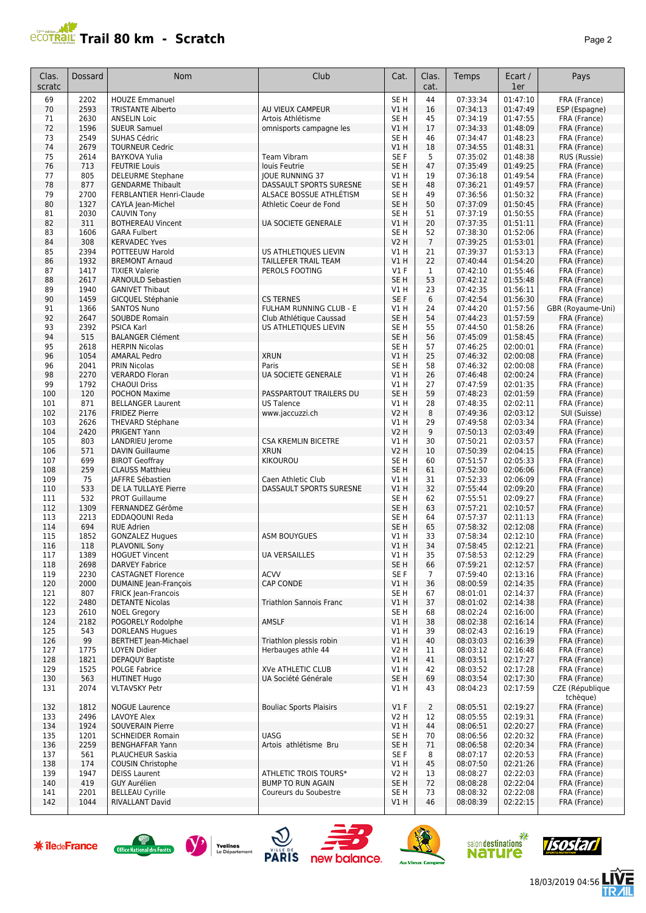# Trail 80 km - Scratch

| Clas. scratc | Dossard | Nom | Club | Cat. | Clas. cat. | Temps | Ecart / 1er | Pays |
|---|---|---|---|---|---|---|---|---|
| 69 | 2202 | HOUZE Emmanuel | | SE H | 44 | 07:33:34 | 01:47:10 | FRA (France) |
| 70 | 2593 | TRISTANTE Alberto | AU VIEUX CAMPEUR | V1 H | 16 | 07:34:13 | 01:47:49 | ESP (Espagne) |
| 71 | 2630 | ANSELIN Loic | Artois Athlétisme | SE H | 45 | 07:34:19 | 01:47:55 | FRA (France) |
| 72 | 1596 | SUEUR Samuel | omnisports campagne les | V1 H | 17 | 07:34:33 | 01:48:09 | FRA (France) |
| 73 | 2549 | SUHAS Cédric | | SE H | 46 | 07:34:47 | 01:48:23 | FRA (France) |
| 74 | 2679 | TOURNEUR Cedric | | V1 H | 18 | 07:34:55 | 01:48:31 | FRA (France) |
| 75 | 2614 | BAYKOVA Yulia | Team Vibram | SE F | 5 | 07:35:02 | 01:48:38 | RUS (Russie) |
| 76 | 713 | FEUTRIE Louis | louis Feutrie | SE H | 47 | 07:35:49 | 01:49:25 | FRA (France) |
| 77 | 805 | DELEURME Stephane | JOUE RUNNING 37 | V1 H | 19 | 07:36:18 | 01:49:54 | FRA (France) |
| 78 | 877 | GENDARME Thibault | DASSAULT SPORTS SURESNE | SE H | 48 | 07:36:21 | 01:49:57 | FRA (France) |
| 79 | 2700 | FERBLANTIER Henri-Claude | ALSACE BOSSUE ATHLÉTISM | SE H | 49 | 07:36:56 | 01:50:32 | FRA (France) |
| 80 | 1327 | CAYLA Jean-Michel | Athletic Coeur de Fond | SE H | 50 | 07:37:09 | 01:50:45 | FRA (France) |
| 81 | 2030 | CAUVIN Tony | | SE H | 51 | 07:37:19 | 01:50:55 | FRA (France) |
| 82 | 311 | BOTHEREAU Vincent | UA SOCIETE GENERALE | V1 H | 20 | 07:37:35 | 01:51:11 | FRA (France) |
| 83 | 1606 | GARA Fulbert | | SE H | 52 | 07:38:30 | 01:52:06 | FRA (France) |
| 84 | 308 | KERVADEC Yves | | V2 H | 7 | 07:39:25 | 01:53:01 | FRA (France) |
| 85 | 2394 | POTTEEUW Harold | US ATHLETIQUES LIEVIN | V1 H | 21 | 07:39:37 | 01:53:13 | FRA (France) |
| 86 | 1932 | BREMONT Arnaud | TAILLEFER TRAIL TEAM | V1 H | 22 | 07:40:44 | 01:54:20 | FRA (France) |
| 87 | 1417 | TIXIER Valerie | PEROLS FOOTING | V1 F | 1 | 07:42:10 | 01:55:46 | FRA (France) |
| 88 | 2617 | ARNOULD Sebastien | | SE H | 53 | 07:42:12 | 01:55:48 | FRA (France) |
| 89 | 1940 | GANIVET Thibaut | | V1 H | 23 | 07:42:35 | 01:56:11 | FRA (France) |
| 90 | 1459 | GICQUEL Stéphanie | CS TERNES | SE F | 6 | 07:42:54 | 01:56:30 | FRA (France) |
| 91 | 1366 | SANTOS Nuno | FULHAM RUNNING CLUB - E | V1 H | 24 | 07:44:20 | 01:57:56 | GBR (Royaume-Uni) |
| 92 | 2647 | SOUBDE Romain | Club Athlétique Caussad | SE H | 54 | 07:44:23 | 01:57:59 | FRA (France) |
| 93 | 2392 | PSICA Karl | US ATHLETIQUES LIEVIN | SE H | 55 | 07:44:50 | 01:58:26 | FRA (France) |
| 94 | 515 | BALANGER Clément | | SE H | 56 | 07:45:09 | 01:58:45 | FRA (France) |
| 95 | 2618 | HERPIN Nicolas | | SE H | 57 | 07:46:25 | 02:00:01 | FRA (France) |
| 96 | 1054 | AMARAL Pedro | XRUN | V1 H | 25 | 07:46:32 | 02:00:08 | FRA (France) |
| 96 | 2041 | PRIN Nicolas | Paris | SE H | 58 | 07:46:32 | 02:00:08 | FRA (France) |
| 98 | 2270 | VERARDO Floran | UA SOCIETE GENERALE | V1 H | 26 | 07:46:48 | 02:00:24 | FRA (France) |
| 99 | 1792 | CHAOUI Driss | | V1 H | 27 | 07:47:59 | 02:01:35 | FRA (France) |
| 100 | 120 | POCHON Maxime | PASSPARTOUT TRAILERS DU | SE H | 59 | 07:48:23 | 02:01:59 | FRA (France) |
| 101 | 871 | BELLANGER Laurent | US Talence | V1 H | 28 | 07:48:35 | 02:02:11 | FRA (France) |
| 102 | 2176 | FRIDEZ Pierre | www.jaccuzzi.ch | V2 H | 8 | 07:49:36 | 02:03:12 | SUI (Suisse) |
| 103 | 2626 | THEVARD Stéphane | | V1 H | 29 | 07:49:58 | 02:03:34 | FRA (France) |
| 104 | 2420 | PRIGENT Yann | | V2 H | 9 | 07:50:13 | 02:03:49 | FRA (France) |
| 105 | 803 | LANDRIEU Jerome | CSA KREMLIN BICETRE | V1 H | 30 | 07:50:21 | 02:03:57 | FRA (France) |
| 106 | 571 | DAVIN Guillaume | XRUN | V2 H | 10 | 07:50:39 | 02:04:15 | FRA (France) |
| 107 | 699 | BIROT Geoffray | KIKOUROU | SE H | 60 | 07:51:57 | 02:05:33 | FRA (France) |
| 108 | 259 | CLAUSS Matthieu | | SE H | 61 | 07:52:30 | 02:06:06 | FRA (France) |
| 109 | 75 | JAFFRE Sébastien | Caen Athletic Club | V1 H | 31 | 07:52:33 | 02:06:09 | FRA (France) |
| 110 | 533 | DE LA TULLAYE Pierre | DASSAULT SPORTS SURESNE | V1 H | 32 | 07:55:44 | 02:09:20 | FRA (France) |
| 111 | 532 | PROT Guillaume | | SE H | 62 | 07:55:51 | 02:09:27 | FRA (France) |
| 112 | 1309 | FERNANDEZ Gérôme | | SE H | 63 | 07:57:21 | 02:10:57 | FRA (France) |
| 113 | 2213 | EDDAQOUNI Reda | | SE H | 64 | 07:57:37 | 02:11:13 | FRA (France) |
| 114 | 694 | RUE Adrien | | SE H | 65 | 07:58:32 | 02:12:08 | FRA (France) |
| 115 | 1852 | GONZALEZ Hugues | ASM BOUYGUES | V1 H | 33 | 07:58:34 | 02:12:10 | FRA (France) |
| 116 | 118 | PLAVONIL Sony | | V1 H | 34 | 07:58:45 | 02:12:21 | FRA (France) |
| 117 | 1389 | HOGUET Vincent | UA VERSAILLES | V1 H | 35 | 07:58:53 | 02:12:29 | FRA (France) |
| 118 | 2698 | DARVEY Fabrice | | SE H | 66 | 07:59:21 | 02:12:57 | FRA (France) |
| 119 | 2230 | CASTAGNET Florence | ACVV | SE F | 7 | 07:59:40 | 02:13:16 | FRA (France) |
| 120 | 2000 | DUMAINE Jean-François | CAP CONDE | V1 H | 36 | 08:00:59 | 02:14:35 | FRA (France) |
| 121 | 807 | FRICK Jean-Francois | | SE H | 67 | 08:01:01 | 02:14:37 | FRA (France) |
| 122 | 2480 | DETANTE Nicolas | Triathlon Sannois Franc | V1 H | 37 | 08:01:02 | 02:14:38 | FRA (France) |
| 123 | 2610 | NOEL Gregory | | SE H | 68 | 08:02:24 | 02:16:00 | FRA (France) |
| 124 | 2182 | POGORELY Rodolphe | AMSLF | V1 H | 38 | 08:02:38 | 02:16:14 | FRA (France) |
| 125 | 543 | DORLEANS Hugues | | V1 H | 39 | 08:02:43 | 02:16:19 | FRA (France) |
| 126 | 99 | BERTHET Jean-Michael | Triathlon plessis robin | V1 H | 40 | 08:03:03 | 02:16:39 | FRA (France) |
| 127 | 1775 | LOYEN Didier | Herbauges athle 44 | V2 H | 11 | 08:03:12 | 02:16:48 | FRA (France) |
| 128 | 1821 | DEPAQUY Baptiste | | V1 H | 41 | 08:03:51 | 02:17:27 | FRA (France) |
| 129 | 1525 | POLGE Fabrice | XVe ATHLETIC CLUB | V1 H | 42 | 08:03:52 | 02:17:28 | FRA (France) |
| 130 | 563 | HUTINET Hugo | UA Société Générale | SE H | 69 | 08:03:54 | 02:17:30 | FRA (France) |
| 131 | 2074 | VLTAVSKY Petr | | V1 H | 43 | 08:04:23 | 02:17:59 | CZE (République tchèque) |
| 132 | 1812 | NOGUE Laurence | Bouliac Sports Plaisirs | V1 F | 2 | 08:05:51 | 02:19:27 | FRA (France) |
| 133 | 2496 | LAVOYE Alex | | V2 H | 12 | 08:05:55 | 02:19:31 | FRA (France) |
| 134 | 1924 | SOUVERAIN Pierre | | V1 H | 44 | 08:06:51 | 02:20:27 | FRA (France) |
| 135 | 1201 | SCHNEIDER Romain | UASG | SE H | 70 | 08:06:56 | 02:20:32 | FRA (France) |
| 136 | 2259 | BENGHAFFAR Yann | Artois athlétisme Bru | SE H | 71 | 08:06:58 | 02:20:34 | FRA (France) |
| 137 | 561 | PLAUCHEUR Saskia | | SE F | 8 | 08:07:17 | 02:20:53 | FRA (France) |
| 138 | 174 | COUSIN Christophe | | V1 H | 45 | 08:07:50 | 02:21:26 | FRA (France) |
| 139 | 1947 | DEISS Laurent | ATHLETIC TROIS TOURS* | V2 H | 13 | 08:08:27 | 02:22:03 | FRA (France) |
| 140 | 419 | GUY Aurélien | BUMP TO RUN AGAIN | SE H | 72 | 08:08:28 | 02:22:04 | FRA (France) |
| 141 | 2201 | BELLEAU Cyrille | Coureurs du Soubestre | SE H | 73 | 08:08:32 | 02:22:08 | FRA (France) |
| 142 | 1044 | RIVALLANT David | | V1 H | 46 | 08:08:39 | 02:22:15 | FRA (France) |

18/03/2019 04:56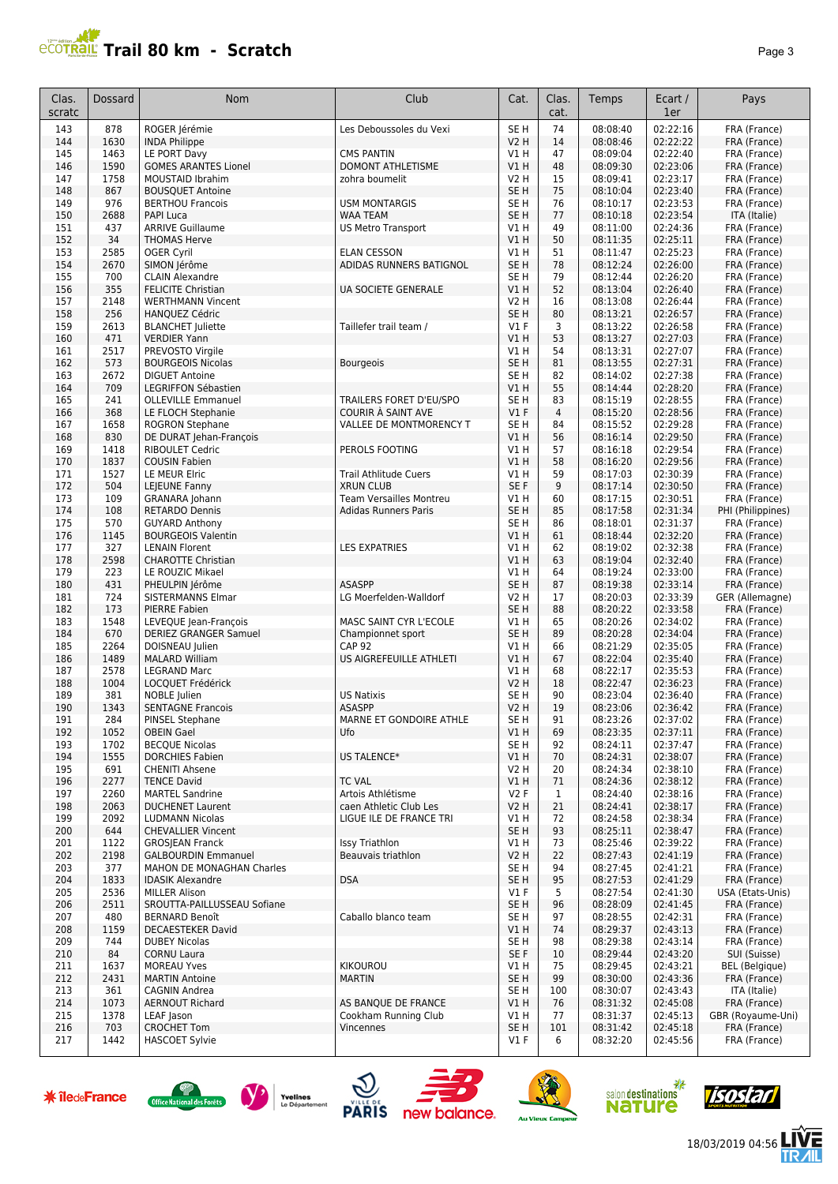# Trail 80 km - Scratch

| Clas. scratc | Dossard | Nom | Club | Cat. | Clas. cat. | Temps | Ecart / 1er | Pays |
|---|---|---|---|---|---|---|---|---|
| 143 | 878 | ROGER Jérémie | Les Deboussoles du Vexi | SE H | 74 | 08:08:40 | 02:22:16 | FRA (France) |
| 144 | 1630 | INDA Philippe | | V2 H | 14 | 08:08:46 | 02:22:22 | FRA (France) |
| 145 | 1463 | LE PORT Davy | CMS PANTIN | V1 H | 47 | 08:09:04 | 02:22:40 | FRA (France) |
| 146 | 1590 | GOMES ARANTES Lionel | DOMONT ATHLETISME | V1 H | 48 | 08:09:30 | 02:23:06 | FRA (France) |
| 147 | 1758 | MOUSTAID Ibrahim | zohra boumelit | V2 H | 15 | 08:09:41 | 02:23:17 | FRA (France) |
| 148 | 867 | BOUSQUET Antoine | | SE H | 75 | 08:10:04 | 02:23:40 | FRA (France) |
| 149 | 976 | BERTHOU Francois | USM MONTARGIS | SE H | 76 | 08:10:17 | 02:23:53 | FRA (France) |
| 150 | 2688 | PAPI Luca | WAA TEAM | SE H | 77 | 08:10:18 | 02:23:54 | ITA (Italie) |
| 151 | 437 | ARRIVE Guillaume | US Metro Transport | V1 H | 49 | 08:11:00 | 02:24:36 | FRA (France) |
| 152 | 34 | THOMAS Herve | | V1 H | 50 | 08:11:35 | 02:25:11 | FRA (France) |
| 153 | 2585 | OGER Cyril | ELAN CESSON | V1 H | 51 | 08:11:47 | 02:25:23 | FRA (France) |
| 154 | 2670 | SIMON Jérôme | ADIDAS RUNNERS BATIGNOL | SE H | 78 | 08:12:24 | 02:26:00 | FRA (France) |
| 155 | 700 | CLAIN Alexandre | | SE H | 79 | 08:12:44 | 02:26:20 | FRA (France) |
| 156 | 355 | FELICITE Christian | UA SOCIETE GENERALE | V1 H | 52 | 08:13:04 | 02:26:40 | FRA (France) |
| 157 | 2148 | WERTHMANN Vincent | | V2 H | 16 | 08:13:08 | 02:26:44 | FRA (France) |
| 158 | 256 | HANQUEZ Cédric | | SE H | 80 | 08:13:21 | 02:26:57 | FRA (France) |
| 159 | 2613 | BLANCHET Juliette | Taillefer trail team / | V1 F | 3 | 08:13:22 | 02:26:58 | FRA (France) |
| 160 | 471 | VERDIER Yann | | V1 H | 53 | 08:13:27 | 02:27:03 | FRA (France) |
| 161 | 2517 | PREVOSTO Virgile | | V1 H | 54 | 08:13:31 | 02:27:07 | FRA (France) |
| 162 | 573 | BOURGEOIS Nicolas | Bourgeois | SE H | 81 | 08:13:55 | 02:27:31 | FRA (France) |
| 163 | 2672 | DIGUET Antoine | | SE H | 82 | 08:14:02 | 02:27:38 | FRA (France) |
| 164 | 709 | LEGRIFFON Sébastien | | V1 H | 55 | 08:14:44 | 02:28:20 | FRA (France) |
| 165 | 241 | OLLEVILLE Emmanuel | TRAILERS FORET D'EU/SPO | SE H | 83 | 08:15:19 | 02:28:55 | FRA (France) |
| 166 | 368 | LE FLOCH Stephanie | COURIR À SAINT AVE | V1 F | 4 | 08:15:20 | 02:28:56 | FRA (France) |
| 167 | 1658 | ROGRON Stephane | VALLEE DE MONTMORENCY T | SE H | 84 | 08:15:52 | 02:29:28 | FRA (France) |
| 168 | 830 | DE DURAT Jehan-François | | V1 H | 56 | 08:16:14 | 02:29:50 | FRA (France) |
| 169 | 1418 | RIBOULET Cedric | PEROLS FOOTING | V1 H | 57 | 08:16:18 | 02:29:54 | FRA (France) |
| 170 | 1837 | COUSIN Fabien | | V1 H | 58 | 08:16:20 | 02:29:56 | FRA (France) |
| 171 | 1527 | LE MEUR Elric | Trail Athltude Cuers | V1 H | 59 | 08:17:03 | 02:30:39 | FRA (France) |
| 172 | 504 | LEJEUNE Fanny | XRUN CLUB | SE F | 9 | 08:17:14 | 02:30:50 | FRA (France) |
| 173 | 109 | GRANARA Johann | Team Versailles Montreu | V1 H | 60 | 08:17:15 | 02:30:51 | FRA (France) |
| 174 | 108 | RETARDO Dennis | Adidas Runners Paris | SE H | 85 | 08:17:58 | 02:31:34 | PHI (Philippines) |
| 175 | 570 | GUYARD Anthony | | SE H | 86 | 08:18:01 | 02:31:37 | FRA (France) |
| 176 | 1145 | BOURGEOIS Valentin | | V1 H | 61 | 08:18:44 | 02:32:20 | FRA (France) |
| 177 | 327 | LENAIN Florent | LES EXPATRIES | V1 H | 62 | 08:19:02 | 02:32:38 | FRA (France) |
| 178 | 2598 | CHAROTTE Christian | | V1 H | 63 | 08:19:04 | 02:32:40 | FRA (France) |
| 179 | 223 | LE ROUZIC Mikael | | V1 H | 64 | 08:19:24 | 02:33:00 | FRA (France) |
| 180 | 431 | PHEULPIN Jérôme | ASASPP | SE H | 87 | 08:19:38 | 02:33:14 | FRA (France) |
| 181 | 724 | SISTERMANNS Elmar | LG Moerfelden-Walldorf | V2 H | 17 | 08:20:03 | 02:33:39 | GER (Allemagne) |
| 182 | 173 | PIERRE Fabien | | SE H | 88 | 08:20:22 | 02:33:58 | FRA (France) |
| 183 | 1548 | LEVEQUE Jean-François | MASC SAINT CYR L'ECOLE | V1 H | 65 | 08:20:26 | 02:34:02 | FRA (France) |
| 184 | 670 | DERIEZ GRANGER Samuel | Championnet sport | SE H | 89 | 08:20:28 | 02:34:04 | FRA (France) |
| 185 | 2264 | DOISNEAU Julien | CAP 92 | V1 H | 66 | 08:21:29 | 02:35:05 | FRA (France) |
| 186 | 1489 | MALARD William | US AIGREFEUILLE ATHLETI | V1 H | 67 | 08:22:04 | 02:35:40 | FRA (France) |
| 187 | 2578 | LEGRAND Marc | | V1 H | 68 | 08:22:17 | 02:35:53 | FRA (France) |
| 188 | 1004 | LOCQUET Frédérick | | V2 H | 18 | 08:22:47 | 02:36:23 | FRA (France) |
| 189 | 381 | NOBLE Julien | US Natixis | SE H | 90 | 08:23:04 | 02:36:40 | FRA (France) |
| 190 | 1343 | SENTAGNE Francois | ASASPP | V2 H | 19 | 08:23:06 | 02:36:42 | FRA (France) |
| 191 | 284 | PINSEL Stephane | MARNE ET GONDOIRE ATHLE | SE H | 91 | 08:23:26 | 02:37:02 | FRA (France) |
| 192 | 1052 | OBEIN Gael | Ufo | V1 H | 69 | 08:23:35 | 02:37:11 | FRA (France) |
| 193 | 1702 | BECQUE Nicolas | | SE H | 92 | 08:24:11 | 02:37:47 | FRA (France) |
| 194 | 1555 | DORCHIES Fabien | US TALENCE* | V1 H | 70 | 08:24:31 | 02:38:07 | FRA (France) |
| 195 | 691 | CHENITI Ahsene | | V2 H | 20 | 08:24:34 | 02:38:10 | FRA (France) |
| 196 | 2277 | TENCE David | TC VAL | V1 H | 71 | 08:24:36 | 02:38:12 | FRA (France) |
| 197 | 2260 | MARTEL Sandrine | Artois Athlétisme | V2 F | 1 | 08:24:40 | 02:38:16 | FRA (France) |
| 198 | 2063 | DUCHENET Laurent | caen Athletic Club Les | V2 H | 21 | 08:24:41 | 02:38:17 | FRA (France) |
| 199 | 2092 | LUDMANN Nicolas | LIGUE ILE DE FRANCE TRI | V1 H | 72 | 08:24:58 | 02:38:34 | FRA (France) |
| 200 | 644 | CHEVALLIER Vincent | | SE H | 93 | 08:25:11 | 02:38:47 | FRA (France) |
| 201 | 1122 | GROSJEAN Franck | Issy Triathlon | V1 H | 73 | 08:25:46 | 02:39:22 | FRA (France) |
| 202 | 2198 | GALBOURDIN Emmanuel | Beauvais triathlon | V2 H | 22 | 08:27:43 | 02:41:19 | FRA (France) |
| 203 | 377 | MAHON DE MONAGHAN Charles | | SE H | 94 | 08:27:45 | 02:41:21 | FRA (France) |
| 204 | 1833 | IDASIK Alexandre | DSA | SE H | 95 | 08:27:53 | 02:41:29 | FRA (France) |
| 205 | 2536 | MILLER Alison | | V1 F | 5 | 08:27:54 | 02:41:30 | USA (Etats-Unis) |
| 206 | 2511 | SROUTTA-PAILLUSSEAU Sofiane | | SE H | 96 | 08:28:09 | 02:41:45 | FRA (France) |
| 207 | 480 | BERNARD Benoît | Caballo blanco team | SE H | 97 | 08:28:55 | 02:42:31 | FRA (France) |
| 208 | 1159 | DECAESTEKER David | | V1 H | 74 | 08:29:37 | 02:43:13 | FRA (France) |
| 209 | 744 | DUBEY Nicolas | | SE H | 98 | 08:29:38 | 02:43:14 | FRA (France) |
| 210 | 84 | CORNU Laura | | SE F | 10 | 08:29:44 | 02:43:20 | SUI (Suisse) |
| 211 | 1637 | MOREAU Yves | KIKOUROU | V1 H | 75 | 08:29:45 | 02:43:21 | BEL (Belgique) |
| 212 | 2431 | MARTIN Antoine | MARTIN | SE H | 99 | 08:30:00 | 02:43:36 | FRA (France) |
| 213 | 361 | CAGNIN Andrea | | SE H | 100 | 08:30:07 | 02:43:43 | ITA (Italie) |
| 214 | 1073 | AERNOUT Richard | AS BANQUE DE FRANCE | V1 H | 76 | 08:31:32 | 02:45:08 | FRA (France) |
| 215 | 1378 | LEAF Jason | Cookham Running Club | V1 H | 77 | 08:31:37 | 02:45:13 | GBR (Royaume-Uni) |
| 216 | 703 | CROCHET Tom | Vincennes | SE H | 101 | 08:31:42 | 02:45:18 | FRA (France) |
| 217 | 1442 | HASCOET Sylvie | | V1 F | 6 | 08:32:20 | 02:45:56 | FRA (France) |

18/03/2019 04:56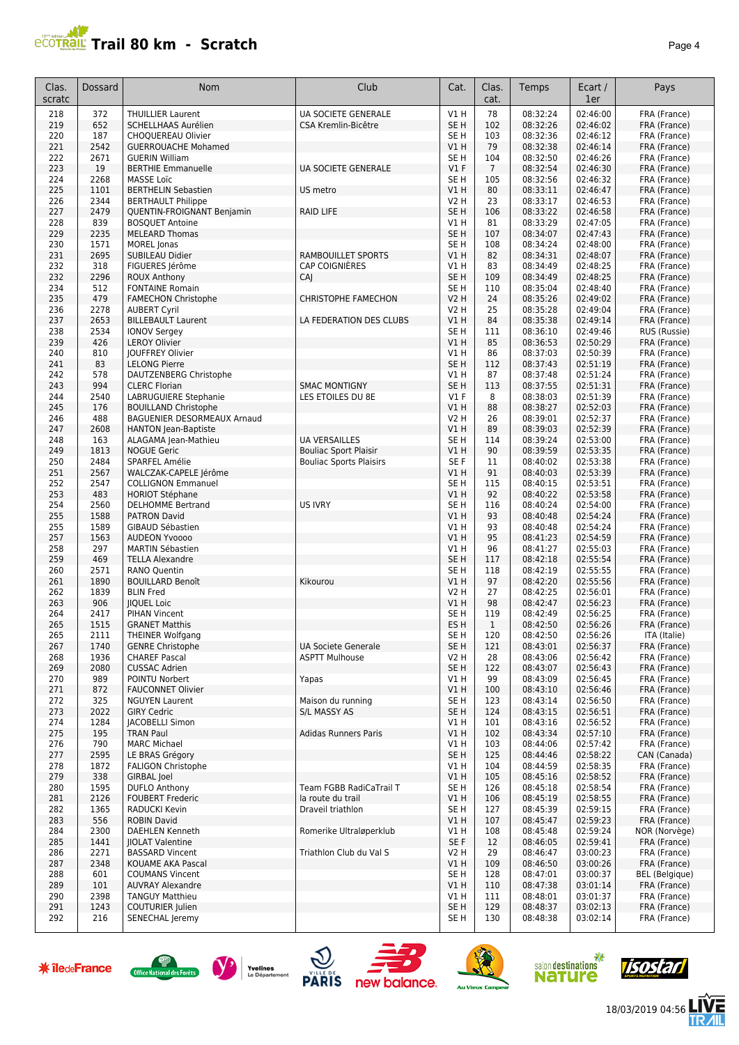# Trail 80 km - Scratch

| Clas. scratc | Dossard | Nom | Club | Cat. | Clas. cat. | Temps | Ecart / 1er | Pays |
|---|---|---|---|---|---|---|---|---|
| 218 | 372 | THUILLIER Laurent | UA SOCIETE GENERALE | V1 H | 78 | 08:32:24 | 02:46:00 | FRA (France) |
| 219 | 652 | SCHELLHAAS Aurélien | CSA Kremlin-Bicêtre | SE H | 102 | 08:32:26 | 02:46:02 | FRA (France) |
| 220 | 187 | CHOQUEREAU Olivier | | SE H | 103 | 08:32:36 | 02:46:12 | FRA (France) |
| 221 | 2542 | GUERROUACHE Mohamed | | V1 H | 79 | 08:32:38 | 02:46:14 | FRA (France) |
| 222 | 2671 | GUERIN William | | SE H | 104 | 08:32:50 | 02:46:26 | FRA (France) |
| 223 | 19 | BERTHIE Emmanuelle | UA SOCIETE GENERALE | V1 F | 7 | 08:32:54 | 02:46:30 | FRA (France) |
| 224 | 2268 | MASSE Loïc | | SE H | 105 | 08:32:56 | 02:46:32 | FRA (France) |
| 225 | 1101 | BERTHELIN Sebastien | US metro | V1 H | 80 | 08:33:11 | 02:46:47 | FRA (France) |
| 226 | 2344 | BERTHAULT Philippe | | V2 H | 23 | 08:33:17 | 02:46:53 | FRA (France) |
| 227 | 2479 | QUENTIN-FROIGNANT Benjamin | RAID LIFE | SE H | 106 | 08:33:22 | 02:46:58 | FRA (France) |
| 228 | 839 | BOSQUET Antoine | | V1 H | 81 | 08:33:29 | 02:47:05 | FRA (France) |
| 229 | 2235 | MELEARD Thomas | | SE H | 107 | 08:34:07 | 02:47:43 | FRA (France) |
| 230 | 1571 | MOREL Jonas | | SE H | 108 | 08:34:24 | 02:48:00 | FRA (France) |
| 231 | 2695 | SUBILEAU Didier | RAMBOUILLET SPORTS | V1 H | 82 | 08:34:31 | 02:48:07 | FRA (France) |
| 232 | 318 | FIGUERES Jérôme | CAP COIGNIÈRES | V1 H | 83 | 08:34:49 | 02:48:25 | FRA (France) |
| 232 | 2296 | ROUX Anthony | CAJ | SE H | 109 | 08:34:49 | 02:48:25 | FRA (France) |
| 234 | 512 | FONTAINE Romain | | SE H | 110 | 08:35:04 | 02:48:40 | FRA (France) |
| 235 | 479 | FAMECHON Christophe | CHRISTOPHE FAMECHON | V2 H | 24 | 08:35:26 | 02:49:02 | FRA (France) |
| 236 | 2278 | AUBERT Cyril | | V2 H | 25 | 08:35:28 | 02:49:04 | FRA (France) |
| 237 | 2653 | BILLEBAULT Laurent | LA FEDERATION DES CLUBS | V1 H | 84 | 08:35:38 | 02:49:14 | FRA (France) |
| 238 | 2534 | IONOV Sergey | | SE H | 111 | 08:36:10 | 02:49:46 | RUS (Russie) |
| 239 | 426 | LEROY Olivier | | V1 H | 85 | 08:36:53 | 02:50:29 | FRA (France) |
| 240 | 810 | JOUFFREY Olivier | | V1 H | 86 | 08:37:03 | 02:50:39 | FRA (France) |
| 241 | 83 | LELONG Pierre | | SE H | 112 | 08:37:43 | 02:51:19 | FRA (France) |
| 242 | 578 | DAUTZENBERG Christophe | | V1 H | 87 | 08:37:48 | 02:51:24 | FRA (France) |
| 243 | 994 | CLERC Florian | SMAC MONTIGNY | SE H | 113 | 08:37:55 | 02:51:31 | FRA (France) |
| 244 | 2540 | LABRUGUIERE Stephanie | LES ETOILES DU 8E | V1 F | 8 | 08:38:03 | 02:51:39 | FRA (France) |
| 245 | 176 | BOUILLAND Christophe | | V1 H | 88 | 08:38:27 | 02:52:03 | FRA (France) |
| 246 | 488 | BAGUENIER DESORMEAUX Arnaud | | V2 H | 26 | 08:39:01 | 02:52:37 | FRA (France) |
| 247 | 2608 | HANTON Jean-Baptiste | | V1 H | 89 | 08:39:03 | 02:52:39 | FRA (France) |
| 248 | 163 | ALAGAMA Jean-Mathieu | UA VERSAILLES | SE H | 114 | 08:39:24 | 02:53:00 | FRA (France) |
| 249 | 1813 | NOGUE Geric | Bouliac Sport Plaisir | V1 H | 90 | 08:39:59 | 02:53:35 | FRA (France) |
| 250 | 2484 | SPARFEL Amélie | Bouliac Sports Plaisirs | SE F | 11 | 08:40:02 | 02:53:38 | FRA (France) |
| 251 | 2567 | WALCZAK-CAPELLE Jérôme | | V1 H | 91 | 08:40:03 | 02:53:39 | FRA (France) |
| 252 | 2547 | COLLIGNON Emmanuel | | SE H | 115 | 08:40:15 | 02:53:51 | FRA (France) |
| 253 | 483 | HORIOT Stéphane | | V1 H | 92 | 08:40:22 | 02:53:58 | FRA (France) |
| 254 | 2560 | DELHOMME Bertrand | US IVRY | SE H | 116 | 08:40:24 | 02:54:00 | FRA (France) |
| 255 | 1588 | PATRON David | | V1 H | 93 | 08:40:48 | 02:54:24 | FRA (France) |
| 255 | 1589 | GIBAUD Sébastien | | V1 H | 93 | 08:40:48 | 02:54:24 | FRA (France) |
| 257 | 1563 | AUDEON Yvoooo | | V1 H | 95 | 08:41:23 | 02:54:59 | FRA (France) |
| 258 | 297 | MARTIN Sébastien | | V1 H | 96 | 08:41:27 | 02:55:03 | FRA (France) |
| 259 | 469 | TELLA Alexandre | | SE H | 117 | 08:42:18 | 02:55:54 | FRA (France) |
| 260 | 2571 | RANO Quentin | | SE H | 118 | 08:42:19 | 02:55:55 | FRA (France) |
| 261 | 1890 | BOUILLARD Benoît | Kikourou | V1 H | 97 | 08:42:20 | 02:55:56 | FRA (France) |
| 262 | 1839 | BLIN Fred | | V2 H | 27 | 08:42:25 | 02:56:01 | FRA (France) |
| 263 | 906 | JIQUEL Loic | | V1 H | 98 | 08:42:47 | 02:56:23 | FRA (France) |
| 264 | 2417 | PIHAN Vincent | | SE H | 119 | 08:42:49 | 02:56:25 | FRA (France) |
| 265 | 1515 | GRANET Matthis | | ES H | 1 | 08:42:50 | 02:56:26 | FRA (France) |
| 265 | 2111 | THEINER Wolfgang | | SE H | 120 | 08:42:50 | 02:56:26 | ITA (Italie) |
| 267 | 1740 | GENRE Christophe | UA Societe Generale | SE H | 121 | 08:43:01 | 02:56:37 | FRA (France) |
| 268 | 1936 | CHAREF Pascal | ASPTT Mulhouse | V2 H | 28 | 08:43:06 | 02:56:42 | FRA (France) |
| 269 | 2080 | CUSSAC Adrien | | SE H | 122 | 08:43:07 | 02:56:43 | FRA (France) |
| 270 | 989 | POINTU Norbert | Yapas | V1 H | 99 | 08:43:09 | 02:56:45 | FRA (France) |
| 271 | 872 | FAUCONNET Olivier | | V1 H | 100 | 08:43:10 | 02:56:46 | FRA (France) |
| 272 | 325 | NGUYEN Laurent | Maison du running | SE H | 123 | 08:43:14 | 02:56:50 | FRA (France) |
| 273 | 2022 | GIRY Cedric | S/L MASSY AS | SE H | 124 | 08:43:15 | 02:56:51 | FRA (France) |
| 274 | 1284 | JACOBELLI Simon | | V1 H | 101 | 08:43:16 | 02:56:52 | FRA (France) |
| 275 | 195 | TRAN Paul | Adidas Runners Paris | V1 H | 102 | 08:43:34 | 02:57:10 | FRA (France) |
| 276 | 790 | MARC Michael | | V1 H | 103 | 08:44:06 | 02:57:42 | FRA (France) |
| 277 | 2595 | LE BRAS Grégory | | SE H | 125 | 08:44:46 | 02:58:22 | CAN (Canada) |
| 278 | 1872 | FALIGON Christophe | | V1 H | 104 | 08:44:59 | 02:58:35 | FRA (France) |
| 279 | 338 | GIRBAL Joel | | V1 H | 105 | 08:45:16 | 02:58:52 | FRA (France) |
| 280 | 1595 | DUFLO Anthony | Team FGBB RadiCaTrail T | SE H | 126 | 08:45:18 | 02:58:54 | FRA (France) |
| 281 | 2126 | FOUBERT Frederic | la route du trail | V1 H | 106 | 08:45:19 | 02:58:55 | FRA (France) |
| 282 | 1365 | RADUCKI Kevin | Draveil triathlon | SE H | 127 | 08:45:39 | 02:59:15 | FRA (France) |
| 283 | 556 | ROBIN David | | V1 H | 107 | 08:45:47 | 02:59:23 | FRA (France) |
| 284 | 2300 | DAEHLEN Kenneth | Romerike Ultraløperklub | V1 H | 108 | 08:45:48 | 02:59:24 | NOR (Norvège) |
| 285 | 1441 | JIOLAT Valentine | | SE F | 12 | 08:46:05 | 02:59:41 | FRA (France) |
| 286 | 2271 | BASSARD Vincent | Triathlon Club du Val S | V2 H | 29 | 08:46:47 | 03:00:23 | FRA (France) |
| 287 | 2348 | KOUAME AKA Pascal | | V1 H | 109 | 08:46:50 | 03:00:26 | FRA (France) |
| 288 | 601 | COUMANS Vincent | | SE H | 128 | 08:47:01 | 03:00:37 | BEL (Belgique) |
| 289 | 101 | AUVRAY Alexandre | | V1 H | 110 | 08:47:38 | 03:01:14 | FRA (France) |
| 290 | 2398 | TANGUY Matthieu | | V1 H | 111 | 08:48:01 | 03:01:37 | FRA (France) |
| 291 | 1243 | COUTURIER Julien | | SE H | 129 | 08:48:37 | 03:02:13 | FRA (France) |
| 292 | 216 | SENECHAL Jeremy | | SE H | 130 | 08:48:38 | 03:02:14 | FRA (France) |

18/03/2019 04:56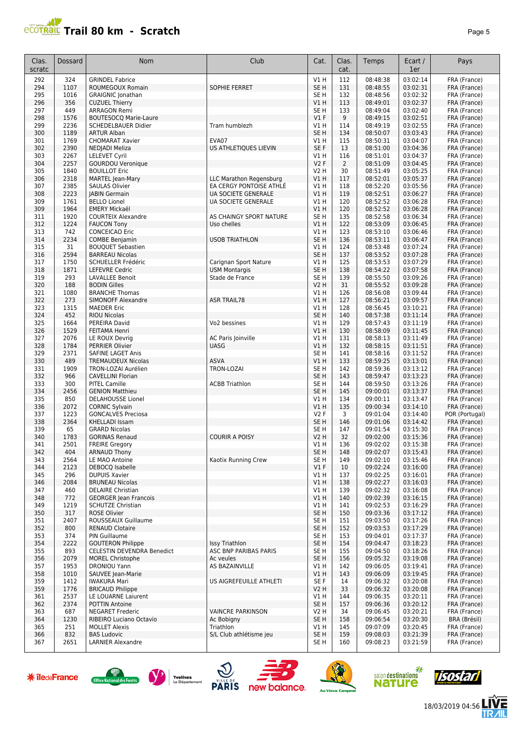# Trail 80 km - Scratch

| Clas. scratc | Dossard | Nom | Club | Cat. | Clas. cat. | Temps | Ecart / 1er | Pays |
|---|---|---|---|---|---|---|---|---|
| 292 | 324 | GRINDEL Fabrice | | V1 H | 112 | 08:48:38 | 03:02:14 | FRA (France) |
| 294 | 1107 | ROUMEGOUX Romain | SOPHIE FERRET | SE H | 131 | 08:48:55 | 03:02:31 | FRA (France) |
| 295 | 1016 | GRAIGNIC Jonathan | | SE H | 132 | 08:48:56 | 03:02:32 | FRA (France) |
| 296 | 356 | CUZUEL Thierry | | V1 H | 113 | 08:49:01 | 03:02:37 | FRA (France) |
| 297 | 449 | ARRAGON Remi | | SE H | 133 | 08:49:04 | 03:02:40 | FRA (France) |
| 298 | 1576 | BOUTESOCQ Marie-Laure | | V1 F | 9 | 08:49:15 | 03:02:51 | FRA (France) |
| 299 | 2236 | SCHEDELBAUER Didier | Tram humblezh | V1 H | 114 | 08:49:19 | 03:02:55 | FRA (France) |
| 300 | 1189 | ARTUR Alban | | SE H | 134 | 08:50:07 | 03:03:43 | FRA (France) |
| 301 | 1769 | CHOMARAT Xavier | EVA07 | V1 H | 115 | 08:50:31 | 03:04:07 | FRA (France) |
| 302 | 2390 | NEDJADI Meliza | US ATHLETIQUES LIEVIN | SE F | 13 | 08:51:00 | 03:04:36 | FRA (France) |
| 303 | 2267 | LELEVET Cyril | | V1 H | 116 | 08:51:01 | 03:04:37 | FRA (France) |
| 304 | 2257 | GOURDOU Veronique | | V2 F | 2 | 08:51:09 | 03:04:45 | FRA (France) |
| 305 | 1840 | BOUILLOT Eric | | V2 H | 30 | 08:51:49 | 03:05:25 | FRA (France) |
| 306 | 2318 | MARTEL Jean-Mary | LLC Marathon Regensburg | V1 H | 117 | 08:52:01 | 03:05:37 | FRA (France) |
| 307 | 2385 | SAULAS Olivier | EA CERGY PONTOISE ATHLÉ | V1 H | 118 | 08:52:20 | 03:05:56 | FRA (France) |
| 308 | 2223 | JABIN Germain | UA SOCIETE GENERALE | V1 H | 119 | 08:52:51 | 03:06:27 | FRA (France) |
| 309 | 1761 | BELLO Lionel | UA SOCIETE GENERALE | V1 H | 120 | 08:52:52 | 03:06:28 | FRA (France) |
| 309 | 1964 | EMERY Mickaël | | V1 H | 120 | 08:52:52 | 03:06:28 | FRA (France) |
| 311 | 1920 | COURTEIX Alexandre | AS CHAINGY SPORT NATURE | SE H | 135 | 08:52:58 | 03:06:34 | FRA (France) |
| 312 | 1224 | FAUCON Tony | Uso chelles | V1 H | 122 | 08:53:09 | 03:06:45 | FRA (France) |
| 313 | 742 | CONCEICAO Eric | | V1 H | 123 | 08:53:10 | 03:06:46 | FRA (France) |
| 314 | 2234 | COMBE Benjamin | USOB TRIATHLON | SE H | 136 | 08:53:11 | 03:06:47 | FRA (France) |
| 315 | 31 | BOUQUET Sebastien | | V1 H | 124 | 08:53:48 | 03:07:24 | FRA (France) |
| 316 | 2594 | BARREAU Nicolas | | SE H | 137 | 08:53:52 | 03:07:28 | FRA (France) |
| 317 | 1750 | SCHUELLER Frédéric | Carignan Sport Nature | V1 H | 125 | 08:53:53 | 03:07:29 | FRA (France) |
| 318 | 1871 | LEFEVRE Cedric | USM Montargis | SE H | 138 | 08:54:22 | 03:07:58 | FRA (France) |
| 319 | 293 | LAVALLEE Benoit | Stade de France | SE H | 139 | 08:55:50 | 03:09:26 | FRA (France) |
| 320 | 188 | BODIN Gilles | | V2 H | 31 | 08:55:52 | 03:09:28 | FRA (France) |
| 321 | 1080 | BRANCHE Thomas | | V1 H | 126 | 08:56:08 | 03:09:44 | FRA (France) |
| 322 | 273 | SIMONOFF Alexandre | ASR TRAIL78 | V1 H | 127 | 08:56:21 | 03:09:57 | FRA (France) |
| 323 | 1315 | MAEDER Eric | | V1 H | 128 | 08:56:45 | 03:10:21 | FRA (France) |
| 324 | 452 | RIOU Nicolas | | SE H | 140 | 08:57:38 | 03:11:14 | FRA (France) |
| 325 | 1664 | PEREIRA David | Vo2 bessines | V1 H | 129 | 08:57:43 | 03:11:19 | FRA (France) |
| 326 | 1529 | FEITAMA Henri | | V1 H | 130 | 08:58:09 | 03:11:45 | FRA (France) |
| 327 | 2076 | LE ROUX Devrig | AC Paris Joinville | V1 H | 131 | 08:58:13 | 03:11:49 | FRA (France) |
| 328 | 1784 | PERRIER Olivier | UASG | V1 H | 132 | 08:58:15 | 03:11:51 | FRA (France) |
| 329 | 2371 | SAFINE LAGET Anis | | SE H | 141 | 08:58:16 | 03:11:52 | FRA (France) |
| 330 | 489 | TREMAUDEUX Nicolas | ASVA | V1 H | 133 | 08:59:25 | 03:13:01 | FRA (France) |
| 331 | 1909 | TRON-LOZAI Aurélien | TRON-LOZAI | SE H | 142 | 08:59:36 | 03:13:12 | FRA (France) |
| 332 | 966 | CAVELLINI Florian | | SE H | 143 | 08:59:47 | 03:13:23 | FRA (France) |
| 333 | 300 | PITEL Camille | ACBB Triathlon | SE H | 144 | 08:59:50 | 03:13:26 | FRA (France) |
| 334 | 2456 | GENION Matthieu | | SE H | 145 | 09:00:01 | 03:13:37 | FRA (France) |
| 335 | 850 | DELAHOUSSE Lionel | | V1 H | 134 | 09:00:11 | 03:13:47 | FRA (France) |
| 336 | 2072 | CORNIC Sylvain | | V1 H | 135 | 09:00:34 | 03:14:10 | FRA (France) |
| 337 | 1223 | GONCALVES Preciosa | | V2 F | 3 | 09:01:04 | 03:14:40 | POR (Portugal) |
| 338 | 2364 | KHELLADI Issam | | SE H | 146 | 09:01:06 | 03:14:42 | FRA (France) |
| 339 | 65 | GRARD Nicolas | | SE H | 147 | 09:01:54 | 03:15:30 | FRA (France) |
| 340 | 1783 | GORINAS Renaud | COURIR A POISY | V2 H | 32 | 09:02:00 | 03:15:36 | FRA (France) |
| 341 | 2501 | FREIRE Gregory | | V1 H | 136 | 09:02:02 | 03:15:38 | FRA (France) |
| 342 | 404 | ARNAUD Thony | | SE H | 148 | 09:02:07 | 03:15:43 | FRA (France) |
| 343 | 2564 | LE MAO Antoine | Kaotix Running Crew | SE H | 149 | 09:02:10 | 03:15:46 | FRA (France) |
| 344 | 2123 | DEBOCQ Isabelle | | V1 F | 10 | 09:02:24 | 03:16:00 | FRA (France) |
| 345 | 296 | DUPUIS Xavier | | V1 H | 137 | 09:02:25 | 03:16:01 | FRA (France) |
| 346 | 2084 | BRUNEAU Nicolas | | V1 H | 138 | 09:02:27 | 03:16:03 | FRA (France) |
| 347 | 460 | DELAIRE Christian | | V1 H | 139 | 09:02:32 | 03:16:08 | FRA (France) |
| 348 | 772 | GEORGER Jean Francois | | V1 H | 140 | 09:02:39 | 03:16:15 | FRA (France) |
| 349 | 1219 | SCHUTZE Christian | | V1 H | 141 | 09:02:53 | 03:16:29 | FRA (France) |
| 350 | 317 | ROSE Olivier | | SE H | 150 | 09:03:36 | 03:17:12 | FRA (France) |
| 351 | 2407 | ROUSSEAUX Guillaume | | SE H | 151 | 09:03:50 | 03:17:26 | FRA (France) |
| 352 | 800 | RENAUD Clotaire | | SE H | 152 | 09:03:53 | 03:17:29 | FRA (France) |
| 353 | 374 | PIN Guillaume | | SE H | 153 | 09:04:01 | 03:17:37 | FRA (France) |
| 354 | 2222 | GOUTERON Philippe | Issy Triathlon | SE H | 154 | 09:04:47 | 03:18:23 | FRA (France) |
| 355 | 893 | CELESTIN DEVENDRA Benedict | ASC BNP PARIBAS PARIS | SE H | 155 | 09:04:50 | 03:18:26 | FRA (France) |
| 356 | 2079 | MOREL Christophe | Ac veules | SE H | 156 | 09:05:32 | 03:19:08 | FRA (France) |
| 357 | 1953 | DRONIOU Yann | AS BAZAINVILLE | V1 H | 142 | 09:06:05 | 03:19:41 | FRA (France) |
| 358 | 1010 | SAUVEE Jean-Marie | | V1 H | 143 | 09:06:09 | 03:19:45 | FRA (France) |
| 359 | 1412 | IWAKURA Mari | US AIGREFEUILLE ATHLETI | SE F | 14 | 09:06:32 | 03:20:08 | FRA (France) |
| 359 | 1776 | BRICAUD Philippe | | V2 H | 33 | 09:06:32 | 03:20:08 | FRA (France) |
| 361 | 2537 | LE LOUARNE Laiurent | | V1 H | 144 | 09:06:35 | 03:20:11 | FRA (France) |
| 362 | 2374 | POTTIN Antoine | | SE H | 157 | 09:06:36 | 03:20:12 | FRA (France) |
| 363 | 687 | NEGARET Frederic | VAINCRE PARKINSON | V2 H | 34 | 09:06:45 | 03:20:21 | FRA (France) |
| 364 | 1230 | RIBEIRO Luciano Octavio | Ac Bobigny | SE H | 158 | 09:06:54 | 03:20:30 | BRA (Brésil) |
| 365 | 251 | MOLLET Alexis | Triathlon | V1 H | 145 | 09:07:09 | 03:20:45 | FRA (France) |
| 366 | 832 | BAS Ludovic | S/L Club athlétisme jeu | SE H | 159 | 09:08:03 | 03:21:39 | FRA (France) |
| 367 | 2651 | LARNIER Alexandre | | SE H | 160 | 09:08:23 | 03:21:59 | FRA (France) |

18/03/2019 04:56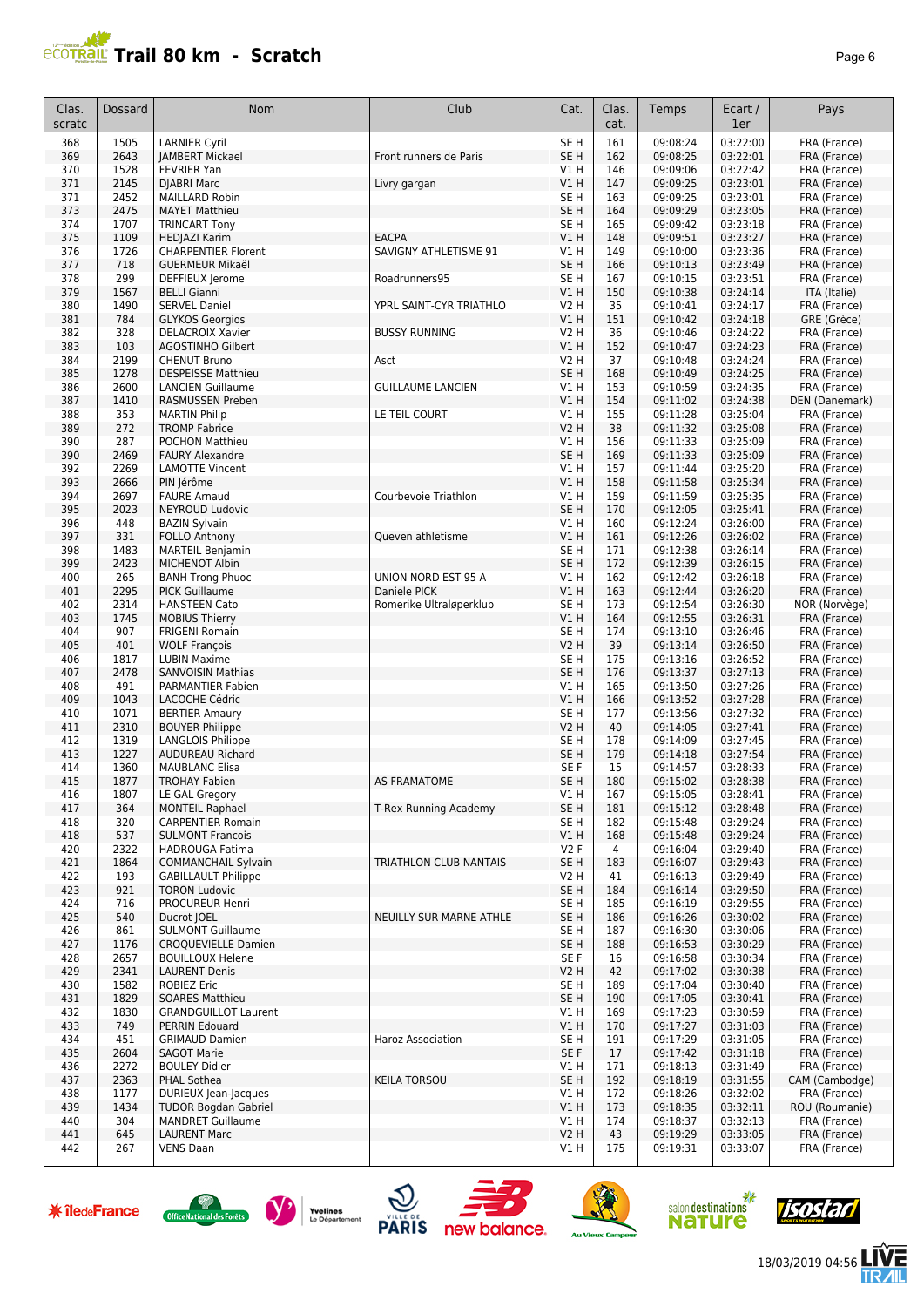# Trail 80 km - Scratch

| Clas. scratc | Dossard | Nom | Club | Cat. | Clas. cat. | Temps | Ecart / 1er | Pays |
|---|---|---|---|---|---|---|---|---|
| 368 | 1505 | LARNIER Cyril | | SE H | 161 | 09:08:24 | 03:22:00 | FRA (France) |
| 369 | 2643 | JAMBERT Mickael | Front runners de Paris | SE H | 162 | 09:08:25 | 03:22:01 | FRA (France) |
| 370 | 1528 | FEVRIER Yan | | V1 H | 146 | 09:09:06 | 03:22:42 | FRA (France) |
| 371 | 2145 | DJABRI Marc | Livry gargan | V1 H | 147 | 09:09:25 | 03:23:01 | FRA (France) |
| 371 | 2452 | MAILLARD Robin | | SE H | 163 | 09:09:25 | 03:23:01 | FRA (France) |
| 373 | 2475 | MAYET Matthieu | | SE H | 164 | 09:09:29 | 03:23:05 | FRA (France) |
| 374 | 1707 | TRINCART Tony | | SE H | 165 | 09:09:42 | 03:23:18 | FRA (France) |
| 375 | 1109 | HEDJAZI Karim | EACPA | V1 H | 148 | 09:09:51 | 03:23:27 | FRA (France) |
| 376 | 1726 | CHARPENTIER Florent | SAVIGNY ATHLETISME 91 | V1 H | 149 | 09:10:00 | 03:23:36 | FRA (France) |
| 377 | 718 | GUERMEUR Mikaël | | SE H | 166 | 09:10:13 | 03:23:49 | FRA (France) |
| 378 | 299 | DEFFIEUX Jerome | Roadrunners95 | SE H | 167 | 09:10:15 | 03:23:51 | FRA (France) |
| 379 | 1567 | BELLI Gianni | | V1 H | 150 | 09:10:38 | 03:24:14 | ITA (Italie) |
| 380 | 1490 | SERVEL Daniel | YPRL SAINT-CYR TRIATHLO | V2 H | 35 | 09:10:41 | 03:24:17 | FRA (France) |
| 381 | 784 | GLYKOS Georgios | | V1 H | 151 | 09:10:42 | 03:24:18 | GRE (Grèce) |
| 382 | 328 | DELACROIX Xavier | BUSSY RUNNING | V2 H | 36 | 09:10:46 | 03:24:22 | FRA (France) |
| 383 | 103 | AGOSTINHO Gilbert | | V1 H | 152 | 09:10:47 | 03:24:23 | FRA (France) |
| 384 | 2199 | CHENUT Bruno | Asct | V2 H | 37 | 09:10:48 | 03:24:24 | FRA (France) |
| 385 | 1278 | DESPEISSE Matthieu | | SE H | 168 | 09:10:49 | 03:24:25 | FRA (France) |
| 386 | 2600 | LANCIEN Guillaume | GUILLAUME LANCIEN | V1 H | 153 | 09:10:59 | 03:24:35 | FRA (France) |
| 387 | 1410 | RASMUSSEN Preben | | V1 H | 154 | 09:11:02 | 03:24:38 | DEN (Danemark) |
| 388 | 353 | MARTIN Philip | LE TEIL COURT | V1 H | 155 | 09:11:28 | 03:25:04 | FRA (France) |
| 389 | 272 | TROMP Fabrice | | V2 H | 38 | 09:11:32 | 03:25:08 | FRA (France) |
| 390 | 287 | POCHON Matthieu | | V1 H | 156 | 09:11:33 | 03:25:09 | FRA (France) |
| 390 | 2469 | FAURY Alexandre | | SE H | 169 | 09:11:33 | 03:25:09 | FRA (France) |
| 392 | 2269 | LAMOTTE Vincent | | V1 H | 157 | 09:11:44 | 03:25:20 | FRA (France) |
| 393 | 2666 | PIN Jérôme | | V1 H | 158 | 09:11:58 | 03:25:34 | FRA (France) |
| 394 | 2697 | FAURE Arnaud | Courbevoie Triathlon | V1 H | 159 | 09:11:59 | 03:25:35 | FRA (France) |
| 395 | 2023 | NEYROUD Ludovic | | SE H | 170 | 09:12:05 | 03:25:41 | FRA (France) |
| 396 | 448 | BAZIN Sylvain | | V1 H | 160 | 09:12:24 | 03:26:00 | FRA (France) |
| 397 | 331 | FOLLO Anthony | Queven athletisme | V1 H | 161 | 09:12:26 | 03:26:02 | FRA (France) |
| 398 | 1483 | MARTEIL Benjamin | | SE H | 171 | 09:12:38 | 03:26:14 | FRA (France) |
| 399 | 2423 | MICHENOT Albin | | SE H | 172 | 09:12:39 | 03:26:15 | FRA (France) |
| 400 | 265 | BANH Trong Phuoc | UNION NORD EST 95 A | V1 H | 162 | 09:12:42 | 03:26:18 | FRA (France) |
| 401 | 2295 | PICK Guillaume | Daniele PICK | V1 H | 163 | 09:12:44 | 03:26:20 | FRA (France) |
| 402 | 2314 | HANSTEEN Cato | Romerike Ultraløperklub | SE H | 173 | 09:12:54 | 03:26:30 | NOR (Norvège) |
| 403 | 1745 | MOBIUS Thierry | | V1 H | 164 | 09:12:55 | 03:26:31 | FRA (France) |
| 404 | 907 | FRIGENI Romain | | SE H | 174 | 09:13:10 | 03:26:46 | FRA (France) |
| 405 | 401 | WOLF François | | V2 H | 39 | 09:13:14 | 03:26:50 | FRA (France) |
| 406 | 1817 | LUBIN Maxime | | SE H | 175 | 09:13:16 | 03:26:52 | FRA (France) |
| 407 | 2478 | SANVOISIN Mathias | | SE H | 176 | 09:13:37 | 03:27:13 | FRA (France) |
| 408 | 491 | PARMANTIER Fabien | | V1 H | 165 | 09:13:50 | 03:27:26 | FRA (France) |
| 409 | 1043 | LACOCHE Cédric | | V1 H | 166 | 09:13:52 | 03:27:28 | FRA (France) |
| 410 | 1071 | BERTIER Amaury | | SE H | 177 | 09:13:56 | 03:27:32 | FRA (France) |
| 411 | 2310 | BOUYER Philippe | | V2 H | 40 | 09:14:05 | 03:27:41 | FRA (France) |
| 412 | 1319 | LANGLOIS Philippe | | SE H | 178 | 09:14:09 | 03:27:45 | FRA (France) |
| 413 | 1227 | AUDUREAU Richard | | SE H | 179 | 09:14:18 | 03:27:54 | FRA (France) |
| 414 | 1360 | MAUBLANC Elisa | | SE F | 15 | 09:14:57 | 03:28:33 | FRA (France) |
| 415 | 1877 | TROHAY Fabien | AS FRAMATOME | SE H | 180 | 09:15:02 | 03:28:38 | FRA (France) |
| 416 | 1807 | LE GAL Gregory | | V1 H | 167 | 09:15:05 | 03:28:41 | FRA (France) |
| 417 | 364 | MONTEIL Raphael | T-Rex Running Academy | SE H | 181 | 09:15:12 | 03:28:48 | FRA (France) |
| 418 | 320 | CARPENTIER Romain | | SE H | 182 | 09:15:48 | 03:29:24 | FRA (France) |
| 418 | 537 | SULMONT Francois | | V1 H | 168 | 09:15:48 | 03:29:24 | FRA (France) |
| 420 | 2322 | HADROUGA Fatima | | V2 F | 4 | 09:16:04 | 03:29:40 | FRA (France) |
| 421 | 1864 | COMMANCHAIL Sylvain | TRIATHLON CLUB NANTAIS | SE H | 183 | 09:16:07 | 03:29:43 | FRA (France) |
| 422 | 193 | GABILLAULT Philippe | | V2 H | 41 | 09:16:13 | 03:29:49 | FRA (France) |
| 423 | 921 | TORON Ludovic | | SE H | 184 | 09:16:14 | 03:29:50 | FRA (France) |
| 424 | 716 | PROCUREUR Henri | | SE H | 185 | 09:16:19 | 03:29:55 | FRA (France) |
| 425 | 540 | Ducrot JOEL | NEUILLY SUR MARNE ATHLE | SE H | 186 | 09:16:26 | 03:30:02 | FRA (France) |
| 426 | 861 | SULMONT Guillaume | | SE H | 187 | 09:16:30 | 03:30:06 | FRA (France) |
| 427 | 1176 | CROQUEVIELLE Damien | | SE H | 188 | 09:16:53 | 03:30:29 | FRA (France) |
| 428 | 2657 | BOUILLOUX Helene | | SE F | 16 | 09:16:58 | 03:30:34 | FRA (France) |
| 429 | 2341 | LAURENT Denis | | V2 H | 42 | 09:17:02 | 03:30:38 | FRA (France) |
| 430 | 1582 | ROBIEZ Eric | | SE H | 189 | 09:17:04 | 03:30:40 | FRA (France) |
| 431 | 1829 | SOARES Matthieu | | SE H | 190 | 09:17:05 | 03:30:41 | FRA (France) |
| 432 | 1830 | GRANDGUILLOT Laurent | | V1 H | 169 | 09:17:23 | 03:30:59 | FRA (France) |
| 433 | 749 | PERRIN Edouard | | V1 H | 170 | 09:17:27 | 03:31:03 | FRA (France) |
| 434 | 451 | GRIMAUD Damien | Haroz Association | SE H | 191 | 09:17:29 | 03:31:05 | FRA (France) |
| 435 | 2604 | SAGOT Marie | | SE F | 17 | 09:17:42 | 03:31:18 | FRA (France) |
| 436 | 2272 | BOULEY Didier | | V1 H | 171 | 09:18:13 | 03:31:49 | FRA (France) |
| 437 | 2363 | PHAL Sothea | KEILA TORSOU | SE H | 192 | 09:18:19 | 03:31:55 | CAM (Cambodge) |
| 438 | 1177 | DURIEUX Jean-Jacques | | V1 H | 172 | 09:18:26 | 03:32:02 | FRA (France) |
| 439 | 1434 | TUDOR Bogdan Gabriel | | V1 H | 173 | 09:18:35 | 03:32:11 | ROU (Roumanie) |
| 440 | 304 | MANDRET Guillaume | | V1 H | 174 | 09:18:37 | 03:32:13 | FRA (France) |
| 441 | 645 | LAURENT Marc | | V2 H | 43 | 09:19:29 | 03:33:05 | FRA (France) |
| 442 | 267 | VENS Daan | | V1 H | 175 | 09:19:31 | 03:33:07 | FRA (France) |

18/03/2019 04:56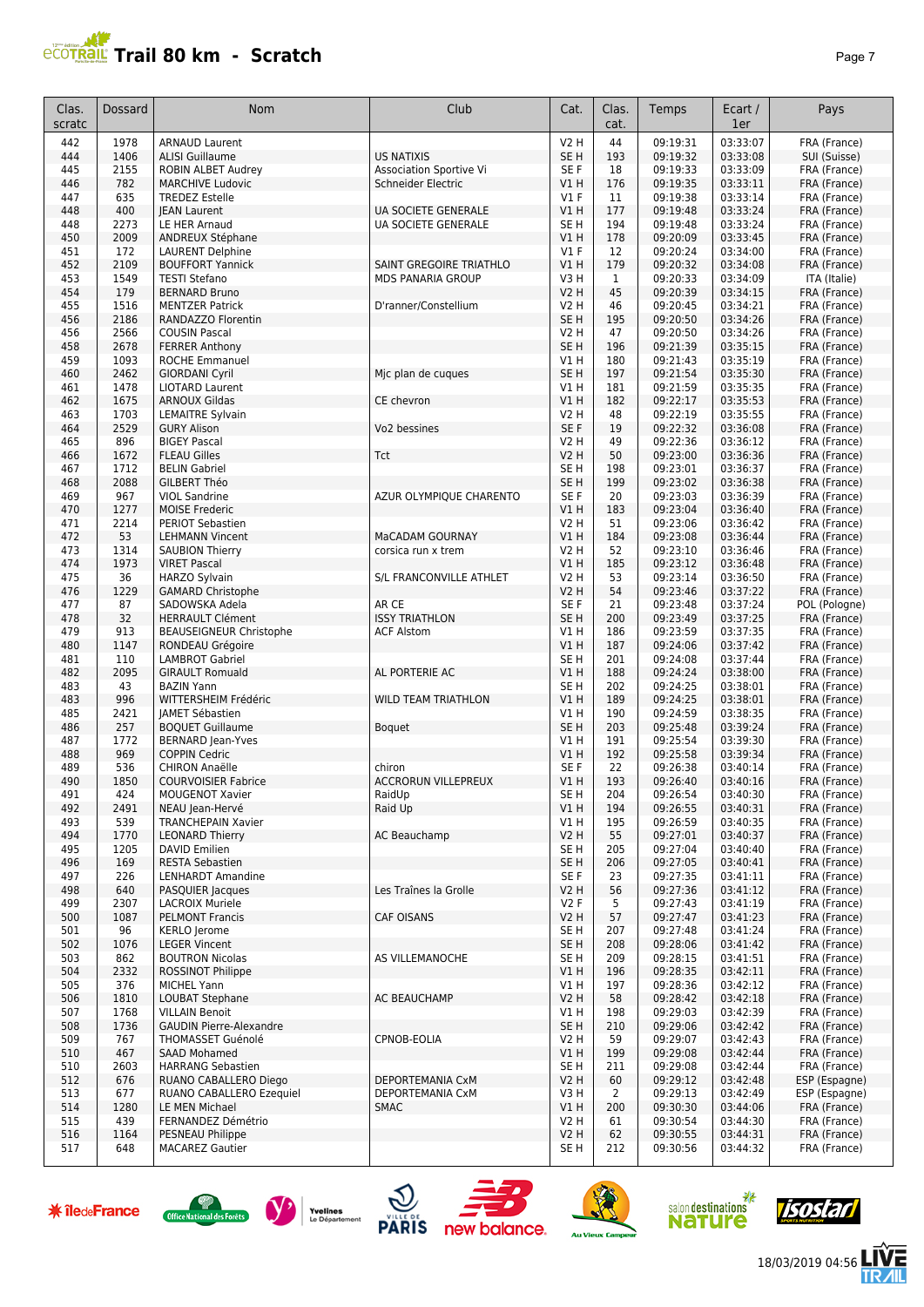# Trail 80 km - Scratch

| Clas. scratc | Dossard | Nom | Club | Cat. | Clas. cat. | Temps | Ecart / 1er | Pays |
|---|---|---|---|---|---|---|---|---|
| 442 | 1978 | ARNAUD Laurent | | V2 H | 44 | 09:19:31 | 03:33:07 | FRA (France) |
| 444 | 1406 | ALISI Guillaume | US NATIXIS | SE H | 193 | 09:19:32 | 03:33:08 | SUI (Suisse) |
| 445 | 2155 | ROBIN ALBET Audrey | Association Sportive Vi | SE F | 18 | 09:19:33 | 03:33:09 | FRA (France) |
| 446 | 782 | MARCHIVE Ludovic | Schneider Electric | V1 H | 176 | 09:19:35 | 03:33:11 | FRA (France) |
| 447 | 635 | TREDEZ Estelle | | V1 F | 11 | 09:19:38 | 03:33:14 | FRA (France) |
| 448 | 400 | JEAN Laurent | UA SOCIETE GENERALE | V1 H | 177 | 09:19:48 | 03:33:24 | FRA (France) |
| 448 | 2273 | LE HER Arnaud | UA SOCIETE GENERALE | SE H | 194 | 09:19:48 | 03:33:24 | FRA (France) |
| 450 | 2009 | ANDREUX Stéphane | | V1 H | 178 | 09:20:09 | 03:33:45 | FRA (France) |
| 451 | 172 | LAURENT Delphine | | V1 F | 12 | 09:20:24 | 03:34:00 | FRA (France) |
| 452 | 2109 | BOUFFORT Yannick | SAINT GREGOIRE TRIATHLO | V1 H | 179 | 09:20:32 | 03:34:08 | FRA (France) |
| 453 | 1549 | TESTI Stefano | MDS PANARIA GROUP | V3 H | 1 | 09:20:33 | 03:34:09 | ITA (Italie) |
| 454 | 179 | BERNARD Bruno | | V2 H | 45 | 09:20:39 | 03:34:15 | FRA (France) |
| 455 | 1516 | MENTZER Patrick | D'ranner/Constellium | V2 H | 46 | 09:20:45 | 03:34:21 | FRA (France) |
| 456 | 2186 | RANDAZZO Florentin | | SE H | 195 | 09:20:50 | 03:34:26 | FRA (France) |
| 456 | 2566 | COUSIN Pascal | | V2 H | 47 | 09:20:50 | 03:34:26 | FRA (France) |
| 458 | 2678 | FERRER Anthony | | SE H | 196 | 09:21:39 | 03:35:15 | FRA (France) |
| 459 | 1093 | ROCHE Emmanuel | | V1 H | 180 | 09:21:43 | 03:35:19 | FRA (France) |
| 460 | 2462 | GIORDANI Cyril | Mjc plan de cuques | SE H | 197 | 09:21:54 | 03:35:30 | FRA (France) |
| 461 | 1478 | LIOTARD Laurent | | V1 H | 181 | 09:21:59 | 03:35:35 | FRA (France) |
| 462 | 1675 | ARNOUX Gildas | CE chevron | V1 H | 182 | 09:22:17 | 03:35:53 | FRA (France) |
| 463 | 1703 | LEMAITRE Sylvain | | V2 H | 48 | 09:22:19 | 03:35:55 | FRA (France) |
| 464 | 2529 | GURY Alison | Vo2 bessines | SE F | 19 | 09:22:32 | 03:36:08 | FRA (France) |
| 465 | 896 | BIGEY Pascal | | V2 H | 49 | 09:22:36 | 03:36:12 | FRA (France) |
| 466 | 1672 | FLEAU Gilles | Tct | V2 H | 50 | 09:23:00 | 03:36:36 | FRA (France) |
| 467 | 1712 | BELIN Gabriel | | SE H | 198 | 09:23:01 | 03:36:37 | FRA (France) |
| 468 | 2088 | GILBERT Théo | | SE H | 199 | 09:23:02 | 03:36:38 | FRA (France) |
| 469 | 967 | VIOL Sandrine | AZUR OLYMPIQUE CHARENTO | SE F | 20 | 09:23:03 | 03:36:39 | FRA (France) |
| 470 | 1277 | MOISE Frederic | | V1 H | 183 | 09:23:04 | 03:36:40 | FRA (France) |
| 471 | 2214 | PERIOT Sebastien | | V2 H | 51 | 09:23:06 | 03:36:42 | FRA (France) |
| 472 | 53 | LEHMANN Vincent | MaCADAM GOURNAY | V1 H | 184 | 09:23:08 | 03:36:44 | FRA (France) |
| 473 | 1314 | SAUBION Thierry | corsica run x trem | V2 H | 52 | 09:23:10 | 03:36:46 | FRA (France) |
| 474 | 1973 | VIRET Pascal | | V1 H | 185 | 09:23:12 | 03:36:48 | FRA (France) |
| 475 | 36 | HARZO Sylvain | S/L FRANCONVILLE ATHLET | V2 H | 53 | 09:23:14 | 03:36:50 | FRA (France) |
| 476 | 1229 | GAMARD Christophe | | V2 H | 54 | 09:23:46 | 03:37:22 | FRA (France) |
| 477 | 87 | SADOWSKA Adela | AR CE | SE F | 21 | 09:23:48 | 03:37:24 | POL (Pologne) |
| 478 | 32 | HERRAULT Clément | ISSY TRIATHLON | SE H | 200 | 09:23:49 | 03:37:25 | FRA (France) |
| 479 | 913 | BEAUSEIGNEUR Christophe | ACF Alstom | V1 H | 186 | 09:23:59 | 03:37:35 | FRA (France) |
| 480 | 1147 | RONDEAU Grégoire | | V1 H | 187 | 09:24:06 | 03:37:42 | FRA (France) |
| 481 | 110 | LAMBROT Gabriel | | SE H | 201 | 09:24:08 | 03:37:44 | FRA (France) |
| 482 | 2095 | GIRAULT Romuald | AL PORTERIE AC | V1 H | 188 | 09:24:24 | 03:38:00 | FRA (France) |
| 483 | 43 | BAZIN Yann | | SE H | 202 | 09:24:25 | 03:38:01 | FRA (France) |
| 483 | 996 | WITTERSHEIM Frédéric | WILD TEAM TRIATHLON | V1 H | 189 | 09:24:25 | 03:38:01 | FRA (France) |
| 485 | 2421 | JAMET Sébastien | | V1 H | 190 | 09:24:59 | 03:38:35 | FRA (France) |
| 486 | 257 | BOQUET Guillaume | Boquet | SE H | 203 | 09:25:48 | 03:39:24 | FRA (France) |
| 487 | 1772 | BERNARD Jean-Yves | | V1 H | 191 | 09:25:54 | 03:39:30 | FRA (France) |
| 488 | 969 | COPPIN Cedric | | V1 H | 192 | 09:25:58 | 03:39:34 | FRA (France) |
| 489 | 536 | CHIRON Anaëlle | chiron | SE F | 22 | 09:26:38 | 03:40:14 | FRA (France) |
| 490 | 1850 | COURVOISIER Fabrice | ACCRORUN VILLEPREUX | V1 H | 193 | 09:26:40 | 03:40:16 | FRA (France) |
| 491 | 424 | MOUGENOT Xavier | RaidUp | SE H | 204 | 09:26:54 | 03:40:30 | FRA (France) |
| 492 | 2491 | NEAU Jean-Hervé | Raid Up | V1 H | 194 | 09:26:55 | 03:40:31 | FRA (France) |
| 493 | 539 | TRANCHEPAIN Xavier | | V1 H | 195 | 09:26:59 | 03:40:35 | FRA (France) |
| 494 | 1770 | LEONARD Thierry | AC Beauchamp | V2 H | 55 | 09:27:01 | 03:40:37 | FRA (France) |
| 495 | 1205 | DAVID Emilien | | SE H | 205 | 09:27:04 | 03:40:40 | FRA (France) |
| 496 | 169 | RESTA Sebastien | | SE H | 206 | 09:27:05 | 03:40:41 | FRA (France) |
| 497 | 226 | LENHARDT Amandine | | SE F | 23 | 09:27:35 | 03:41:11 | FRA (France) |
| 498 | 640 | PASQUIER Jacques | Les Traînes la Grolle | V2 H | 56 | 09:27:36 | 03:41:12 | FRA (France) |
| 499 | 2307 | LACROIX Muriele | | V2 F | 5 | 09:27:43 | 03:41:19 | FRA (France) |
| 500 | 1087 | PELMONT Francis | CAF OISANS | V2 H | 57 | 09:27:47 | 03:41:23 | FRA (France) |
| 501 | 96 | KERLO Jerome | | SE H | 207 | 09:27:48 | 03:41:24 | FRA (France) |
| 502 | 1076 | LEGER Vincent | | SE H | 208 | 09:28:06 | 03:41:42 | FRA (France) |
| 503 | 862 | BOUTRON Nicolas | AS VILLEMANOCHE | SE H | 209 | 09:28:15 | 03:41:51 | FRA (France) |
| 504 | 2332 | ROSSINOT Philippe | | V1 H | 196 | 09:28:35 | 03:42:11 | FRA (France) |
| 505 | 376 | MICHEL Yann | | V1 H | 197 | 09:28:36 | 03:42:12 | FRA (France) |
| 506 | 1810 | LOUBAT Stephane | AC BEAUCHAMP | V2 H | 58 | 09:28:42 | 03:42:18 | FRA (France) |
| 507 | 1768 | VILLAIN Benoit | | V1 H | 198 | 09:29:03 | 03:42:39 | FRA (France) |
| 508 | 1736 | GAUDIN Pierre-Alexandre | | SE H | 210 | 09:29:06 | 03:42:42 | FRA (France) |
| 509 | 767 | THOMASSET Guénolé | CPNOB-EOLIA | V2 H | 59 | 09:29:07 | 03:42:43 | FRA (France) |
| 510 | 467 | SAAD Mohamed | | V1 H | 199 | 09:29:08 | 03:42:44 | FRA (France) |
| 510 | 2603 | HARRANG Sebastien | | SE H | 211 | 09:29:08 | 03:42:44 | FRA (France) |
| 512 | 676 | RUANO CABALLERO Diego | DEPORTEMANIA CxM | V2 H | 60 | 09:29:12 | 03:42:48 | ESP (Espagne) |
| 513 | 677 | RUANO CABALLERO Ezequiel | DEPORTEMANIA CxM | V3 H | 2 | 09:29:13 | 03:42:49 | ESP (Espagne) |
| 514 | 1280 | LE MEN Michael | SMAC | V1 H | 200 | 09:30:30 | 03:44:06 | FRA (France) |
| 515 | 439 | FERNANDEZ Démétrio | | V2 H | 61 | 09:30:54 | 03:44:30 | FRA (France) |
| 516 | 1164 | PESNEAU Philippe | | V2 H | 62 | 09:30:55 | 03:44:31 | FRA (France) |
| 517 | 648 | MACAREZ Gautier | | SE H | 212 | 09:30:56 | 03:44:32 | FRA (France) |

18/03/2019 04:56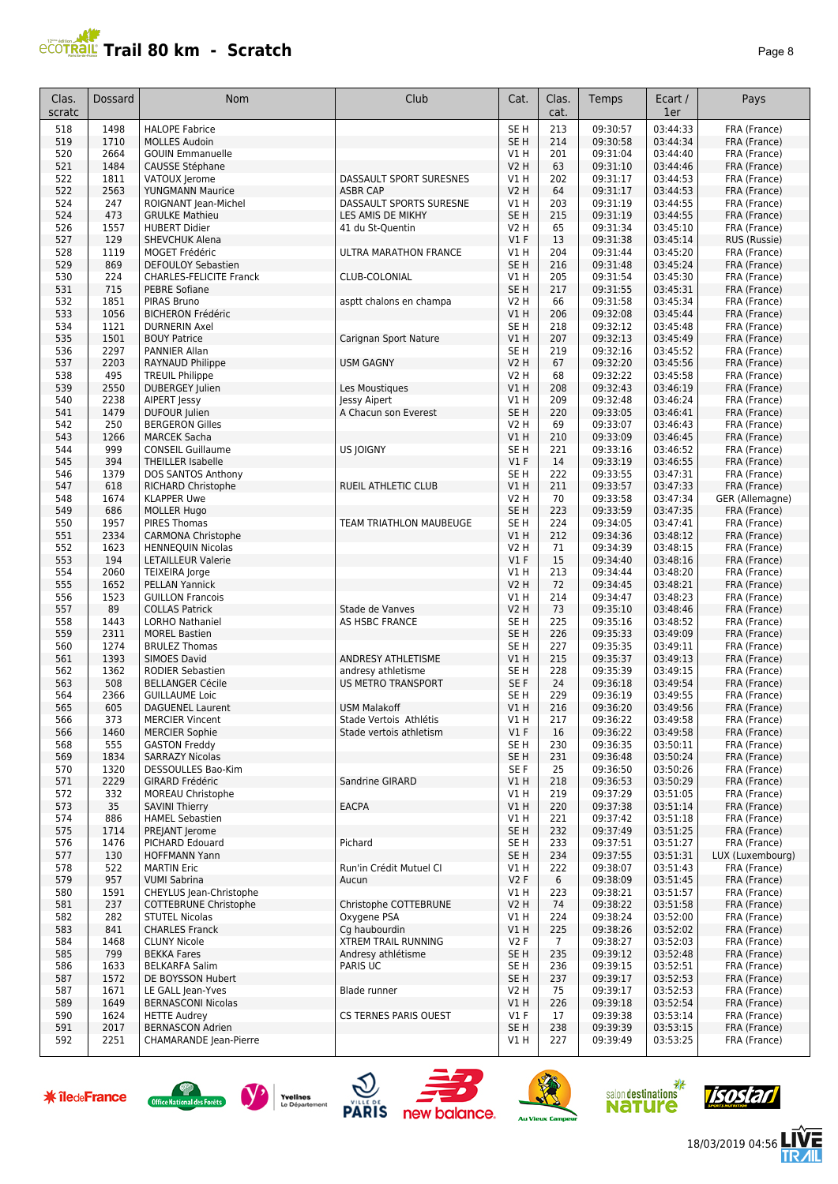# Trail 80 km - Scratch

| Clas. scratc | Dossard | Nom | Club | Cat. | Clas. cat. | Temps | Ecart / 1er | Pays |
|---|---|---|---|---|---|---|---|---|
| 518 | 1498 | HALOPE Fabrice | | SE H | 213 | 09:30:57 | 03:44:33 | FRA (France) |
| 519 | 1710 | MOLLES Audoin | | SE H | 214 | 09:30:58 | 03:44:34 | FRA (France) |
| 520 | 2664 | GOUIN Emmanuelle | | V1 H | 201 | 09:31:04 | 03:44:40 | FRA (France) |
| 521 | 1484 | CAUSSE Stéphane | | V2 H | 63 | 09:31:10 | 03:44:46 | FRA (France) |
| 522 | 1811 | VATOUX Jerome | DASSAULT SPORT SURESNES | V1 H | 202 | 09:31:17 | 03:44:53 | FRA (France) |
| 522 | 2563 | YUNGMANN Maurice | ASBR CAP | V2 H | 64 | 09:31:17 | 03:44:53 | FRA (France) |
| 524 | 247 | ROIGNANT Jean-Michel | DASSAULT SPORTS SURESNE | V1 H | 203 | 09:31:19 | 03:44:55 | FRA (France) |
| 524 | 473 | GRULKE Mathieu | LES AMIS DE MIKHY | SE H | 215 | 09:31:19 | 03:44:55 | FRA (France) |
| 526 | 1557 | HUBERT Didier | 41 du St-Quentin | V2 H | 65 | 09:31:34 | 03:45:10 | FRA (France) |
| 527 | 129 | SHEVCHUK Alena | | V1 F | 13 | 09:31:38 | 03:45:14 | RUS (Russie) |
| 528 | 1119 | MOGET Frédéric | ULTRA MARATHON FRANCE | V1 H | 204 | 09:31:44 | 03:45:20 | FRA (France) |
| 529 | 869 | DEFOULOY Sebastien | | SE H | 216 | 09:31:48 | 03:45:24 | FRA (France) |
| 530 | 224 | CHARLES-FELICITE Franck | CLUB-COLONIAL | V1 H | 205 | 09:31:54 | 03:45:30 | FRA (France) |
| 531 | 715 | PEBRE Sofiane | | SE H | 217 | 09:31:55 | 03:45:31 | FRA (France) |
| 532 | 1851 | PIRAS Bruno | asptt chalons en champa | V2 H | 66 | 09:31:58 | 03:45:34 | FRA (France) |
| 533 | 1056 | BICHERON Frédéric | | V1 H | 206 | 09:32:08 | 03:45:44 | FRA (France) |
| 534 | 1121 | DURNERIN Axel | | SE H | 218 | 09:32:12 | 03:45:48 | FRA (France) |
| 535 | 1501 | BOUY Patrice | Carignan Sport Nature | V1 H | 207 | 09:32:13 | 03:45:49 | FRA (France) |
| 536 | 2297 | PANNIER Allan | | SE H | 219 | 09:32:16 | 03:45:52 | FRA (France) |
| 537 | 2203 | RAYNAUD Philippe | USM GAGNY | V2 H | 67 | 09:32:20 | 03:45:56 | FRA (France) |
| 538 | 495 | TREUIL Philippe | | V2 H | 68 | 09:32:22 | 03:45:58 | FRA (France) |
| 539 | 2550 | DUBERGEY Julien | Les Moustiques | V1 H | 208 | 09:32:43 | 03:46:19 | FRA (France) |
| 540 | 2238 | AIPERT Jessy | Jessy Aipert | V1 H | 209 | 09:32:48 | 03:46:24 | FRA (France) |
| 541 | 1479 | DUFOUR Julien | A Chacun son Everest | SE H | 220 | 09:33:05 | 03:46:41 | FRA (France) |
| 542 | 250 | BERGERON Gilles | | V2 H | 69 | 09:33:07 | 03:46:43 | FRA (France) |
| 543 | 1266 | MARCEK Sacha | | V1 H | 210 | 09:33:09 | 03:46:45 | FRA (France) |
| 544 | 999 | CONSEIL Guillaume | US JOIGNY | SE H | 221 | 09:33:16 | 03:46:52 | FRA (France) |
| 545 | 394 | THEILLER Isabelle | | V1 F | 14 | 09:33:19 | 03:46:55 | FRA (France) |
| 546 | 1379 | DOS SANTOS Anthony | | SE H | 222 | 09:33:55 | 03:47:31 | FRA (France) |
| 547 | 618 | RICHARD Christophe | RUEIL ATHLETIC CLUB | V1 H | 211 | 09:33:57 | 03:47:33 | FRA (France) |
| 548 | 1674 | KLAPPER Uwe | | V2 H | 70 | 09:33:58 | 03:47:34 | GER (Allemagne) |
| 549 | 686 | MOLLER Hugo | | SE H | 223 | 09:33:59 | 03:47:35 | FRA (France) |
| 550 | 1957 | PIRES Thomas | TEAM TRIATHLON MAUBEUGE | SE H | 224 | 09:34:05 | 03:47:41 | FRA (France) |
| 551 | 2334 | CARMONA Christophe | | V1 H | 212 | 09:34:36 | 03:48:12 | FRA (France) |
| 552 | 1623 | HENNEQUIN Nicolas | | V2 H | 71 | 09:34:39 | 03:48:15 | FRA (France) |
| 553 | 194 | LETAILLEUR Valerie | | V1 F | 15 | 09:34:40 | 03:48:16 | FRA (France) |
| 554 | 2060 | TEIXEIRA Jorge | | V1 H | 213 | 09:34:44 | 03:48:20 | FRA (France) |
| 555 | 1652 | PELLAN Yannick | | V2 H | 72 | 09:34:45 | 03:48:21 | FRA (France) |
| 556 | 1523 | GUILLON Francois | | V1 H | 214 | 09:34:47 | 03:48:23 | FRA (France) |
| 557 | 89 | COLLAS Patrick | Stade de Vanves | V2 H | 73 | 09:35:10 | 03:48:46 | FRA (France) |
| 558 | 1443 | LORHO Nathaniel | AS HSBC FRANCE | SE H | 225 | 09:35:16 | 03:48:52 | FRA (France) |
| 559 | 2311 | MOREL Bastien | | SE H | 226 | 09:35:33 | 03:49:09 | FRA (France) |
| 560 | 1274 | BRULEZ Thomas | | SE H | 227 | 09:35:35 | 03:49:11 | FRA (France) |
| 561 | 1393 | SIMOES David | ANDRESY ATHLETISME | V1 H | 215 | 09:35:37 | 03:49:13 | FRA (France) |
| 562 | 1362 | RODIER Sebastien | andresy athletisme | SE H | 228 | 09:35:39 | 03:49:15 | FRA (France) |
| 563 | 508 | BELLANGER Cécile | US METRO TRANSPORT | SE F | 24 | 09:36:18 | 03:49:54 | FRA (France) |
| 564 | 2366 | GUILLAUME Loic | | SE H | 229 | 09:36:19 | 03:49:55 | FRA (France) |
| 565 | 605 | DAGUENEL Laurent | USM Malakoff | V1 H | 216 | 09:36:20 | 03:49:56 | FRA (France) |
| 566 | 373 | MERCIER Vincent | Stade Vertois Athlétis | V1 H | 217 | 09:36:22 | 03:49:58 | FRA (France) |
| 566 | 1460 | MERCIER Sophie | Stade vertois athletism | V1 F | 16 | 09:36:22 | 03:49:58 | FRA (France) |
| 568 | 555 | GASTON Freddy | | SE H | 230 | 09:36:35 | 03:50:11 | FRA (France) |
| 569 | 1834 | SARRAZY Nicolas | | SE H | 231 | 09:36:48 | 03:50:24 | FRA (France) |
| 570 | 1320 | DESSOULLES Bao-Kim | | SE F | 25 | 09:36:50 | 03:50:26 | FRA (France) |
| 571 | 2229 | GIRARD Frédéric | Sandrine GIRARD | V1 H | 218 | 09:36:53 | 03:50:29 | FRA (France) |
| 572 | 332 | MOREAU Christophe | | V1 H | 219 | 09:37:29 | 03:51:05 | FRA (France) |
| 573 | 35 | SAVINI Thierry | EACPA | V1 H | 220 | 09:37:38 | 03:51:14 | FRA (France) |
| 574 | 886 | HAMEL Sebastien | | V1 H | 221 | 09:37:42 | 03:51:18 | FRA (France) |
| 575 | 1714 | PREJANT Jerome | | SE H | 232 | 09:37:49 | 03:51:25 | FRA (France) |
| 576 | 1476 | PICHARD Edouard | Pichard | SE H | 233 | 09:37:51 | 03:51:27 | FRA (France) |
| 577 | 130 | HOFFMANN Yann | | SE H | 234 | 09:37:55 | 03:51:31 | LUX (Luxembourg) |
| 578 | 522 | MARTIN Eric | Run'in Crédit Mutuel CI | V1 H | 222 | 09:38:07 | 03:51:43 | FRA (France) |
| 579 | 957 | VUMI Sabrina | Aucun | V2 F | 6 | 09:38:09 | 03:51:45 | FRA (France) |
| 580 | 1591 | CHEYLUS Jean-Christophe | | V1 H | 223 | 09:38:21 | 03:51:57 | FRA (France) |
| 581 | 237 | COTTEBRUNE Christophe | Christophe COTTEBRUNE | V2 H | 74 | 09:38:22 | 03:51:58 | FRA (France) |
| 582 | 282 | STUTEL Nicolas | Oxygene PSA | V1 H | 224 | 09:38:24 | 03:52:00 | FRA (France) |
| 583 | 841 | CHARLES Franck | Cg haubourdin | V1 H | 225 | 09:38:26 | 03:52:02 | FRA (France) |
| 584 | 1468 | CLUNY Nicole | XTREM TRAIL RUNNING | V2 F | 7 | 09:38:27 | 03:52:03 | FRA (France) |
| 585 | 799 | BEKKA Fares | Andresy athlétisme | SE H | 235 | 09:39:12 | 03:52:48 | FRA (France) |
| 586 | 1633 | BELKARFA Salim | PARIS UC | SE H | 236 | 09:39:15 | 03:52:51 | FRA (France) |
| 587 | 1572 | DE BOYSSON Hubert | | SE H | 237 | 09:39:17 | 03:52:53 | FRA (France) |
| 587 | 1671 | LE GALL Jean-Yves | Blade runner | V2 H | 75 | 09:39:17 | 03:52:53 | FRA (France) |
| 589 | 1649 | BERNASCONI Nicolas | | V1 H | 226 | 09:39:18 | 03:52:54 | FRA (France) |
| 590 | 1624 | HETTE Audrey | CS TERNES PARIS OUEST | V1 F | 17 | 09:39:38 | 03:53:14 | FRA (France) |
| 591 | 2017 | BERNASCON Adrien | | SE H | 238 | 09:39:39 | 03:53:15 | FRA (France) |
| 592 | 2251 | CHAMARANDE Jean-Pierre | | V1 H | 227 | 09:39:49 | 03:53:25 | FRA (France) |

18/03/2019 04:56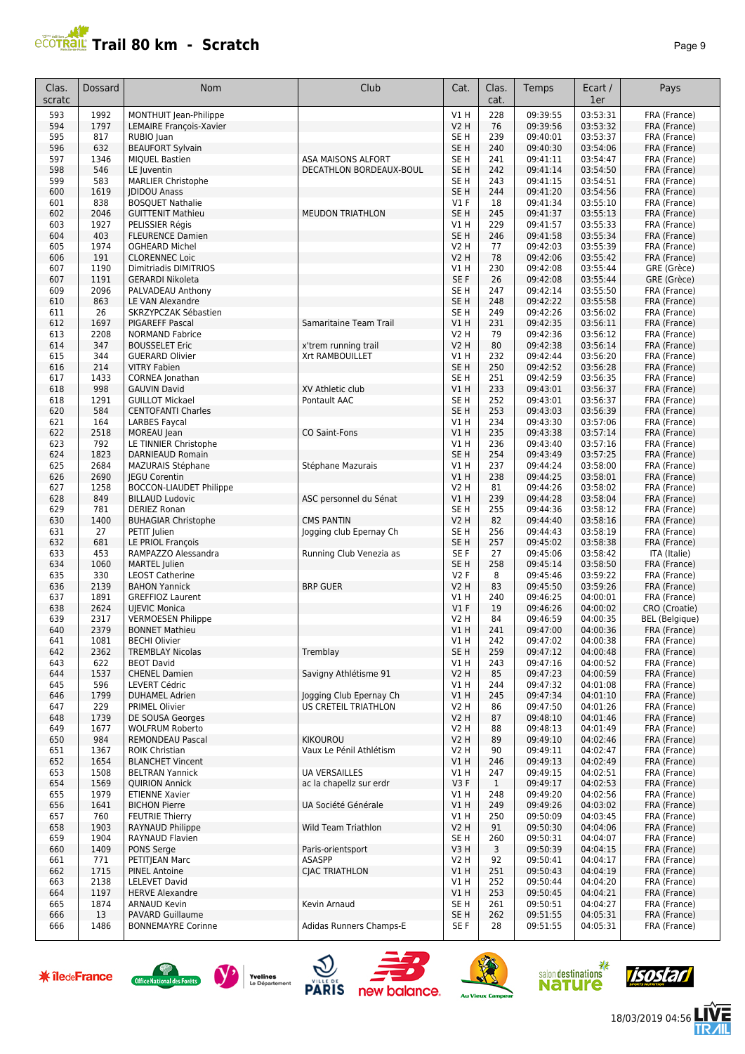# Trail 80 km - Scratch

| Clas. scratc | Dossard | Nom | Club | Cat. | Clas. cat. | Temps | Ecart / 1er | Pays |
|---|---|---|---|---|---|---|---|---|
| 593 | 1992 | MONTHUIT Jean-Philippe | | V1 H | 228 | 09:39:55 | 03:53:31 | FRA (France) |
| 594 | 1797 | LEMAIRE François-Xavier | | V2 H | 76 | 09:39:56 | 03:53:32 | FRA (France) |
| 595 | 817 | RUBIO Juan | | SE H | 239 | 09:40:01 | 03:53:37 | FRA (France) |
| 596 | 632 | BEAUFORT Sylvain | | SE H | 240 | 09:40:30 | 03:54:06 | FRA (France) |
| 597 | 1346 | MIQUEL Bastien | ASA MAISONS ALFORT | SE H | 241 | 09:41:11 | 03:54:47 | FRA (France) |
| 598 | 546 | LE Juventin | DECATHLON BORDEAUX-BOUL | SE H | 242 | 09:41:14 | 03:54:50 | FRA (France) |
| 599 | 583 | MARLIER Christophe | | SE H | 243 | 09:41:15 | 03:54:51 | FRA (France) |
| 600 | 1619 | JDIDOU Anass | | SE H | 244 | 09:41:20 | 03:54:56 | FRA (France) |
| 601 | 838 | BOSQUET Nathalie | | V1 F | 18 | 09:41:34 | 03:55:10 | FRA (France) |
| 602 | 2046 | GUITTENIT Mathieu | MEUDON TRIATHLON | SE H | 245 | 09:41:37 | 03:55:13 | FRA (France) |
| 603 | 1927 | PELISSIER Régis | | V1 H | 229 | 09:41:57 | 03:55:33 | FRA (France) |
| 604 | 403 | FLEURENCE Damien | | SE H | 246 | 09:41:58 | 03:55:34 | FRA (France) |
| 605 | 1974 | OGHEARD Michel | | V2 H | 77 | 09:42:03 | 03:55:39 | FRA (France) |
| 606 | 191 | CLORENNEC Loic | | V2 H | 78 | 09:42:06 | 03:55:42 | FRA (France) |
| 607 | 1190 | Dimitriadis DIMITRIOS | | V1 H | 230 | 09:42:08 | 03:55:44 | GRE (Grèce) |
| 607 | 1191 | GERARDI Nikoleta | | SE F | 26 | 09:42:08 | 03:55:44 | GRE (Grèce) |
| 609 | 2096 | PALVADEAU Anthony | | SE H | 247 | 09:42:14 | 03:55:50 | FRA (France) |
| 610 | 863 | LE VAN Alexandre | | SE H | 248 | 09:42:22 | 03:55:58 | FRA (France) |
| 611 | 26 | SKRZYPCZAK Sébastien | | SE H | 249 | 09:42:26 | 03:56:02 | FRA (France) |
| 612 | 1697 | PIGAREFF Pascal | Samaritaine Team Trail | V1 H | 231 | 09:42:35 | 03:56:11 | FRA (France) |
| 613 | 2208 | NORMAND Fabrice | | V2 H | 79 | 09:42:36 | 03:56:12 | FRA (France) |
| 614 | 347 | BOUSSELET Eric | x'trem running trail | V2 H | 80 | 09:42:38 | 03:56:14 | FRA (France) |
| 615 | 344 | GUERARD Olivier | Xrt RAMBOUILLET | V1 H | 232 | 09:42:44 | 03:56:20 | FRA (France) |
| 616 | 214 | VITRY Fabien | | SE H | 250 | 09:42:52 | 03:56:28 | FRA (France) |
| 617 | 1433 | CORNEA Jonathan | | SE H | 251 | 09:42:59 | 03:56:35 | FRA (France) |
| 618 | 998 | GAUVIN David | XV Athletic club | V1 H | 233 | 09:43:01 | 03:56:37 | FRA (France) |
| 618 | 1291 | GUILLOT Mickael | Pontault AAC | SE H | 252 | 09:43:01 | 03:56:37 | FRA (France) |
| 620 | 584 | CENTOFANTI Charles | | SE H | 253 | 09:43:03 | 03:56:39 | FRA (France) |
| 621 | 164 | LARBES Faycal | | V1 H | 234 | 09:43:30 | 03:57:06 | FRA (France) |
| 622 | 2518 | MOREAU Jean | CO Saint-Fons | V1 H | 235 | 09:43:38 | 03:57:14 | FRA (France) |
| 623 | 792 | LE TINNIER Christophe | | V1 H | 236 | 09:43:40 | 03:57:16 | FRA (France) |
| 624 | 1823 | DARNIEAUD Romain | | SE H | 254 | 09:43:49 | 03:57:25 | FRA (France) |
| 625 | 2684 | MAZURAIS Stéphane | Stéphane Mazurais | V1 H | 237 | 09:44:24 | 03:58:00 | FRA (France) |
| 626 | 2690 | JEGU Corentin | | V1 H | 238 | 09:44:25 | 03:58:01 | FRA (France) |
| 627 | 1258 | BOCCON-LIAUDET Philippe | | V2 H | 81 | 09:44:26 | 03:58:02 | FRA (France) |
| 628 | 849 | BILLAUD Ludovic | ASC personnel du Sénat | V1 H | 239 | 09:44:28 | 03:58:04 | FRA (France) |
| 629 | 781 | DERIEZ Ronan | | SE H | 255 | 09:44:36 | 03:58:12 | FRA (France) |
| 630 | 1400 | BUHAGIAR Christophe | CMS PANTIN | V2 H | 82 | 09:44:40 | 03:58:16 | FRA (France) |
| 631 | 27 | PETIT Julien | Jogging club Epernay Ch | SE H | 256 | 09:44:43 | 03:58:19 | FRA (France) |
| 632 | 681 | LE PRIOL François | | SE H | 257 | 09:45:02 | 03:58:38 | FRA (France) |
| 633 | 453 | RAMPAZZO Alessandra | Running Club Venezia as | SE F | 27 | 09:45:06 | 03:58:42 | ITA (Italie) |
| 634 | 1060 | MARTEL Julien | | SE H | 258 | 09:45:14 | 03:58:50 | FRA (France) |
| 635 | 330 | LEOST Catherine | | V2 F | 8 | 09:45:46 | 03:59:22 | FRA (France) |
| 636 | 2139 | BAHON Yannick | BRP GUER | V2 H | 83 | 09:45:50 | 03:59:26 | FRA (France) |
| 637 | 1891 | GREFFIOZ Laurent | | V1 H | 240 | 09:46:25 | 04:00:01 | FRA (France) |
| 638 | 2624 | UJEVIC Monica | | V1 F | 19 | 09:46:26 | 04:00:02 | CRO (Croatie) |
| 639 | 2317 | VERMOESEN Philippe | | V2 H | 84 | 09:46:59 | 04:00:35 | BEL (Belgique) |
| 640 | 2379 | BONNET Mathieu | | V1 H | 241 | 09:47:00 | 04:00:36 | FRA (France) |
| 641 | 1081 | BECHI Olivier | | V1 H | 242 | 09:47:02 | 04:00:38 | FRA (France) |
| 642 | 2362 | TREMBLAY Nicolas | Tremblay | SE H | 259 | 09:47:12 | 04:00:48 | FRA (France) |
| 643 | 622 | BEOT David | | V1 H | 243 | 09:47:16 | 04:00:52 | FRA (France) |
| 644 | 1537 | CHENEL Damien | Savigny Athlétisme 91 | V2 H | 85 | 09:47:23 | 04:00:59 | FRA (France) |
| 645 | 596 | LEVERT Cédric | | V1 H | 244 | 09:47:32 | 04:01:08 | FRA (France) |
| 646 | 1799 | DUHAMEL Adrien | Jogging Club Epernay Ch | V1 H | 245 | 09:47:34 | 04:01:10 | FRA (France) |
| 647 | 229 | PRIMEL Olivier | US CRETEIL TRIATHLON | V2 H | 86 | 09:47:50 | 04:01:26 | FRA (France) |
| 648 | 1739 | DE SOUSA Georges | | V2 H | 87 | 09:48:10 | 04:01:46 | FRA (France) |
| 649 | 1677 | WOLFRUM Roberto | | V2 H | 88 | 09:48:13 | 04:01:49 | FRA (France) |
| 650 | 984 | REMONDEAU Pascal | KIKOUROU | V2 H | 89 | 09:49:10 | 04:02:46 | FRA (France) |
| 651 | 1367 | ROIK Christian | Vaux Le Pénil Athlétism | V2 H | 90 | 09:49:11 | 04:02:47 | FRA (France) |
| 652 | 1654 | BLANCHET Vincent | | V1 H | 246 | 09:49:13 | 04:02:49 | FRA (France) |
| 653 | 1508 | BELTRAN Yannick | UA VERSAILLES | V1 H | 247 | 09:49:15 | 04:02:51 | FRA (France) |
| 654 | 1569 | QUIRION Annick | ac la chapellz sur erdr | V3 F | 1 | 09:49:17 | 04:02:53 | FRA (France) |
| 655 | 1979 | ETIENNE Xavier | | V1 H | 248 | 09:49:20 | 04:02:56 | FRA (France) |
| 656 | 1641 | BICHON Pierre | UA Société Générale | V1 H | 249 | 09:49:26 | 04:03:02 | FRA (France) |
| 657 | 760 | FEUTRIE Thierry | | V1 H | 250 | 09:50:09 | 04:03:45 | FRA (France) |
| 658 | 1903 | RAYNAUD Philippe | Wild Team Triathlon | V2 H | 91 | 09:50:30 | 04:04:06 | FRA (France) |
| 659 | 1904 | RAYNAUD Flavien | | SE H | 260 | 09:50:31 | 04:04:07 | FRA (France) |
| 660 | 1409 | PONS Serge | Paris-orientsport | V3 H | 3 | 09:50:39 | 04:04:15 | FRA (France) |
| 661 | 771 | PETITJEAN Marc | ASASPP | V2 H | 92 | 09:50:41 | 04:04:17 | FRA (France) |
| 662 | 1715 | PINEL Antoine | CJAC TRIATHLON | V1 H | 251 | 09:50:43 | 04:04:19 | FRA (France) |
| 663 | 2138 | LELEVET David | | V1 H | 252 | 09:50:44 | 04:04:20 | FRA (France) |
| 664 | 1197 | HERVE Alexandre | | V1 H | 253 | 09:50:45 | 04:04:21 | FRA (France) |
| 665 | 1874 | ARNAUD Kevin | Kevin Arnaud | SE H | 261 | 09:50:51 | 04:04:27 | FRA (France) |
| 666 | 13 | PAVARD Guillaume | | SE H | 262 | 09:51:55 | 04:05:31 | FRA (France) |
| 666 | 1486 | BONNEMAYRE Corinne | Adidas Runners Champs-E | SE F | 28 | 09:51:55 | 04:05:31 | FRA (France) |

18/03/2019 04:56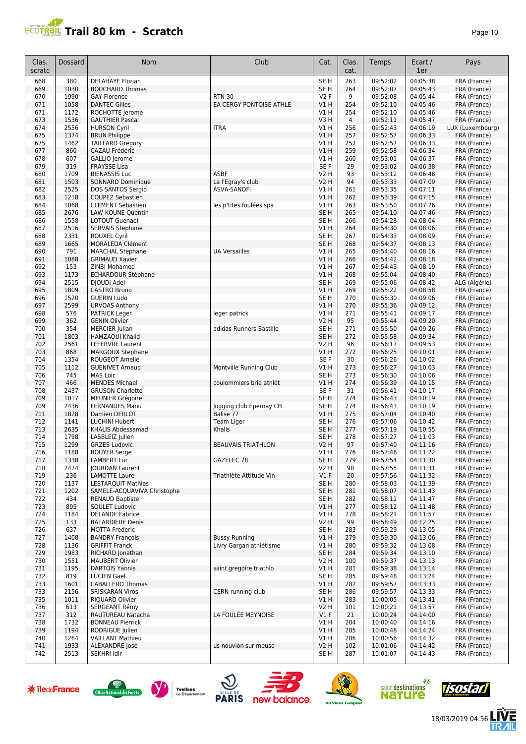# Trail 80 km - Scratch

| Clas. scratc | Dossard | Nom | Club | Cat. | Clas. cat. | Temps | Ecart / 1er | Pays |
|---|---|---|---|---|---|---|---|---|
| 668 | 380 | DELAHAYE Florian | | SE H | 263 | 09:52:02 | 04:05:38 | FRA (France) |
| 669 | 1030 | BOUCHARD Thomas | | SE H | 264 | 09:52:07 | 04:05:43 | FRA (France) |
| 670 | 1990 | GAY Florence | RTN 30 | V2 F | 9 | 09:52:08 | 04:05:44 | FRA (France) |
| 671 | 1058 | DANTEC Gilles | EA CERGY PONTOISE ATHLE | V1 H | 254 | 09:52:10 | 04:05:46 | FRA (France) |
| 671 | 1172 | ROCHOTTE Jerome | | V1 H | 254 | 09:52:10 | 04:05:46 | FRA (France) |
| 673 | 1536 | GAUTHIER Pascal | | V3 H | 4 | 09:52:11 | 04:05:47 | FRA (France) |
| 674 | 2556 | HURSON Cyril | ITRA | V1 H | 256 | 09:52:43 | 04:06:19 | LUX (Luxembourg) |
| 675 | 1374 | BRUN Philippe | | V1 H | 257 | 09:52:57 | 04:06:33 | FRA (France) |
| 675 | 1462 | TAILLARD Gregory | | V1 H | 257 | 09:52:57 | 04:06:33 | FRA (France) |
| 677 | 860 | CAZAU Frédéric | | V1 H | 259 | 09:52:58 | 04:06:34 | FRA (France) |
| 678 | 607 | GALLIO Jerome | | V1 H | 260 | 09:53:01 | 04:06:37 | FRA (France) |
| 679 | 319 | FRAYSSE Lisa | | SE F | 29 | 09:53:02 | 04:06:38 | FRA (France) |
| 680 | 1709 | BIENASSIS Luc | ASBF | V2 H | 93 | 09:53:12 | 04:06:48 | FRA (France) |
| 681 | 1503 | SONNARD Dominique | La l'Egray's club | V2 H | 94 | 09:53:33 | 04:07:09 | FRA (France) |
| 682 | 2525 | DOS SANTOS Sergio | ASVA-SANOFI | V1 H | 261 | 09:53:35 | 04:07:11 | FRA (France) |
| 683 | 1218 | COUPEZ Sebastien | | V1 H | 262 | 09:53:39 | 04:07:15 | FRA (France) |
| 684 | 1068 | CLEMENT Sebastien | les p'tites foulées spa | V1 H | 263 | 09:53:50 | 04:07:26 | FRA (France) |
| 685 | 2676 | LAW-KOUNE Quentin | | SE H | 265 | 09:54:10 | 04:07:46 | FRA (France) |
| 686 | 1558 | LOTOUT Guenael | | SE H | 266 | 09:54:28 | 04:08:04 | FRA (France) |
| 687 | 2516 | SERVAIS Stephane | | V1 H | 264 | 09:54:30 | 04:08:06 | FRA (France) |
| 688 | 2331 | ROUXEL Cyril | | SE H | 267 | 09:54:33 | 04:08:09 | FRA (France) |
| 689 | 1665 | MORALEDA Clément | | SE H | 268 | 09:54:37 | 04:08:13 | FRA (France) |
| 690 | 791 | MARCHAL Stephane | UA Versailles | V1 H | 265 | 09:54:40 | 04:08:16 | FRA (France) |
| 691 | 1088 | GRIMAUD Xavier | | V1 H | 266 | 09:54:42 | 04:08:18 | FRA (France) |
| 692 | 153 | ZINBI Mohamed | | V1 H | 267 | 09:54:43 | 04:08:19 | FRA (France) |
| 693 | 1173 | ECHARDOUR Stéphane | | V1 H | 268 | 09:55:04 | 04:08:40 | FRA (France) |
| 694 | 2515 | DJOUDI Adel | | SE H | 269 | 09:55:06 | 04:08:42 | ALG (Algérie) |
| 695 | 1809 | CASTRO Bruno | | V1 H | 269 | 09:55:22 | 04:08:58 | FRA (France) |
| 696 | 1520 | GUERIN Ludo | | SE H | 270 | 09:55:30 | 04:09:06 | FRA (France) |
| 697 | 2599 | URVOAS Anthony | | V1 H | 270 | 09:55:36 | 04:09:12 | FRA (France) |
| 698 | 576 | PATRICK Leger | leger patrick | V1 H | 271 | 09:55:41 | 04:09:17 | FRA (France) |
| 699 | 362 | GENIN Olivier | | V2 H | 95 | 09:55:44 | 04:09:20 | FRA (France) |
| 700 | 354 | MERCIER Julian | adidas Runners Bastille | SE H | 271 | 09:55:50 | 04:09:26 | FRA (France) |
| 701 | 1803 | HAMZAOUI Khalid | | SE H | 272 | 09:55:58 | 04:09:34 | FRA (France) |
| 702 | 2561 | LEFEBVRE Laurent | | V2 H | 96 | 09:56:17 | 04:09:53 | FRA (France) |
| 703 | 868 | MARGOUX Stephane | | V1 H | 272 | 09:56:25 | 04:10:01 | FRA (France) |
| 704 | 1354 | ROUGEOT Amelie | | SE F | 30 | 09:56:26 | 04:10:02 | FRA (France) |
| 705 | 1112 | GUENIVET Arnaud | Montville Running Club | V1 H | 273 | 09:56:27 | 04:10:03 | FRA (France) |
| 706 | 745 | MAS Loic | | SE H | 273 | 09:56:30 | 04:10:06 | FRA (France) |
| 707 | 466 | MENDES Michael | coulommiers brie athlét | V1 H | 274 | 09:56:39 | 04:10:15 | FRA (France) |
| 708 | 2437 | GRUSON Charlotte | | SE F | 31 | 09:56:41 | 04:10:17 | FRA (France) |
| 709 | 1017 | MEUNIER Grégoire | | SE H | 274 | 09:56:43 | 04:10:19 | FRA (France) |
| 709 | 2436 | FERNANDES Manu | Jogging club Épernay CH | SE H | 274 | 09:56:43 | 04:10:19 | FRA (France) |
| 711 | 1828 | Damien DERLOT | Balise 77 | V1 H | 275 | 09:57:04 | 04:10:40 | FRA (France) |
| 712 | 1141 | LUCHINI Hubert | Team Liger | SE H | 276 | 09:57:06 | 04:10:42 | FRA (France) |
| 713 | 2635 | KHALIS Abdessamad | Khalis | SE H | 277 | 09:57:19 | 04:10:55 | FRA (France) |
| 714 | 1798 | LASBLEIZ Julien | | SE H | 278 | 09:57:27 | 04:11:03 | FRA (France) |
| 715 | 1299 | GRZES Ludovic | BEAUVAIS TRIATHLON | V2 H | 97 | 09:57:40 | 04:11:16 | FRA (France) |
| 716 | 1188 | BOUYER Serge | | V1 H | 276 | 09:57:46 | 04:11:22 | FRA (France) |
| 717 | 1338 | LAMBERT Luc | GAZELEC 78 | SE H | 279 | 09:57:54 | 04:11:30 | FRA (France) |
| 718 | 2474 | JOURDAN Laurent | | V2 H | 98 | 09:57:55 | 04:11:31 | FRA (France) |
| 719 | 236 | LAMOTTE Laure | Triathlète Attitude Vin | V1 F | 20 | 09:57:56 | 04:11:32 | FRA (France) |
| 720 | 1137 | LESTARQUIT Mathias | | SE H | 280 | 09:58:03 | 04:11:39 | FRA (France) |
| 721 | 1202 | SAMELE-ACQUAVIVA Christophe | | SE H | 281 | 09:58:07 | 04:11:43 | FRA (France) |
| 722 | 434 | RENAUD Baptiste | | SE H | 282 | 09:58:11 | 04:11:47 | FRA (France) |
| 723 | 895 | SOULET Ludovic | | V1 H | 277 | 09:58:12 | 04:11:48 | FRA (France) |
| 724 | 1184 | DELANDE Fabrice | | V1 H | 278 | 09:58:21 | 04:11:57 | FRA (France) |
| 725 | 133 | BATARDIERE Denis | | V2 H | 99 | 09:58:49 | 04:12:25 | FRA (France) |
| 726 | 637 | MOTTA Frederic | | SE H | 283 | 09:59:29 | 04:13:05 | FRA (France) |
| 727 | 1408 | BANDRY François | Bussy Running | V1 H | 279 | 09:59:30 | 04:13:06 | FRA (France) |
| 728 | 1136 | GRIFFIT Franck | Livry Gargan athlétisme | V1 H | 280 | 09:59:32 | 04:13:08 | FRA (France) |
| 729 | 1983 | RICHARD Jonathan | | SE H | 284 | 09:59:34 | 04:13:10 | FRA (France) |
| 730 | 1551 | MAUBERT Olivier | | V2 H | 100 | 09:59:37 | 04:13:13 | FRA (France) |
| 731 | 1195 | DARTOIS Yannis | saint gregoire triathlo | V1 H | 281 | 09:59:38 | 04:13:14 | FRA (France) |
| 732 | 819 | LUCIEN Gael | | SE H | 285 | 09:59:48 | 04:13:24 | FRA (France) |
| 733 | 1601 | CABALLERO Thomas | | V1 H | 282 | 09:59:57 | 04:13:33 | FRA (France) |
| 733 | 2156 | SRISKARAN Viros | CERN running club | SE H | 286 | 09:59:57 | 04:13:33 | FRA (France) |
| 735 | 1011 | RIQUARD Olivier | | V1 H | 283 | 10:00:05 | 04:13:41 | FRA (France) |
| 736 | 613 | SERGEANT Rémy | | V2 H | 101 | 10:00:21 | 04:13:57 | FRA (France) |
| 737 | 312 | RAUTUREAU Natacha | LA FOULÉE MEYNOISE | V1 F | 21 | 10:00:24 | 04:14:00 | FRA (France) |
| 738 | 1732 | BONNEAU Pierrick | | V1 H | 284 | 10:00:40 | 04:14:16 | FRA (France) |
| 739 | 1194 | RODRIGUE Julien | | V1 H | 285 | 10:00:48 | 04:14:24 | FRA (France) |
| 740 | 1264 | VAILLANT Mathieu | | V1 H | 286 | 10:00:56 | 04:14:32 | FRA (France) |
| 741 | 1933 | ALEXANDRE José | us nouvion sur meuse | V2 H | 102 | 10:01:06 | 04:14:42 | FRA (France) |
| 742 | 2513 | SEKHRI Idir | | SE H | 287 | 10:01:07 | 04:14:43 | FRA (France) |

18/03/2019 04:56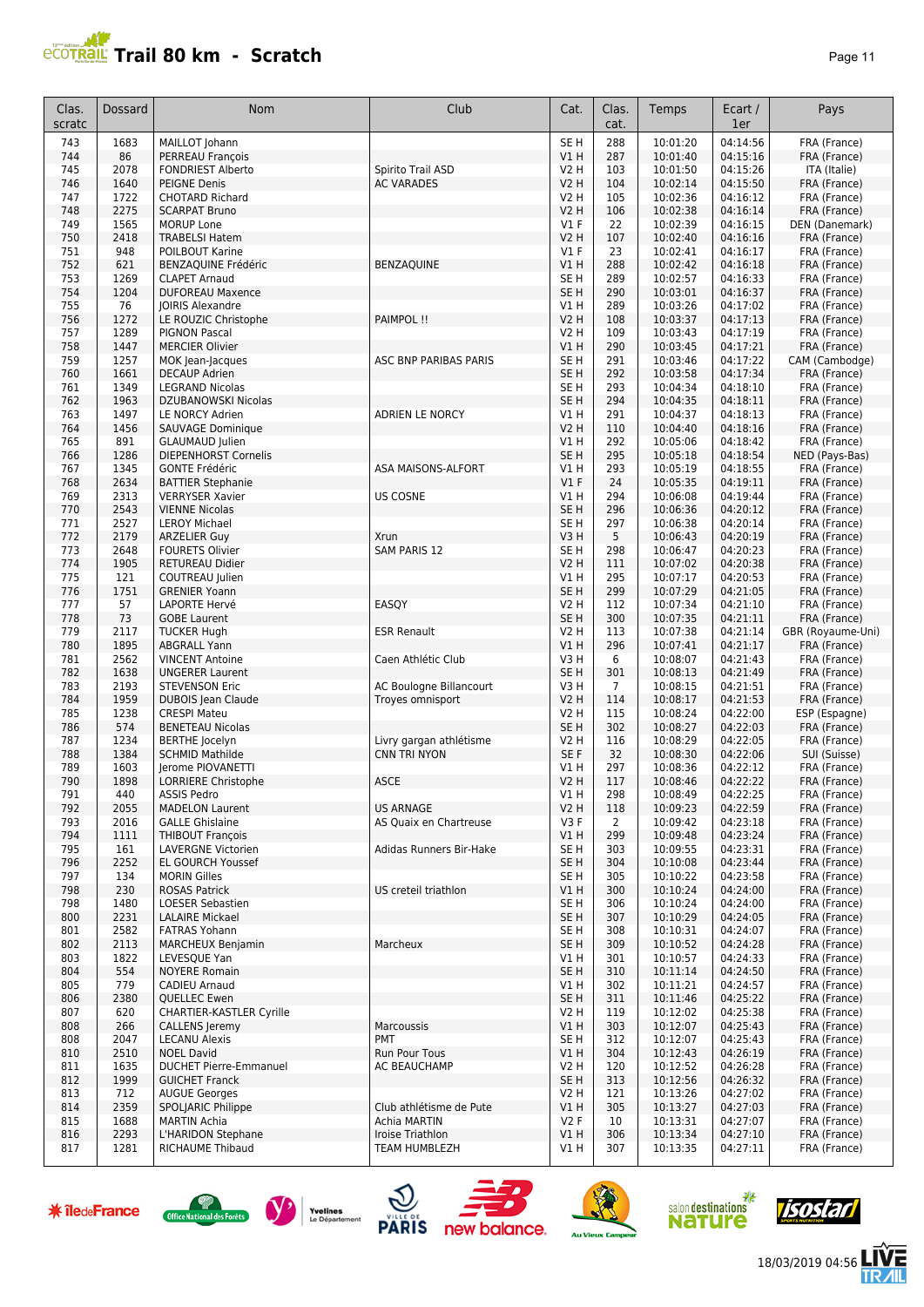# Trail 80 km - Scratch

| Clas. scratc | Dossard | Nom | Club | Cat. | Clas. cat. | Temps | Ecart / 1er | Pays |
|---|---|---|---|---|---|---|---|---|
| 743 | 1683 | MAILLOT Johann | | SE H | 288 | 10:01:20 | 04:14:56 | FRA (France) |
| 744 | 86 | PERREAU François | | V1 H | 287 | 10:01:40 | 04:15:16 | FRA (France) |
| 745 | 2078 | FONDRIEST Alberto | Spirito Trail ASD | V2 H | 103 | 10:01:50 | 04:15:26 | ITA (Italie) |
| 746 | 1640 | PEIGNE Denis | AC VARADES | V2 H | 104 | 10:02:14 | 04:15:50 | FRA (France) |
| 747 | 1722 | CHOTARD Richard | | V2 H | 105 | 10:02:36 | 04:16:12 | FRA (France) |
| 748 | 2275 | SCARPAT Bruno | | V2 H | 106 | 10:02:38 | 04:16:14 | FRA (France) |
| 749 | 1565 | MORUP Lone | | V1 F | 22 | 10:02:39 | 04:16:15 | DEN (Danemark) |
| 750 | 2418 | TRABELSI Hatem | | V2 H | 107 | 10:02:40 | 04:16:16 | FRA (France) |
| 751 | 948 | POILBOUT Karine | | V1 F | 23 | 10:02:41 | 04:16:17 | FRA (France) |
| 752 | 621 | BENZAQUINE Frédéric | BENZAQUINE | V1 H | 288 | 10:02:42 | 04:16:18 | FRA (France) |
| 753 | 1269 | CLAPET Arnaud | | SE H | 289 | 10:02:57 | 04:16:33 | FRA (France) |
| 754 | 1204 | DUFOREAU Maxence | | SE H | 290 | 10:03:01 | 04:16:37 | FRA (France) |
| 755 | 76 | JOIRIS Alexandre | | V1 H | 289 | 10:03:26 | 04:17:02 | FRA (France) |
| 756 | 1272 | LE ROUZIC Christophe | PAIMPOL !! | V2 H | 108 | 10:03:37 | 04:17:13 | FRA (France) |
| 757 | 1289 | PIGNON Pascal | | V2 H | 109 | 10:03:43 | 04:17:19 | FRA (France) |
| 758 | 1447 | MERCIER Olivier | | V1 H | 290 | 10:03:45 | 04:17:21 | FRA (France) |
| 759 | 1257 | MOK Jean-Jacques | ASC BNP PARIBAS PARIS | SE H | 291 | 10:03:46 | 04:17:22 | CAM (Cambodge) |
| 760 | 1661 | DECAUP Adrien | | SE H | 292 | 10:03:58 | 04:17:34 | FRA (France) |
| 761 | 1349 | LEGRAND Nicolas | | SE H | 293 | 10:04:34 | 04:18:10 | FRA (France) |
| 762 | 1963 | DZUBANOWSKI Nicolas | | SE H | 294 | 10:04:35 | 04:18:11 | FRA (France) |
| 763 | 1497 | LE NORCY Adrien | ADRIEN LE NORCY | V1 H | 291 | 10:04:37 | 04:18:13 | FRA (France) |
| 764 | 1456 | SAUVAGE Dominique | | V2 H | 110 | 10:04:40 | 04:18:16 | FRA (France) |
| 765 | 891 | GLAUMAUD Julien | | V1 H | 292 | 10:05:06 | 04:18:42 | FRA (France) |
| 766 | 1286 | DIEPENHORST Cornelis | | SE H | 295 | 10:05:18 | 04:18:54 | NED (Pays-Bas) |
| 767 | 1345 | GONTE Frédéric | ASA MAISONS-ALFORT | V1 H | 293 | 10:05:19 | 04:18:55 | FRA (France) |
| 768 | 2634 | BATTIER Stephanie | | V1 F | 24 | 10:05:35 | 04:19:11 | FRA (France) |
| 769 | 2313 | VERRYSER Xavier | US COSNE | V1 H | 294 | 10:06:08 | 04:19:44 | FRA (France) |
| 770 | 2543 | VIENNE Nicolas | | SE H | 296 | 10:06:36 | 04:20:12 | FRA (France) |
| 771 | 2527 | LEROY Michael | | SE H | 297 | 10:06:38 | 04:20:14 | FRA (France) |
| 772 | 2179 | ARZELIER Guy | Xrun | V3 H | 5 | 10:06:43 | 04:20:19 | FRA (France) |
| 773 | 2648 | FOURETS Olivier | SAM PARIS 12 | SE H | 298 | 10:06:47 | 04:20:23 | FRA (France) |
| 774 | 1905 | RETUREAU Didier | | V2 H | 111 | 10:07:02 | 04:20:38 | FRA (France) |
| 775 | 121 | COUTREAU Julien | | V1 H | 295 | 10:07:17 | 04:20:53 | FRA (France) |
| 776 | 1751 | GRENIER Yoann | | SE H | 299 | 10:07:29 | 04:21:05 | FRA (France) |
| 777 | 57 | LAPORTE Hervé | EASQY | V2 H | 112 | 10:07:34 | 04:21:10 | FRA (France) |
| 778 | 73 | GOBE Laurent | | SE H | 300 | 10:07:35 | 04:21:11 | FRA (France) |
| 779 | 2117 | TUCKER Hugh | ESR Renault | V2 H | 113 | 10:07:38 | 04:21:14 | GBR (Royaume-Uni) |
| 780 | 1895 | ABGRALL Yann | | V1 H | 296 | 10:07:41 | 04:21:17 | FRA (France) |
| 781 | 2562 | VINCENT Antoine | Caen Athlétic Club | V3 H | 6 | 10:08:07 | 04:21:43 | FRA (France) |
| 782 | 1638 | UNGERER Laurent | | SE H | 301 | 10:08:13 | 04:21:49 | FRA (France) |
| 783 | 2193 | STEVENSON Eric | AC Boulogne Billancourt | V3 H | 7 | 10:08:15 | 04:21:51 | FRA (France) |
| 784 | 1959 | DUBOIS Jean Claude | Troyes omnisport | V2 H | 114 | 10:08:17 | 04:21:53 | FRA (France) |
| 785 | 1238 | CRESPI Mateu | | V2 H | 115 | 10:08:24 | 04:22:00 | ESP (Espagne) |
| 786 | 574 | BENETEAU Nicolas | | SE H | 302 | 10:08:27 | 04:22:03 | FRA (France) |
| 787 | 1234 | BERTHE Jocelyn | Livry gargan athlétisme | V2 H | 116 | 10:08:29 | 04:22:05 | FRA (France) |
| 788 | 1384 | SCHMID Mathilde | CNN TRI NYON | SE F | 32 | 10:08:30 | 04:22:06 | SUI (Suisse) |
| 789 | 1603 | Jerome PIOVANETTI | | V1 H | 297 | 10:08:36 | 04:22:12 | FRA (France) |
| 790 | 1898 | LORRIERE Christophe | ASCE | V2 H | 117 | 10:08:46 | 04:22:22 | FRA (France) |
| 791 | 440 | ASSIS Pedro | | V1 H | 298 | 10:08:49 | 04:22:25 | FRA (France) |
| 792 | 2055 | MADELON Laurent | US ARNAGE | V2 H | 118 | 10:09:23 | 04:22:59 | FRA (France) |
| 793 | 2016 | GALLE Ghislaine | AS Quaix en Chartreuse | V3 F | 2 | 10:09:42 | 04:23:18 | FRA (France) |
| 794 | 1111 | THIBOUT François | | V1 H | 299 | 10:09:48 | 04:23:24 | FRA (France) |
| 795 | 161 | LAVERGNE Victorien | Adidas Runners Bir-Hake | SE H | 303 | 10:09:55 | 04:23:31 | FRA (France) |
| 796 | 2252 | EL GOURCH Youssef | | SE H | 304 | 10:10:08 | 04:23:44 | FRA (France) |
| 797 | 134 | MORIN Gilles | | SE H | 305 | 10:10:22 | 04:23:58 | FRA (France) |
| 798 | 230 | ROSAS Patrick | US creteil triathlon | V1 H | 300 | 10:10:24 | 04:24:00 | FRA (France) |
| 798 | 1480 | LOESER Sebastien | | SE H | 306 | 10:10:24 | 04:24:00 | FRA (France) |
| 800 | 2231 | LALAIRE Mickael | | SE H | 307 | 10:10:29 | 04:24:05 | FRA (France) |
| 801 | 2582 | FATRAS Yohann | | SE H | 308 | 10:10:31 | 04:24:07 | FRA (France) |
| 802 | 2113 | MARCHEUX Benjamin | Marcheux | SE H | 309 | 10:10:52 | 04:24:28 | FRA (France) |
| 803 | 1822 | LEVESQUE Yan | | V1 H | 301 | 10:10:57 | 04:24:33 | FRA (France) |
| 804 | 554 | NOYERE Romain | | SE H | 310 | 10:11:14 | 04:24:50 | FRA (France) |
| 805 | 779 | CADIEU Arnaud | | V1 H | 302 | 10:11:21 | 04:24:57 | FRA (France) |
| 806 | 2380 | QUELLEC Ewen | | SE H | 311 | 10:11:46 | 04:25:22 | FRA (France) |
| 807 | 620 | CHARTIER-KASTLER Cyrille | | V2 H | 119 | 10:12:02 | 04:25:38 | FRA (France) |
| 808 | 266 | CALLENS Jeremy | Marcoussis | V1 H | 303 | 10:12:07 | 04:25:43 | FRA (France) |
| 808 | 2047 | LECANU Alexis | PMT | SE H | 312 | 10:12:07 | 04:25:43 | FRA (France) |
| 810 | 2510 | NOEL David | Run Pour Tous | V1 H | 304 | 10:12:43 | 04:26:19 | FRA (France) |
| 811 | 1635 | DUCHET Pierre-Emmanuel | AC BEAUCHAMP | V2 H | 120 | 10:12:52 | 04:26:28 | FRA (France) |
| 812 | 1999 | GUICHET Franck | | SE H | 313 | 10:12:56 | 04:26:32 | FRA (France) |
| 813 | 712 | AUGUE Georges | | V2 H | 121 | 10:13:26 | 04:27:02 | FRA (France) |
| 814 | 2359 | SPOLJARIC Philippe | Club athlétisme de Pute | V1 H | 305 | 10:13:27 | 04:27:03 | FRA (France) |
| 815 | 1688 | MARTIN Achia | Achia MARTIN | V2 F | 10 | 10:13:31 | 04:27:07 | FRA (France) |
| 816 | 2293 | L'HARIDON Stephane | Iroise Triathlon | V1 H | 306 | 10:13:34 | 04:27:10 | FRA (France) |
| 817 | 1281 | RICHAUME Thibaud | TEAM HUMBLEZH | V1 H | 307 | 10:13:35 | 04:27:11 | FRA (France) |

18/03/2019 04:56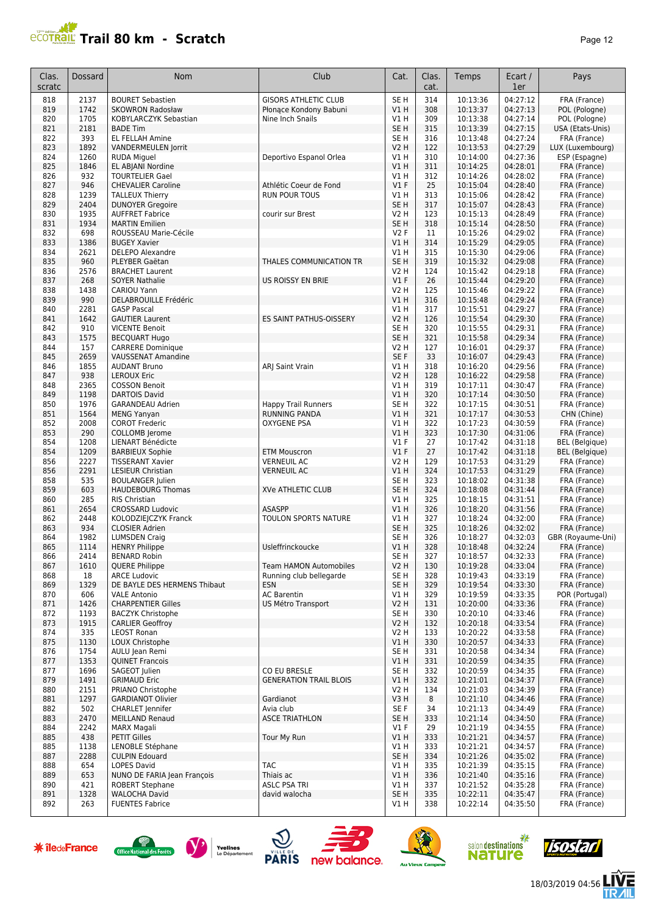# Trail 80 km - Scratch

| Clas. scratc | Dossard | Nom | Club | Cat. | Clas. cat. | Temps | Ecart / 1er | Pays |
|---|---|---|---|---|---|---|---|---|
| 818 | 2137 | BOURET Sebastien | GISORS ATHLETIC CLUB | SE H | 314 | 10:13:36 | 04:27:12 | FRA (France) |
| 819 | 1742 | SKOWRON Radosław | Płonące Kondony Babuni | V1 H | 308 | 10:13:37 | 04:27:13 | POL (Pologne) |
| 820 | 1705 | KOBYLARCZYK Sebastian | Nine Inch Snails | V1 H | 309 | 10:13:38 | 04:27:14 | POL (Pologne) |
| 821 | 2181 | BADE Tim | | SE H | 315 | 10:13:39 | 04:27:15 | USA (Etats-Unis) |
| 822 | 393 | EL FELLAH Amine | | SE H | 316 | 10:13:48 | 04:27:24 | FRA (France) |
| 823 | 1892 | VANDERMEULEN Jorrit | | V2 H | 122 | 10:13:53 | 04:27:29 | LUX (Luxembourg) |
| 824 | 1260 | RUDA Miguel | Deportivo Espanol Orlea | V1 H | 310 | 10:14:00 | 04:27:36 | ESP (Espagne) |
| 825 | 1846 | EL ABJANI Nordine | | V1 H | 311 | 10:14:25 | 04:28:01 | FRA (France) |
| 826 | 932 | TOURTELIER Gael | | V1 H | 312 | 10:14:26 | 04:28:02 | FRA (France) |
| 827 | 946 | CHEVALIER Caroline | Athlétic Coeur de Fond | V1 F | 25 | 10:15:04 | 04:28:40 | FRA (France) |
| 828 | 1239 | TALLEUX Thierry | RUN POUR TOUS | V1 H | 313 | 10:15:06 | 04:28:42 | FRA (France) |
| 829 | 2404 | DUNOYER Gregoire | | SE H | 317 | 10:15:07 | 04:28:43 | FRA (France) |
| 830 | 1935 | AUFFRET Fabrice | courir sur Brest | V2 H | 123 | 10:15:13 | 04:28:49 | FRA (France) |
| 831 | 1934 | MARTIN Emilien | | SE H | 318 | 10:15:14 | 04:28:50 | FRA (France) |
| 832 | 698 | ROUSSEAU Marie-Cécile | | V2 F | 11 | 10:15:26 | 04:29:02 | FRA (France) |
| 833 | 1386 | BUGEY Xavier | | V1 H | 314 | 10:15:29 | 04:29:05 | FRA (France) |
| 834 | 2621 | DELEPO Alexandre | | V1 H | 315 | 10:15:30 | 04:29:06 | FRA (France) |
| 835 | 960 | PLEYBER Gaëtan | THALES COMMUNICATION TR | SE H | 319 | 10:15:32 | 04:29:08 | FRA (France) |
| 836 | 2576 | BRACHET Laurent | | V2 H | 124 | 10:15:42 | 04:29:18 | FRA (France) |
| 837 | 268 | SOYER Nathalie | US ROISSY EN BRIE | V1 F | 26 | 10:15:44 | 04:29:20 | FRA (France) |
| 838 | 1438 | CARIOU Yann | | V2 H | 125 | 10:15:46 | 04:29:22 | FRA (France) |
| 839 | 990 | DELABROUILLE Frédéric | | V1 H | 316 | 10:15:48 | 04:29:24 | FRA (France) |
| 840 | 2281 | GASP Pascal | | V1 H | 317 | 10:15:51 | 04:29:27 | FRA (France) |
| 841 | 1642 | GAUTIER Laurent | ES SAINT PATHUS-OISSERY | V2 H | 126 | 10:15:54 | 04:29:30 | FRA (France) |
| 842 | 910 | VICENTE Benoit | | SE H | 320 | 10:15:55 | 04:29:31 | FRA (France) |
| 843 | 1575 | BECQUART Hugo | | SE H | 321 | 10:15:58 | 04:29:34 | FRA (France) |
| 844 | 157 | CARRERE Dominique | | V2 H | 127 | 10:16:01 | 04:29:37 | FRA (France) |
| 845 | 2659 | VAUSSENAT Amandine | | SE F | 33 | 10:16:07 | 04:29:43 | FRA (France) |
| 846 | 1855 | AUDANT Bruno | ARJ Saint Vrain | V1 H | 318 | 10:16:20 | 04:29:56 | FRA (France) |
| 847 | 938 | LEROUX Eric | | V2 H | 128 | 10:16:22 | 04:29:58 | FRA (France) |
| 848 | 2365 | COSSON Benoit | | V1 H | 319 | 10:17:11 | 04:30:47 | FRA (France) |
| 849 | 1198 | DARTOIS David | | V1 H | 320 | 10:17:14 | 04:30:50 | FRA (France) |
| 850 | 1976 | GARANDEAU Adrien | Happy Trail Runners | SE H | 322 | 10:17:15 | 04:30:51 | FRA (France) |
| 851 | 1564 | MENG Yanyan | RUNNING PANDA | V1 H | 321 | 10:17:17 | 04:30:53 | CHN (Chine) |
| 852 | 2008 | COROT Frederic | OXYGENE PSA | V1 H | 322 | 10:17:23 | 04:30:59 | FRA (France) |
| 853 | 290 | COLLOMB Jerome | | V1 H | 323 | 10:17:30 | 04:31:06 | FRA (France) |
| 854 | 1208 | LIENART Bénédicte | | V1 F | 27 | 10:17:42 | 04:31:18 | BEL (Belgique) |
| 854 | 1209 | BARBIEUX Sophie | ETM Mouscron | V1 F | 27 | 10:17:42 | 04:31:18 | BEL (Belgique) |
| 856 | 2227 | TISSERANT Xavier | VERNEUIL AC | V2 H | 129 | 10:17:53 | 04:31:29 | FRA (France) |
| 856 | 2291 | LESIEUR Christian | VERNEUIL AC | V1 H | 324 | 10:17:53 | 04:31:29 | FRA (France) |
| 858 | 535 | BOULANGER Julien | | SE H | 323 | 10:18:02 | 04:31:38 | FRA (France) |
| 859 | 603 | HAUDEBOURG Thomas | XVe ATHLETIC CLUB | SE H | 324 | 10:18:08 | 04:31:44 | FRA (France) |
| 860 | 285 | RIS Christian | | V1 H | 325 | 10:18:15 | 04:31:51 | FRA (France) |
| 861 | 2654 | CROSSARD Ludovic | ASASPP | V1 H | 326 | 10:18:20 | 04:31:56 | FRA (France) |
| 862 | 2448 | KOLODZIEJCZYK Franck | TOULON SPORTS NATURE | V1 H | 327 | 10:18:24 | 04:32:00 | FRA (France) |
| 863 | 934 | CLOSIER Adrien | | SE H | 325 | 10:18:26 | 04:32:02 | FRA (France) |
| 864 | 1982 | LUMSDEN Craig | | SE H | 326 | 10:18:27 | 04:32:03 | GBR (Royaume-Uni) |
| 865 | 1114 | HENRY Philippe | Usleffrinckoucke | V1 H | 328 | 10:18:48 | 04:32:24 | FRA (France) |
| 866 | 2414 | BENARD Robin | | SE H | 327 | 10:18:57 | 04:32:33 | FRA (France) |
| 867 | 1610 | QUERE Philippe | Team HAMON Automobiles | V2 H | 130 | 10:19:28 | 04:33:04 | FRA (France) |
| 868 | 18 | ARCE Ludovic | Running club bellegarde | SE H | 328 | 10:19:43 | 04:33:19 | FRA (France) |
| 869 | 1329 | DE BAYLE DES HERMENS Thibaut | ESN | SE H | 329 | 10:19:54 | 04:33:30 | FRA (France) |
| 870 | 606 | VALE Antonio | AC Barentin | V1 H | 329 | 10:19:59 | 04:33:35 | POR (Portugal) |
| 871 | 1426 | CHARPENTIER Gilles | US Métro Transport | V2 H | 131 | 10:20:00 | 04:33:36 | FRA (France) |
| 872 | 1193 | BACZYK Christophe | | SE H | 330 | 10:20:10 | 04:33:46 | FRA (France) |
| 873 | 1915 | CARLIER Geoffroy | | V2 H | 132 | 10:20:18 | 04:33:54 | FRA (France) |
| 874 | 335 | LEOST Ronan | | V2 H | 133 | 10:20:22 | 04:33:58 | FRA (France) |
| 875 | 1130 | LOUX Christophe | | V1 H | 330 | 10:20:57 | 04:34:33 | FRA (France) |
| 876 | 1754 | AULU Jean Remi | | SE H | 331 | 10:20:58 | 04:34:34 | FRA (France) |
| 877 | 1353 | QUINET Francois | | V1 H | 331 | 10:20:59 | 04:34:35 | FRA (France) |
| 877 | 1696 | SAGEOT Julien | CO EU BRESLE | SE H | 332 | 10:20:59 | 04:34:35 | FRA (France) |
| 879 | 1491 | GRIMAUD Eric | GENERATION TRAIL BLOIS | V1 H | 332 | 10:21:01 | 04:34:37 | FRA (France) |
| 880 | 2151 | PRIANO Christophe | | V2 H | 134 | 10:21:03 | 04:34:39 | FRA (France) |
| 881 | 1297 | GARDIANOT Olivier | Gardianot | V3 H | 8 | 10:21:10 | 04:34:46 | FRA (France) |
| 882 | 502 | CHARLET Jennifer | Avia club | SE F | 34 | 10:21:13 | 04:34:49 | FRA (France) |
| 883 | 2470 | MEILLAND Renaud | ASCE TRIATHLON | SE H | 333 | 10:21:14 | 04:34:50 | FRA (France) |
| 884 | 2242 | MARX Magali | | V1 F | 29 | 10:21:19 | 04:34:55 | FRA (France) |
| 885 | 438 | PETIT Gilles | Tour My Run | V1 H | 333 | 10:21:21 | 04:34:57 | FRA (France) |
| 885 | 1138 | LENOBLE Stéphane | | V1 H | 333 | 10:21:21 | 04:34:57 | FRA (France) |
| 887 | 2288 | CULPIN Edouard | | SE H | 334 | 10:21:26 | 04:35:02 | FRA (France) |
| 888 | 654 | LOPES David | TAC | V1 H | 335 | 10:21:39 | 04:35:15 | FRA (France) |
| 889 | 653 | NUNO DE FARIA Jean François | Thiais ac | V1 H | 336 | 10:21:40 | 04:35:16 | FRA (France) |
| 890 | 421 | ROBERT Stephane | ASLC PSA TRI | V1 H | 337 | 10:21:52 | 04:35:28 | FRA (France) |
| 891 | 1328 | WALOCHA David | david walocha | SE H | 335 | 10:22:11 | 04:35:47 | FRA (France) |
| 892 | 263 | FUENTES Fabrice | | V1 H | 338 | 10:22:14 | 04:35:50 | FRA (France) |

18/03/2019 04:56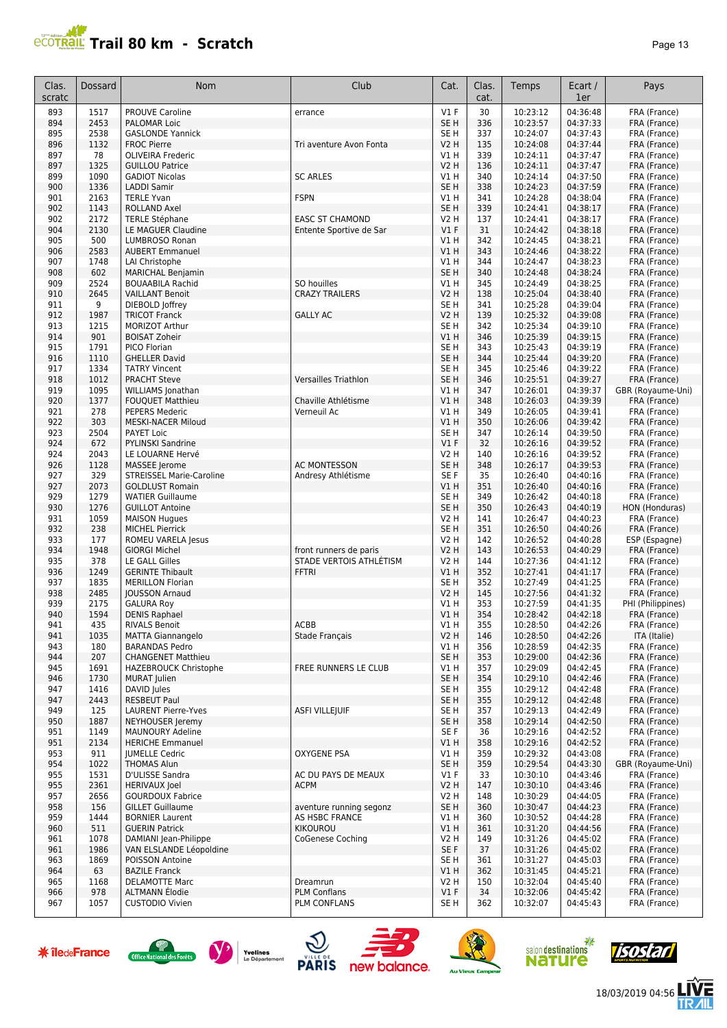# Trail 80 km - Scratch

| Clas. scratc | Dossard | Nom | Club | Cat. | Clas. cat. | Temps | Ecart / 1er | Pays |
|---|---|---|---|---|---|---|---|---|
| 893 | 1517 | PROUVE Caroline | errance | V1 F | 30 | 10:23:12 | 04:36:48 | FRA (France) |
| 894 | 2453 | PALOMAR Loic | | SE H | 336 | 10:23:57 | 04:37:33 | FRA (France) |
| 895 | 2538 | GASLONDE Yannick | | SE H | 337 | 10:24:07 | 04:37:43 | FRA (France) |
| 896 | 1132 | FROC Pierre | Tri aventure Avon Fonta | V2 H | 135 | 10:24:08 | 04:37:44 | FRA (France) |
| 897 | 78 | OLIVEIRA Frederic | | V1 H | 339 | 10:24:11 | 04:37:47 | FRA (France) |
| 897 | 1325 | GUILLOU Patrice | | V2 H | 136 | 10:24:11 | 04:37:47 | FRA (France) |
| 899 | 1090 | GADIOT Nicolas | SC ARLES | V1 H | 340 | 10:24:14 | 04:37:50 | FRA (France) |
| 900 | 1336 | LADDI Samir | | SE H | 338 | 10:24:23 | 04:37:59 | FRA (France) |
| 901 | 2163 | TERLE Yvan | FSPN | V1 H | 341 | 10:24:28 | 04:38:04 | FRA (France) |
| 902 | 1143 | ROLLAND Axel | | SE H | 339 | 10:24:41 | 04:38:17 | FRA (France) |
| 902 | 2172 | TERLE Stéphane | EASC ST CHAMOND | V2 H | 137 | 10:24:41 | 04:38:17 | FRA (France) |
| 904 | 2130 | LE MAGUER Claudine | Entente Sportive de Sar | V1 F | 31 | 10:24:42 | 04:38:18 | FRA (France) |
| 905 | 500 | LUMBROSO Ronan | | V1 H | 342 | 10:24:45 | 04:38:21 | FRA (France) |
| 906 | 2583 | AUBERT Emmanuel | | V1 H | 343 | 10:24:46 | 04:38:22 | FRA (France) |
| 907 | 1748 | LAI Christophe | | V1 H | 344 | 10:24:47 | 04:38:23 | FRA (France) |
| 908 | 602 | MARICHAL Benjamin | | SE H | 340 | 10:24:48 | 04:38:24 | FRA (France) |
| 909 | 2524 | BOUAABILA Rachid | SO houilles | V1 H | 345 | 10:24:49 | 04:38:25 | FRA (France) |
| 910 | 2645 | VAILLANT Benoit | CRAZY TRAILERS | V2 H | 138 | 10:25:04 | 04:38:40 | FRA (France) |
| 911 | 9 | DIEBOLD Joffrey | | SE H | 341 | 10:25:28 | 04:39:04 | FRA (France) |
| 912 | 1987 | TRICOT Franck | GALLY AC | V2 H | 139 | 10:25:32 | 04:39:08 | FRA (France) |
| 913 | 1215 | MORIZOT Arthur | | SE H | 342 | 10:25:34 | 04:39:10 | FRA (France) |
| 914 | 901 | BOISAT Zoheir | | V1 H | 346 | 10:25:39 | 04:39:15 | FRA (France) |
| 915 | 1791 | PICO Florian | | SE H | 343 | 10:25:43 | 04:39:19 | FRA (France) |
| 916 | 1110 | GHELLER David | | SE H | 344 | 10:25:44 | 04:39:20 | FRA (France) |
| 917 | 1334 | TATRY Vincent | | SE H | 345 | 10:25:46 | 04:39:22 | FRA (France) |
| 918 | 1012 | PRACHT Steve | Versailles Triathlon | SE H | 346 | 10:25:51 | 04:39:27 | FRA (France) |
| 919 | 1095 | WILLIAMS Jonathan | | V1 H | 347 | 10:26:01 | 04:39:37 | GBR (Royaume-Uni) |
| 920 | 1377 | FOUQUET Matthieu | Chaville Athlétisme | V1 H | 348 | 10:26:03 | 04:39:39 | FRA (France) |
| 921 | 278 | PEPERS Mederic | Verneuil Ac | V1 H | 349 | 10:26:05 | 04:39:41 | FRA (France) |
| 922 | 303 | MESKI-NACER Miloud | | V1 H | 350 | 10:26:06 | 04:39:42 | FRA (France) |
| 923 | 2504 | PAYET Loic | | SE H | 347 | 10:26:14 | 04:39:50 | FRA (France) |
| 924 | 672 | PYLINSKI Sandrine | | V1 F | 32 | 10:26:16 | 04:39:52 | FRA (France) |
| 924 | 2043 | LE LOUARNE Hervé | | V2 H | 140 | 10:26:16 | 04:39:52 | FRA (France) |
| 926 | 1128 | MASSEE Jerome | AC MONTESSON | SE H | 348 | 10:26:17 | 04:39:53 | FRA (France) |
| 927 | 329 | STREISSEL Marie-Caroline | Andresy Athlétisme | SE F | 35 | 10:26:40 | 04:40:16 | FRA (France) |
| 927 | 2073 | GOLDLUST Romain | | V1 H | 351 | 10:26:40 | 04:40:16 | FRA (France) |
| 929 | 1279 | WATIER Guillaume | | SE H | 349 | 10:26:42 | 04:40:18 | FRA (France) |
| 930 | 1276 | GUILLOT Antoine | | SE H | 350 | 10:26:43 | 04:40:19 | HON (Honduras) |
| 931 | 1059 | MAISON Hugues | | V2 H | 141 | 10:26:47 | 04:40:23 | FRA (France) |
| 932 | 238 | MICHEL Pierrick | | SE H | 351 | 10:26:50 | 04:40:26 | FRA (France) |
| 933 | 177 | ROMEU VARELA Jesus | | V2 H | 142 | 10:26:52 | 04:40:28 | ESP (Espagne) |
| 934 | 1948 | GIORGI Michel | front runners de paris | V2 H | 143 | 10:26:53 | 04:40:29 | FRA (France) |
| 935 | 378 | LE GALL Gilles | STADE VERTOIS ATHLÉTISM | V2 H | 144 | 10:27:36 | 04:41:12 | FRA (France) |
| 936 | 1249 | GERINTE Thibault | FFTRI | V1 H | 352 | 10:27:41 | 04:41:17 | FRA (France) |
| 937 | 1835 | MERILLON Florian | | SE H | 352 | 10:27:49 | 04:41:25 | FRA (France) |
| 938 | 2485 | JOUSSON Arnaud | | V2 H | 145 | 10:27:56 | 04:41:32 | FRA (France) |
| 939 | 2175 | GALURA Roy | | V1 H | 353 | 10:27:59 | 04:41:35 | PHI (Philippines) |
| 940 | 1594 | DENIS Raphael | | V1 H | 354 | 10:28:42 | 04:42:18 | FRA (France) |
| 941 | 435 | RIVALS Benoit | ACBB | V1 H | 355 | 10:28:50 | 04:42:26 | FRA (France) |
| 941 | 1035 | MATTA Giannangelo | Stade Français | V2 H | 146 | 10:28:50 | 04:42:26 | ITA (Italie) |
| 943 | 180 | BARANDAS Pedro | | V1 H | 356 | 10:28:59 | 04:42:35 | FRA (France) |
| 944 | 207 | CHANGENET Matthieu | | SE H | 353 | 10:29:00 | 04:42:36 | FRA (France) |
| 945 | 1691 | HAZEBROUCK Christophe | FREE RUNNERS LE CLUB | V1 H | 357 | 10:29:09 | 04:42:45 | FRA (France) |
| 946 | 1730 | MURAT Julien | | SE H | 354 | 10:29:10 | 04:42:46 | FRA (France) |
| 947 | 1416 | DAVID Jules | | SE H | 355 | 10:29:12 | 04:42:48 | FRA (France) |
| 947 | 2443 | RESBEUT Paul | | SE H | 355 | 10:29:12 | 04:42:48 | FRA (France) |
| 949 | 125 | LAURENT Pierre-Yves | ASFI VILLEJUIF | SE H | 357 | 10:29:13 | 04:42:49 | FRA (France) |
| 950 | 1887 | NEYHOUSER Jeremy | | SE H | 358 | 10:29:14 | 04:42:50 | FRA (France) |
| 951 | 1149 | MAUNOURY Adeline | | SE F | 36 | 10:29:16 | 04:42:52 | FRA (France) |
| 951 | 2134 | HERICHE Emmanuel | | V1 H | 358 | 10:29:16 | 04:42:52 | FRA (France) |
| 953 | 911 | JUMELLE Cedric | OXYGENE PSA | V1 H | 359 | 10:29:32 | 04:43:08 | FRA (France) |
| 954 | 1022 | THOMAS Alun | | SE H | 359 | 10:29:54 | 04:43:30 | GBR (Royaume-Uni) |
| 955 | 1531 | D'ULISSE Sandra | AC DU PAYS DE MEAUX | V1 F | 33 | 10:30:10 | 04:43:46 | FRA (France) |
| 955 | 2361 | HERIVAUX Joel | ACPM | V2 H | 147 | 10:30:10 | 04:43:46 | FRA (France) |
| 957 | 2656 | GOURDOUX Fabrice | | V2 H | 148 | 10:30:29 | 04:44:05 | FRA (France) |
| 958 | 156 | GILLET Guillaume | aventure running segonz | SE H | 360 | 10:30:47 | 04:44:23 | FRA (France) |
| 959 | 1444 | BORNIER Laurent | AS HSBC FRANCE | V1 H | 360 | 10:30:52 | 04:44:28 | FRA (France) |
| 960 | 511 | GUERIN Patrick | KIKOUROU | V1 H | 361 | 10:31:20 | 04:44:56 | FRA (France) |
| 961 | 1078 | DAMIANI Jean-Philippe | CoGenese Coching | V2 H | 149 | 10:31:26 | 04:45:02 | FRA (France) |
| 961 | 1986 | VAN ELSLANDE Léopoldine | | SE F | 37 | 10:31:26 | 04:45:02 | FRA (France) |
| 963 | 1869 | POISSON Antoine | | SE H | 361 | 10:31:27 | 04:45:03 | FRA (France) |
| 964 | 63 | BAZILE Franck | | V1 H | 362 | 10:31:45 | 04:45:21 | FRA (France) |
| 965 | 1168 | DELAMOTTE Marc | Dreamrun | V2 H | 150 | 10:32:04 | 04:45:40 | FRA (France) |
| 966 | 978 | ALTMANN Élodie | PLM Conflans | V1 F | 34 | 10:32:06 | 04:45:42 | FRA (France) |
| 967 | 1057 | CUSTODIO Vivien | PLM CONFLANS | SE H | 362 | 10:32:07 | 04:45:43 | FRA (France) |

18/03/2019 04:56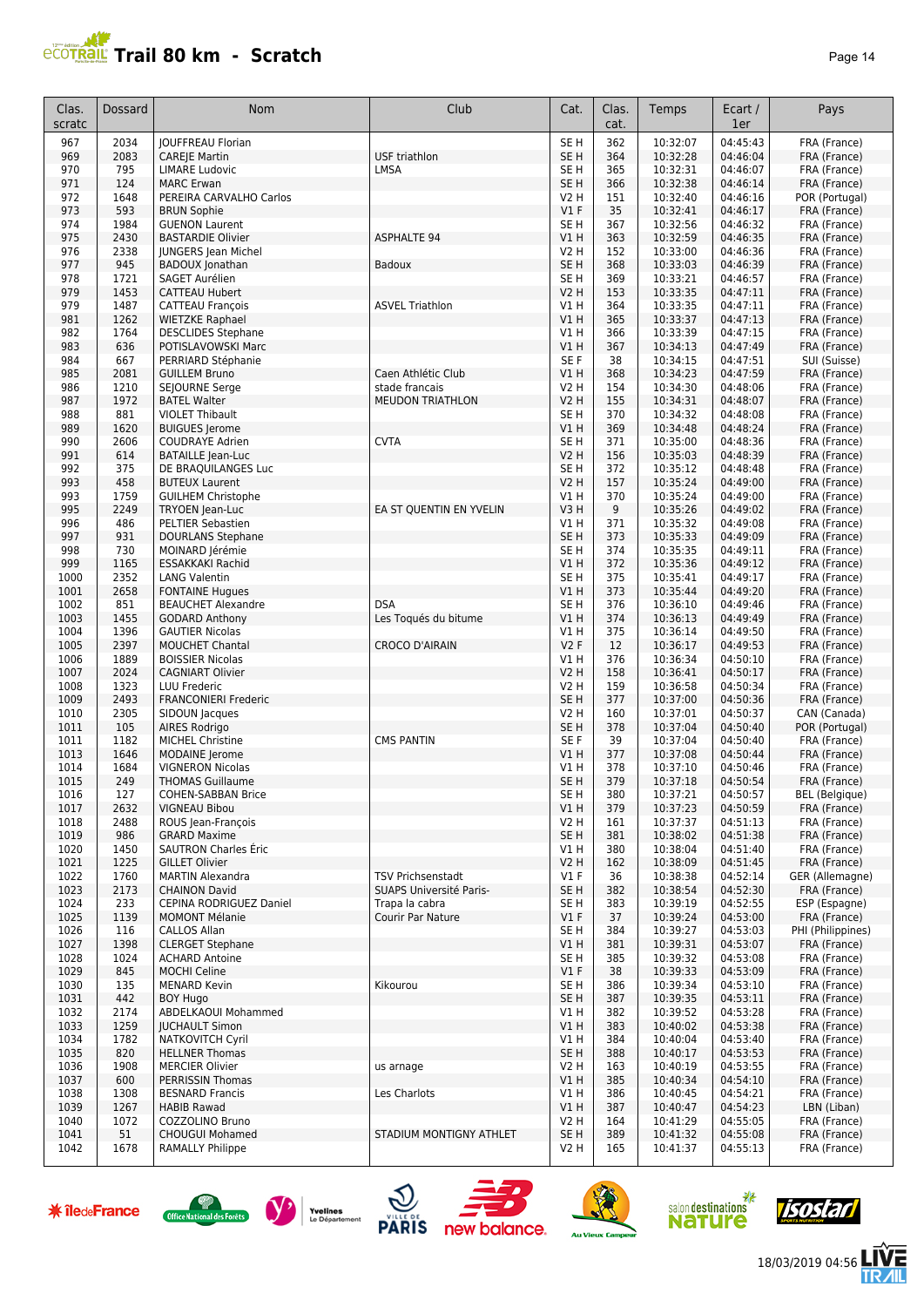# Trail 80 km - Scratch

| Clas. scratc | Dossard | Nom | Club | Cat. | Clas. cat. | Temps | Ecart / 1er | Pays |
|---|---|---|---|---|---|---|---|---|
| 967 | 2034 | JOUFFREAU Florian | | SE H | 362 | 10:32:07 | 04:45:43 | FRA (France) |
| 969 | 2083 | CAREJE Martin | USF triathlon | SE H | 364 | 10:32:28 | 04:46:04 | FRA (France) |
| 970 | 795 | LIMARE Ludovic | LMSA | SE H | 365 | 10:32:31 | 04:46:07 | FRA (France) |
| 971 | 124 | MARC Erwan | | SE H | 366 | 10:32:38 | 04:46:14 | FRA (France) |
| 972 | 1648 | PEREIRA CARVALHO Carlos | | V2 H | 151 | 10:32:40 | 04:46:16 | POR (Portugal) |
| 973 | 593 | BRUN Sophie | | V1 F | 35 | 10:32:41 | 04:46:17 | FRA (France) |
| 974 | 1984 | GUENON Laurent | | SE H | 367 | 10:32:56 | 04:46:32 | FRA (France) |
| 975 | 2430 | BASTARDIE Olivier | ASPHALTE 94 | V1 H | 363 | 10:32:59 | 04:46:35 | FRA (France) |
| 976 | 2338 | JUNGERS Jean Michel | | V2 H | 152 | 10:33:00 | 04:46:36 | FRA (France) |
| 977 | 945 | BADOUX Jonathan | Badoux | SE H | 368 | 10:33:03 | 04:46:39 | FRA (France) |
| 978 | 1721 | SAGET Aurélien | | SE H | 369 | 10:33:21 | 04:46:57 | FRA (France) |
| 979 | 1453 | CATTEAU Hubert | | V2 H | 153 | 10:33:35 | 04:47:11 | FRA (France) |
| 979 | 1487 | CATTEAU François | ASVEL Triathlon | V1 H | 364 | 10:33:35 | 04:47:11 | FRA (France) |
| 981 | 1262 | WIETZKE Raphael | | V1 H | 365 | 10:33:37 | 04:47:13 | FRA (France) |
| 982 | 1764 | DESCLIDES Stephane | | V1 H | 366 | 10:33:39 | 04:47:15 | FRA (France) |
| 983 | 636 | POTISLAVOWSKI Marc | | V1 H | 367 | 10:34:13 | 04:47:49 | FRA (France) |
| 984 | 667 | PERRIARD Stéphanie | | SE F | 38 | 10:34:15 | 04:47:51 | SUI (Suisse) |
| 985 | 2081 | GUILLEM Bruno | Caen Athlétic Club | V1 H | 368 | 10:34:23 | 04:47:59 | FRA (France) |
| 986 | 1210 | SEJOURNE Serge | stade francais | V2 H | 154 | 10:34:30 | 04:48:06 | FRA (France) |
| 987 | 1972 | BATEL Walter | MEUDON TRIATHLON | V2 H | 155 | 10:34:31 | 04:48:07 | FRA (France) |
| 988 | 881 | VIOLET Thibault | | SE H | 370 | 10:34:32 | 04:48:08 | FRA (France) |
| 989 | 1620 | BUIGUES Jerome | | V1 H | 369 | 10:34:48 | 04:48:24 | FRA (France) |
| 990 | 2606 | COUDRAYE Adrien | CVTA | SE H | 371 | 10:35:00 | 04:48:36 | FRA (France) |
| 991 | 614 | BATAILLE Jean-Luc | | V2 H | 156 | 10:35:03 | 04:48:39 | FRA (France) |
| 992 | 375 | DE BRAQUILANGES Luc | | SE H | 372 | 10:35:12 | 04:48:48 | FRA (France) |
| 993 | 458 | BUTEUX Laurent | | V2 H | 157 | 10:35:24 | 04:49:00 | FRA (France) |
| 993 | 1759 | GUILHEM Christophe | | V1 H | 370 | 10:35:24 | 04:49:00 | FRA (France) |
| 995 | 2249 | TRYOEN Jean-Luc | EA ST QUENTIN EN YVELIN | V3 H | 9 | 10:35:26 | 04:49:02 | FRA (France) |
| 996 | 486 | PELTIER Sebastien | | V1 H | 371 | 10:35:32 | 04:49:08 | FRA (France) |
| 997 | 931 | DOURLANS Stephane | | SE H | 373 | 10:35:33 | 04:49:09 | FRA (France) |
| 998 | 730 | MOINARD Jérémie | | SE H | 374 | 10:35:35 | 04:49:11 | FRA (France) |
| 999 | 1165 | ESSAKKAKI Rachid | | V1 H | 372 | 10:35:36 | 04:49:12 | FRA (France) |
| 1000 | 2352 | LANG Valentin | | SE H | 375 | 10:35:41 | 04:49:17 | FRA (France) |
| 1001 | 2658 | FONTAINE Hugues | | V1 H | 373 | 10:35:44 | 04:49:20 | FRA (France) |
| 1002 | 851 | BEAUCHET Alexandre | DSA | SE H | 376 | 10:36:10 | 04:49:46 | FRA (France) |
| 1003 | 1455 | GODARD Anthony | Les Toqués du bitume | V1 H | 374 | 10:36:13 | 04:49:49 | FRA (France) |
| 1004 | 1396 | GAUTIER Nicolas | | V1 H | 375 | 10:36:14 | 04:49:50 | FRA (France) |
| 1005 | 2397 | MOUCHET Chantal | CROCO D'AIRAIN | V2 F | 12 | 10:36:17 | 04:49:53 | FRA (France) |
| 1006 | 1889 | BOISSIER Nicolas | | V1 H | 376 | 10:36:34 | 04:50:10 | FRA (France) |
| 1007 | 2024 | CAGNIART Olivier | | V2 H | 158 | 10:36:41 | 04:50:17 | FRA (France) |
| 1008 | 1323 | LUU Frederic | | V2 H | 159 | 10:36:58 | 04:50:34 | FRA (France) |
| 1009 | 2493 | FRANCONIERI Frederic | | SE H | 377 | 10:37:00 | 04:50:36 | FRA (France) |
| 1010 | 2305 | SIDOUN Jacques | | V2 H | 160 | 10:37:01 | 04:50:37 | CAN (Canada) |
| 1011 | 105 | AIRES Rodrigo | | SE H | 378 | 10:37:04 | 04:50:40 | POR (Portugal) |
| 1011 | 1182 | MICHEL Christine | CMS PANTIN | SE F | 39 | 10:37:04 | 04:50:40 | FRA (France) |
| 1013 | 1646 | MODAINE Jerome | | V1 H | 377 | 10:37:08 | 04:50:44 | FRA (France) |
| 1014 | 1684 | VIGNERON Nicolas | | V1 H | 378 | 10:37:10 | 04:50:46 | FRA (France) |
| 1015 | 249 | THOMAS Guillaume | | SE H | 379 | 10:37:18 | 04:50:54 | FRA (France) |
| 1016 | 127 | COHEN-SABBAN Brice | | SE H | 380 | 10:37:21 | 04:50:57 | BEL (Belgique) |
| 1017 | 2632 | VIGNEAU Bibou | | V1 H | 379 | 10:37:23 | 04:50:59 | FRA (France) |
| 1018 | 2488 | ROUS Jean-François | | V2 H | 161 | 10:37:37 | 04:51:13 | FRA (France) |
| 1019 | 986 | GRARD Maxime | | SE H | 381 | 10:38:02 | 04:51:38 | FRA (France) |
| 1020 | 1450 | SAUTRON Charles Éric | | V1 H | 380 | 10:38:04 | 04:51:40 | FRA (France) |
| 1021 | 1225 | GILLET Olivier | | V2 H | 162 | 10:38:09 | 04:51:45 | FRA (France) |
| 1022 | 1760 | MARTIN Alexandra | TSV Prichsenstadt | V1 F | 36 | 10:38:38 | 04:52:14 | GER (Allemagne) |
| 1023 | 2173 | CHAINON David | SUAPS Université Paris- | SE H | 382 | 10:38:54 | 04:52:30 | FRA (France) |
| 1024 | 233 | CEPINA RODRIGUEZ Daniel | Trapa la cabra | SE H | 383 | 10:39:19 | 04:52:55 | ESP (Espagne) |
| 1025 | 1139 | MOMONT Mélanie | Courir Par Nature | V1 F | 37 | 10:39:24 | 04:53:00 | FRA (France) |
| 1026 | 116 | CALLOS Allan | | SE H | 384 | 10:39:27 | 04:53:03 | PHI (Philippines) |
| 1027 | 1398 | CLERGET Stephane | | V1 H | 381 | 10:39:31 | 04:53:07 | FRA (France) |
| 1028 | 1024 | ACHARD Antoine | | SE H | 385 | 10:39:32 | 04:53:08 | FRA (France) |
| 1029 | 845 | MOCHI Celine | | V1 F | 38 | 10:39:33 | 04:53:09 | FRA (France) |
| 1030 | 135 | MENARD Kevin | Kikourou | SE H | 386 | 10:39:34 | 04:53:10 | FRA (France) |
| 1031 | 442 | BOY Hugo | | SE H | 387 | 10:39:35 | 04:53:11 | FRA (France) |
| 1032 | 2174 | ABDELKAOUI Mohammed | | V1 H | 382 | 10:39:52 | 04:53:28 | FRA (France) |
| 1033 | 1259 | JUCHAULT Simon | | V1 H | 383 | 10:40:02 | 04:53:38 | FRA (France) |
| 1034 | 1782 | NATKOVITCH Cyril | | V1 H | 384 | 10:40:04 | 04:53:40 | FRA (France) |
| 1035 | 820 | HELLNER Thomas | | SE H | 388 | 10:40:17 | 04:53:53 | FRA (France) |
| 1036 | 1908 | MERCIER Olivier | us arnage | V2 H | 163 | 10:40:19 | 04:53:55 | FRA (France) |
| 1037 | 600 | PERRISSIN Thomas | | V1 H | 385 | 10:40:34 | 04:54:10 | FRA (France) |
| 1038 | 1308 | BESNARD Francis | Les Charlots | V1 H | 386 | 10:40:45 | 04:54:21 | FRA (France) |
| 1039 | 1267 | HABIB Rawad | | V1 H | 387 | 10:40:47 | 04:54:23 | LBN (Liban) |
| 1040 | 1072 | COZZOLINO Bruno | | V2 H | 164 | 10:41:29 | 04:55:05 | FRA (France) |
| 1041 | 51 | CHOUGUI Mohamed | STADIUM MONTIGNY ATHLET | SE H | 389 | 10:41:32 | 04:55:08 | FRA (France) |
| 1042 | 1678 | RAMALLY Philippe | | V2 H | 165 | 10:41:37 | 04:55:13 | FRA (France) |

18/03/2019 04:56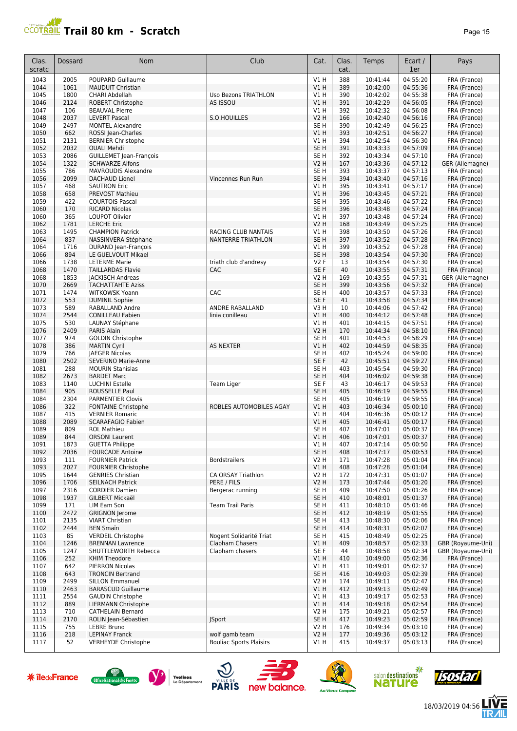# Trail 80 km - Scratch

| Clas. scratc | Dossard | Nom | Club | Cat. | Clas. cat. | Temps | Ecart / 1er | Pays |
|---|---|---|---|---|---|---|---|---|
| 1043 | 2005 | POUPARD Guillaume | | V1 H | 388 | 10:41:44 | 04:55:20 | FRA (France) |
| 1044 | 1061 | MAUDUIT Christian | | V1 H | 389 | 10:42:00 | 04:55:36 | FRA (France) |
| 1045 | 1800 | CHARI Abdellah | Uso Bezons TRIATHLON | V1 H | 390 | 10:42:02 | 04:55:38 | FRA (France) |
| 1046 | 2124 | ROBERT Christophe | AS ISSOU | V1 H | 391 | 10:42:29 | 04:56:05 | FRA (France) |
| 1047 | 106 | BEAUVAL Pierre | | V1 H | 392 | 10:42:32 | 04:56:08 | FRA (France) |
| 1048 | 2037 | LEVERT Pascal | S.O.HOUILLES | V2 H | 166 | 10:42:40 | 04:56:16 | FRA (France) |
| 1049 | 2497 | MONTEL Alexandre | | SE H | 390 | 10:42:49 | 04:56:25 | FRA (France) |
| 1050 | 662 | ROSSI Jean-Charles | | V1 H | 393 | 10:42:51 | 04:56:27 | FRA (France) |
| 1051 | 2131 | BERNIER Christophe | | V1 H | 394 | 10:42:54 | 04:56:30 | FRA (France) |
| 1052 | 2032 | OUALI Mehdi | | SE H | 391 | 10:43:33 | 04:57:09 | FRA (France) |
| 1053 | 2086 | GUILLEMET Jean-François | | SE H | 392 | 10:43:34 | 04:57:10 | FRA (France) |
| 1054 | 1322 | SCHWARZE Alfons | | V2 H | 167 | 10:43:36 | 04:57:12 | GER (Allemagne) |
| 1055 | 786 | MAVROUDIS Alexandre | | SE H | 393 | 10:43:37 | 04:57:13 | FRA (France) |
| 1056 | 2099 | DACHAUD Lionel | Vincennes Run Run | SE H | 394 | 10:43:40 | 04:57:16 | FRA (France) |
| 1057 | 468 | SAUTRON Eric | | V1 H | 395 | 10:43:41 | 04:57:17 | FRA (France) |
| 1058 | 658 | PREVOST Mathieu | | V1 H | 396 | 10:43:45 | 04:57:21 | FRA (France) |
| 1059 | 422 | COURTOIS Pascal | | SE H | 395 | 10:43:46 | 04:57:22 | FRA (France) |
| 1060 | 170 | RICARD Nicolas | | SE H | 396 | 10:43:48 | 04:57:24 | FRA (France) |
| 1060 | 365 | LOUPOT Olivier | | V1 H | 397 | 10:43:48 | 04:57:24 | FRA (France) |
| 1062 | 1781 | LERCHE Eric | | V2 H | 168 | 10:43:49 | 04:57:25 | FRA (France) |
| 1063 | 1495 | CHAMPION Patrick | RACING CLUB NANTAIS | V1 H | 398 | 10:43:50 | 04:57:26 | FRA (France) |
| 1064 | 837 | NASSINVERA Stéphane | NANTERRE TRIATHLON | SE H | 397 | 10:43:52 | 04:57:28 | FRA (France) |
| 1064 | 1716 | DURAND Jean-François | | V1 H | 399 | 10:43:52 | 04:57:28 | FRA (France) |
| 1066 | 894 | LE GUELVOUIT Mikael | | SE H | 398 | 10:43:54 | 04:57:30 | FRA (France) |
| 1066 | 1738 | LETERME Marie | triath club d'andresy | V2 F | 13 | 10:43:54 | 04:57:30 | FRA (France) |
| 1068 | 1470 | TAILLARDAS Flavie | CAC | SE F | 40 | 10:43:55 | 04:57:31 | FRA (France) |
| 1068 | 1853 | JACKISCH Andreas | | V2 H | 169 | 10:43:55 | 04:57:31 | GER (Allemagne) |
| 1070 | 2669 | TACHATTAHTE Aziss | | SE H | 399 | 10:43:56 | 04:57:32 | FRA (France) |
| 1071 | 1474 | WITKOWSK Yoann | CAC | SE H | 400 | 10:43:57 | 04:57:33 | FRA (France) |
| 1072 | 553 | DUMINIL Sophie | | SE F | 41 | 10:43:58 | 04:57:34 | FRA (France) |
| 1073 | 589 | RABALLAND Andre | ANDRE RABALLAND | V3 H | 10 | 10:44:06 | 04:57:42 | FRA (France) |
| 1074 | 2544 | CONILLEAU Fabien | linia conilleau | V1 H | 400 | 10:44:12 | 04:57:48 | FRA (France) |
| 1075 | 530 | LAUNAY Stéphane | | V1 H | 401 | 10:44:15 | 04:57:51 | FRA (France) |
| 1076 | 2409 | PARIS Alain | | V2 H | 170 | 10:44:34 | 04:58:10 | FRA (France) |
| 1077 | 974 | GOLDIN Christophe | | SE H | 401 | 10:44:53 | 04:58:29 | FRA (France) |
| 1078 | 386 | MARTIN Cyril | AS NEXTER | V1 H | 402 | 10:44:59 | 04:58:35 | FRA (France) |
| 1079 | 766 | JAEGER Nicolas | | SE H | 402 | 10:45:24 | 04:59:00 | FRA (France) |
| 1080 | 2502 | SEVERINO Marie-Anne | | SE F | 42 | 10:45:51 | 04:59:27 | FRA (France) |
| 1081 | 288 | MOURIN Stanislas | | SE H | 403 | 10:45:54 | 04:59:30 | FRA (France) |
| 1082 | 2673 | BARDET Marc | | SE H | 404 | 10:46:02 | 04:59:38 | FRA (France) |
| 1083 | 1140 | LUCHINI Estelle | Team Liger | SE F | 43 | 10:46:17 | 04:59:53 | FRA (France) |
| 1084 | 905 | ROUSSELLE Paul | | SE H | 405 | 10:46:19 | 04:59:55 | FRA (France) |
| 1084 | 2304 | PARMENTIER Clovis | | SE H | 405 | 10:46:19 | 04:59:55 | FRA (France) |
| 1086 | 322 | FONTAINE Christophe | ROBLES AUTOMOBILES AGAY | V1 H | 403 | 10:46:34 | 05:00:10 | FRA (France) |
| 1087 | 415 | VERNIER Romaric | | V1 H | 404 | 10:46:36 | 05:00:12 | FRA (France) |
| 1088 | 2089 | SCARAFAGIO Fabien | | V1 H | 405 | 10:46:41 | 05:00:17 | FRA (France) |
| 1089 | 809 | ROL Mathieu | | SE H | 407 | 10:47:01 | 05:00:37 | FRA (France) |
| 1089 | 844 | ORSONI Laurent | | V1 H | 406 | 10:47:01 | 05:00:37 | FRA (France) |
| 1091 | 1873 | GUETTA Philippe | | V1 H | 407 | 10:47:14 | 05:00:50 | FRA (France) |
| 1092 | 2036 | FOURCADE Antoine | | SE H | 408 | 10:47:17 | 05:00:53 | FRA (France) |
| 1093 | 111 | FOURNIER Patrick | Bordstrailers | V2 H | 171 | 10:47:28 | 05:01:04 | FRA (France) |
| 1093 | 2027 | FOURNIER Christophe | | V1 H | 408 | 10:47:28 | 05:01:04 | FRA (France) |
| 1095 | 1644 | GENRIES Christian | CA ORSAY Triathlon | V2 H | 172 | 10:47:31 | 05:01:07 | FRA (France) |
| 1096 | 1706 | SEILNACH Patrick | PERE / FILS | V2 H | 173 | 10:47:44 | 05:01:20 | FRA (France) |
| 1097 | 2316 | CORDIER Damien | Bergerac running | SE H | 409 | 10:47:50 | 05:01:26 | FRA (France) |
| 1098 | 1937 | GILBERT Mickaël | | SE H | 410 | 10:48:01 | 05:01:37 | FRA (France) |
| 1099 | 171 | LIM Eam Son | Team Trail Paris | SE H | 411 | 10:48:10 | 05:01:46 | FRA (France) |
| 1100 | 2472 | GRIGNON Jerome | | SE H | 412 | 10:48:19 | 05:01:55 | FRA (France) |
| 1101 | 2135 | VIART Christian | | SE H | 413 | 10:48:30 | 05:02:06 | FRA (France) |
| 1102 | 2444 | BEN Smaïn | | SE H | 414 | 10:48:31 | 05:02:07 | FRA (France) |
| 1103 | 85 | VERDEIL Christophe | Nogent Solidarité Triat | SE H | 415 | 10:48:49 | 05:02:25 | FRA (France) |
| 1104 | 1246 | BRENNAN Lawrence | Clapham Chasers | V1 H | 409 | 10:48:57 | 05:02:33 | GBR (Royaume-Uni) |
| 1105 | 1247 | SHUTTLEWORTH Rebecca | Clapham chasers | SE F | 44 | 10:48:58 | 05:02:34 | GBR (Royaume-Uni) |
| 1106 | 252 | KHIM Theodore | | V1 H | 410 | 10:49:00 | 05:02:36 | FRA (France) |
| 1107 | 642 | PIERRON Nicolas | | V1 H | 411 | 10:49:01 | 05:02:37 | FRA (France) |
| 1108 | 643 | TRONCIN Bertrand | | SE H | 416 | 10:49:03 | 05:02:39 | FRA (France) |
| 1109 | 2499 | SILLON Emmanuel | | V2 H | 174 | 10:49:11 | 05:02:47 | FRA (France) |
| 1110 | 2463 | BARASCUD Guillaume | | V1 H | 412 | 10:49:13 | 05:02:49 | FRA (France) |
| 1111 | 2554 | GAUDIN Christophe | | V1 H | 413 | 10:49:17 | 05:02:53 | FRA (France) |
| 1112 | 889 | LIERMANN Christophe | | V1 H | 414 | 10:49:18 | 05:02:54 | FRA (France) |
| 1113 | 710 | CATHELAIN Bernard | | V2 H | 175 | 10:49:21 | 05:02:57 | FRA (France) |
| 1114 | 2170 | ROLIN Jean-Sébastien | JSport | SE H | 417 | 10:49:23 | 05:02:59 | FRA (France) |
| 1115 | 755 | LEBRE Bruno | | V2 H | 176 | 10:49:34 | 05:03:10 | FRA (France) |
| 1116 | 218 | LEPINAY Franck | wolf gamb team | V2 H | 177 | 10:49:36 | 05:03:12 | FRA (France) |
| 1117 | 52 | VERHEYDE Christophe | Bouliac Sports Plaisirs | V1 H | 415 | 10:49:37 | 05:03:13 | FRA (France) |

18/03/2019 04:56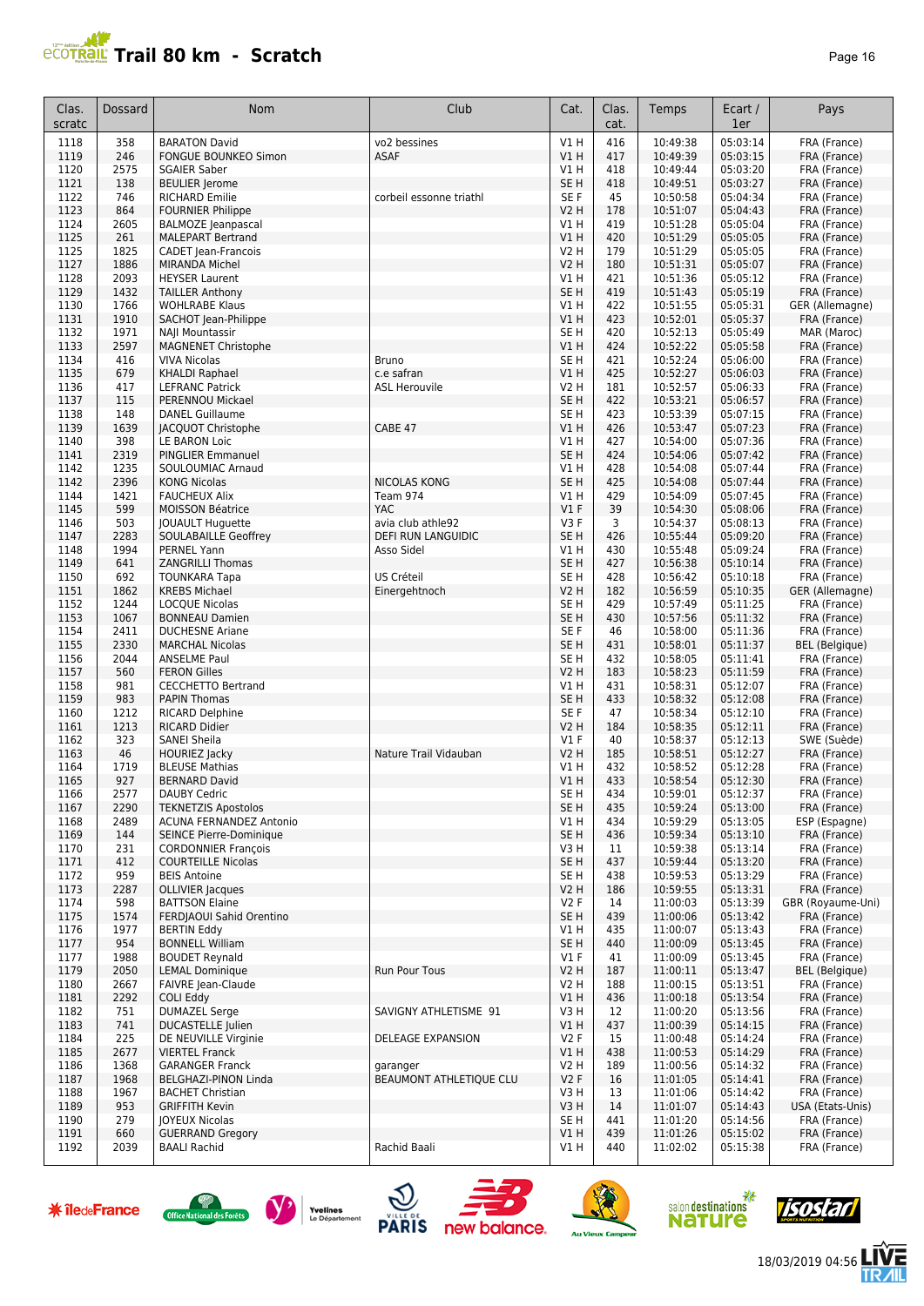# Trail 80 km - Scratch

| Clas. scratc | Dossard | Nom | Club | Cat. | Clas. cat. | Temps | Ecart / 1er | Pays |
|---|---|---|---|---|---|---|---|---|
| 1118 | 358 | BARATON David | vo2 bessines | V1 H | 416 | 10:49:38 | 05:03:14 | FRA (France) |
| 1119 | 246 | FONGUE BOUNKEO Simon | ASAF | V1 H | 417 | 10:49:39 | 05:03:15 | FRA (France) |
| 1120 | 2575 | SGAIER Saber | | V1 H | 418 | 10:49:44 | 05:03:20 | FRA (France) |
| 1121 | 138 | BEULIER Jerome | | SE H | 418 | 10:49:51 | 05:03:27 | FRA (France) |
| 1122 | 746 | RICHARD Emilie | corbeil essonne triathl | SE F | 45 | 10:50:58 | 05:04:34 | FRA (France) |
| 1123 | 864 | FOURNIER Philippe | | V2 H | 178 | 10:51:07 | 05:04:43 | FRA (France) |
| 1124 | 2605 | BALMOZE Jeanpascal | | V1 H | 419 | 10:51:28 | 05:05:04 | FRA (France) |
| 1125 | 261 | MALEPART Bertrand | | V1 H | 420 | 10:51:29 | 05:05:05 | FRA (France) |
| 1125 | 1825 | CADET Jean-Francois | | V2 H | 179 | 10:51:29 | 05:05:05 | FRA (France) |
| 1127 | 1886 | MIRANDA Michel | | V2 H | 180 | 10:51:31 | 05:05:07 | FRA (France) |
| 1128 | 2093 | HEYSER Laurent | | V1 H | 421 | 10:51:36 | 05:05:12 | FRA (France) |
| 1129 | 1432 | TAILLER Anthony | | SE H | 419 | 10:51:43 | 05:05:19 | FRA (France) |
| 1130 | 1766 | WOHLRABE Klaus | | V1 H | 422 | 10:51:55 | 05:05:31 | GER (Allemagne) |
| 1131 | 1910 | SACHOT Jean-Philippe | | V1 H | 423 | 10:52:01 | 05:05:37 | FRA (France) |
| 1132 | 1971 | NAJI Mountassir | | SE H | 420 | 10:52:13 | 05:05:49 | MAR (Maroc) |
| 1133 | 2597 | MAGNENET Christophe | | V1 H | 424 | 10:52:22 | 05:05:58 | FRA (France) |
| 1134 | 416 | VIVA Nicolas | Bruno | SE H | 421 | 10:52:24 | 05:06:00 | FRA (France) |
| 1135 | 679 | KHALDI Raphael | c.e safran | V1 H | 425 | 10:52:27 | 05:06:03 | FRA (France) |
| 1136 | 417 | LEFRANC Patrick | ASL Herouvile | V2 H | 181 | 10:52:57 | 05:06:33 | FRA (France) |
| 1137 | 115 | PERENNOU Mickael | | SE H | 422 | 10:53:21 | 05:06:57 | FRA (France) |
| 1138 | 148 | DANEL Guillaume | | SE H | 423 | 10:53:39 | 05:07:15 | FRA (France) |
| 1139 | 1639 | JACQUOT Christophe | CABE 47 | V1 H | 426 | 10:53:47 | 05:07:23 | FRA (France) |
| 1140 | 398 | LE BARON Loic | | V1 H | 427 | 10:54:00 | 05:07:36 | FRA (France) |
| 1141 | 2319 | PINGLIER Emmanuel | | SE H | 424 | 10:54:06 | 05:07:42 | FRA (France) |
| 1142 | 1235 | SOULOUMIAC Arnaud | | V1 H | 428 | 10:54:08 | 05:07:44 | FRA (France) |
| 1142 | 2396 | KONG Nicolas | NICOLAS KONG | SE H | 425 | 10:54:08 | 05:07:44 | FRA (France) |
| 1144 | 1421 | FAUCHEUX Alix | Team 974 | V1 H | 429 | 10:54:09 | 05:07:45 | FRA (France) |
| 1145 | 599 | MOISSON Béatrice | YAC | V1 F | 39 | 10:54:30 | 05:08:06 | FRA (France) |
| 1146 | 503 | JOUAULT Huguette | avia club athle92 | V3 F | 3 | 10:54:37 | 05:08:13 | FRA (France) |
| 1147 | 2283 | SOULABAILLE Geoffrey | DEFI RUN LANGUIDIC | SE H | 426 | 10:55:44 | 05:09:20 | FRA (France) |
| 1148 | 1994 | PERNEL Yann | Asso Sidel | V1 H | 430 | 10:55:48 | 05:09:24 | FRA (France) |
| 1149 | 641 | ZANGRILLI Thomas | | SE H | 427 | 10:56:38 | 05:10:14 | FRA (France) |
| 1150 | 692 | TOUNKARA Tapa | US Créteil | SE H | 428 | 10:56:42 | 05:10:18 | FRA (France) |
| 1151 | 1862 | KREBS Michael | Einergehtnoch | V2 H | 182 | 10:56:59 | 05:10:35 | GER (Allemagne) |
| 1152 | 1244 | LOCQUE Nicolas | | SE H | 429 | 10:57:49 | 05:11:25 | FRA (France) |
| 1153 | 1067 | BONNEAU Damien | | SE H | 430 | 10:57:56 | 05:11:32 | FRA (France) |
| 1154 | 2411 | DUCHESNE Ariane | | SE F | 46 | 10:58:00 | 05:11:36 | FRA (France) |
| 1155 | 2330 | MARCHAL Nicolas | | SE H | 431 | 10:58:01 | 05:11:37 | BEL (Belgique) |
| 1156 | 2044 | ANSELME Paul | | SE H | 432 | 10:58:05 | 05:11:41 | FRA (France) |
| 1157 | 560 | FERON Gilles | | V2 H | 183 | 10:58:23 | 05:11:59 | FRA (France) |
| 1158 | 981 | CECCHETTO Bertrand | | V1 H | 431 | 10:58:31 | 05:12:07 | FRA (France) |
| 1159 | 983 | PAPIN Thomas | | SE H | 433 | 10:58:32 | 05:12:08 | FRA (France) |
| 1160 | 1212 | RICARD Delphine | | SE F | 47 | 10:58:34 | 05:12:10 | FRA (France) |
| 1161 | 1213 | RICARD Didier | | V2 H | 184 | 10:58:35 | 05:12:11 | FRA (France) |
| 1162 | 323 | SANEI Sheila | | V1 F | 40 | 10:58:37 | 05:12:13 | SWE (Suède) |
| 1163 | 46 | HOURIEZ Jacky | Nature Trail Vidauban | V2 H | 185 | 10:58:51 | 05:12:27 | FRA (France) |
| 1164 | 1719 | BLEUSE Mathias | | V1 H | 432 | 10:58:52 | 05:12:28 | FRA (France) |
| 1165 | 927 | BERNARD David | | V1 H | 433 | 10:58:54 | 05:12:30 | FRA (France) |
| 1166 | 2577 | DAUBY Cedric | | SE H | 434 | 10:59:01 | 05:12:37 | FRA (France) |
| 1167 | 2290 | TEKNETZIS Apostolos | | SE H | 435 | 10:59:24 | 05:13:00 | FRA (France) |
| 1168 | 2489 | ACUNA FERNANDEZ Antonio | | V1 H | 434 | 10:59:29 | 05:13:05 | ESP (Espagne) |
| 1169 | 144 | SEINCE Pierre-Dominique | | SE H | 436 | 10:59:34 | 05:13:10 | FRA (France) |
| 1170 | 231 | CORDONNIER François | | V3 H | 11 | 10:59:38 | 05:13:14 | FRA (France) |
| 1171 | 412 | COURTEILLE Nicolas | | SE H | 437 | 10:59:44 | 05:13:20 | FRA (France) |
| 1172 | 959 | BEIS Antoine | | SE H | 438 | 10:59:53 | 05:13:29 | FRA (France) |
| 1173 | 2287 | OLLIVIER Jacques | | V2 H | 186 | 10:59:55 | 05:13:31 | FRA (France) |
| 1174 | 598 | BATTSON Elaine | | V2 F | 14 | 11:00:03 | 05:13:39 | GBR (Royaume-Uni) |
| 1175 | 1574 | FERDJAOUI Sahid Orentino | | SE H | 439 | 11:00:06 | 05:13:42 | FRA (France) |
| 1176 | 1977 | BERTIN Eddy | | V1 H | 435 | 11:00:07 | 05:13:43 | FRA (France) |
| 1177 | 954 | BONNELL William | | SE H | 440 | 11:00:09 | 05:13:45 | FRA (France) |
| 1177 | 1988 | BOUDET Reynald | | V1 F | 41 | 11:00:09 | 05:13:45 | FRA (France) |
| 1179 | 2050 | LEMAL Dominique | Run Pour Tous | V2 H | 187 | 11:00:11 | 05:13:47 | BEL (Belgique) |
| 1180 | 2667 | FAIVRE Jean-Claude | | V2 H | 188 | 11:00:15 | 05:13:51 | FRA (France) |
| 1181 | 2292 | COLI Eddy | | V1 H | 436 | 11:00:18 | 05:13:54 | FRA (France) |
| 1182 | 751 | DUMAZEL Serge | SAVIGNY ATHLETISME 91 | V3 H | 12 | 11:00:20 | 05:13:56 | FRA (France) |
| 1183 | 741 | DUCASTELLE Julien | | V1 H | 437 | 11:00:39 | 05:14:15 | FRA (France) |
| 1184 | 225 | DE NEUVILLE Virginie | DELEAGE EXPANSION | V2 F | 15 | 11:00:48 | 05:14:24 | FRA (France) |
| 1185 | 2677 | VIERTEL Franck | | V1 H | 438 | 11:00:53 | 05:14:29 | FRA (France) |
| 1186 | 1368 | GARANGER Franck | garanger | V2 H | 189 | 11:00:56 | 05:14:32 | FRA (France) |
| 1187 | 1968 | BELGHAZI-PINON Linda | BEAUMONT ATHLETIQUE CLU | V2 F | 16 | 11:01:05 | 05:14:41 | FRA (France) |
| 1188 | 1967 | BACHET Christian | | V3 H | 13 | 11:01:06 | 05:14:42 | FRA (France) |
| 1189 | 953 | GRIFFITH Kevin | | V3 H | 14 | 11:01:07 | 05:14:43 | USA (Etats-Unis) |
| 1190 | 279 | JOYEUX Nicolas | | SE H | 441 | 11:01:20 | 05:14:56 | FRA (France) |
| 1191 | 660 | GUERRAND Gregory | | V1 H | 439 | 11:01:26 | 05:15:02 | FRA (France) |
| 1192 | 2039 | BAALI Rachid | Rachid Baali | V1 H | 440 | 11:02:02 | 05:15:38 | FRA (France) |

18/03/2019 04:56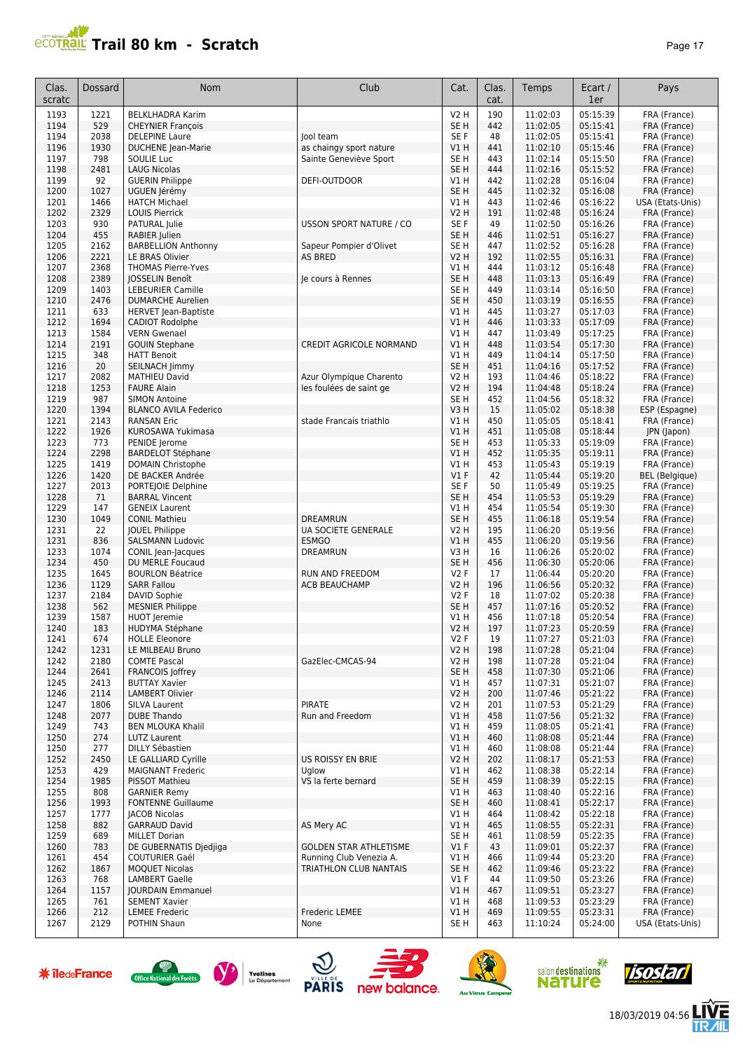# Trail 80 km - Scratch

| Clas. scratc | Dossard | Nom | Club | Cat. | Clas. cat. | Temps | Ecart / 1er | Pays |
|---|---|---|---|---|---|---|---|---|
| 1193 | 1221 | BELKLHADRA Karim | | V2 H | 190 | 11:02:03 | 05:15:39 | FRA (France) |
| 1194 | 529 | CHEYNIER François | | SE H | 442 | 11:02:05 | 05:15:41 | FRA (France) |
| 1194 | 2038 | DELEPINE Laure | Jool team | SE F | 48 | 11:02:05 | 05:15:41 | FRA (France) |
| 1196 | 1930 | DUCHENE Jean-Marie | as chaingy sport nature | V1 H | 441 | 11:02:10 | 05:15:46 | FRA (France) |
| 1197 | 798 | SOULIE Luc | Sainte Geneviève Sport | SE H | 443 | 11:02:14 | 05:15:50 | FRA (France) |
| 1198 | 2481 | LAUG Nicolas | | SE H | 444 | 11:02:16 | 05:15:52 | FRA (France) |
| 1199 | 92 | GUERIN Philippe | DEFI-OUTDOOR | V1 H | 442 | 11:02:28 | 05:16:04 | FRA (France) |
| 1200 | 1027 | UGUEN Jérémy | | SE H | 445 | 11:02:32 | 05:16:08 | FRA (France) |
| 1201 | 1466 | HATCH Michael | | V1 H | 443 | 11:02:46 | 05:16:22 | USA (Etats-Unis) |
| 1202 | 2329 | LOUIS Pierrick | | V2 H | 191 | 11:02:48 | 05:16:24 | FRA (France) |
| 1203 | 930 | PATURAL Julie | USSON SPORT NATURE / CO | SE F | 49 | 11:02:50 | 05:16:26 | FRA (France) |
| 1204 | 455 | RABIER Julien | | SE H | 446 | 11:02:51 | 05:16:27 | FRA (France) |
| 1205 | 2162 | BARBELLION Anthonny | Sapeur Pompier d'Olivet | SE H | 447 | 11:02:52 | 05:16:28 | FRA (France) |
| 1206 | 2221 | LE BRAS Olivier | AS BRED | V2 H | 192 | 11:02:55 | 05:16:31 | FRA (France) |
| 1207 | 2368 | THOMAS Pierre-Yves | | V1 H | 444 | 11:03:12 | 05:16:48 | FRA (France) |
| 1208 | 2389 | JOSSELIN Benoît | Je cours à Rennes | SE H | 448 | 11:03:13 | 05:16:49 | FRA (France) |
| 1209 | 1403 | LEBEURIER Camille | | SE H | 449 | 11:03:14 | 05:16:50 | FRA (France) |
| 1210 | 2476 | DUMARCHE Aurelien | | SE H | 450 | 11:03:19 | 05:16:55 | FRA (France) |
| 1211 | 633 | HERVET Jean-Baptiste | | V1 H | 445 | 11:03:27 | 05:17:03 | FRA (France) |
| 1212 | 1694 | CADIOT Rodolphe | | V1 H | 446 | 11:03:33 | 05:17:09 | FRA (France) |
| 1213 | 1584 | VERN Gwenael | | V1 H | 447 | 11:03:49 | 05:17:25 | FRA (France) |
| 1214 | 2191 | GOUIN Stephane | CREDIT AGRICOLE NORMAND | V1 H | 448 | 11:03:54 | 05:17:30 | FRA (France) |
| 1215 | 348 | HATT Benoit | | V1 H | 449 | 11:04:14 | 05:17:50 | FRA (France) |
| 1216 | 20 | SEILNACH Jimmy | | SE H | 451 | 11:04:16 | 05:17:52 | FRA (France) |
| 1217 | 2082 | MATHIEU David | Azur Olympique Charento | V2 H | 193 | 11:04:46 | 05:18:22 | FRA (France) |
| 1218 | 1253 | FAURE Alain | les foulées de saint ge | V2 H | 194 | 11:04:48 | 05:18:24 | FRA (France) |
| 1219 | 987 | SIMON Antoine | | SE H | 452 | 11:04:56 | 05:18:32 | FRA (France) |
| 1220 | 1394 | BLANCO AVILA Federico | | V3 H | 15 | 11:05:02 | 05:18:38 | ESP (Espagne) |
| 1221 | 2143 | RANSAN Eric | stade Francais triathlo | V1 H | 450 | 11:05:05 | 05:18:41 | FRA (France) |
| 1222 | 1926 | KUROSAWA Yukimasa | | V1 H | 451 | 11:05:08 | 05:18:44 | JPN (Japon) |
| 1223 | 773 | PENIDE Jerome | | SE H | 453 | 11:05:33 | 05:19:09 | FRA (France) |
| 1224 | 2298 | BARDELOT Stéphane | | V1 H | 452 | 11:05:35 | 05:19:11 | FRA (France) |
| 1225 | 1419 | DOMAIN Christophe | | V1 H | 453 | 11:05:43 | 05:19:19 | FRA (France) |
| 1226 | 1420 | DE BACKER Andrée | | V1 F | 42 | 11:05:44 | 05:19:20 | BEL (Belgique) |
| 1227 | 2013 | PORTEJOIE Delphine | | SE F | 50 | 11:05:49 | 05:19:25 | FRA (France) |
| 1228 | 71 | BARRAL Vincent | | SE H | 454 | 11:05:53 | 05:19:29 | FRA (France) |
| 1229 | 147 | GENEIX Laurent | | V1 H | 454 | 11:05:54 | 05:19:30 | FRA (France) |
| 1230 | 1049 | CONIL Mathieu | DREAMRUN | SE H | 455 | 11:06:18 | 05:19:54 | FRA (France) |
| 1231 | 22 | JOUEL Philippe | UA SOCIETE GENERALE | V2 H | 195 | 11:06:20 | 05:19:56 | FRA (France) |
| 1231 | 836 | SALSMANN Ludovic | ESMGO | V1 H | 455 | 11:06:20 | 05:19:56 | FRA (France) |
| 1233 | 1074 | CONIL Jean-Jacques | DREAMRUN | V3 H | 16 | 11:06:26 | 05:20:02 | FRA (France) |
| 1234 | 450 | DU MERLE Foucaud | | SE H | 456 | 11:06:30 | 05:20:06 | FRA (France) |
| 1235 | 1645 | BOURLON Béatrice | RUN AND FREEDOM | V2 F | 17 | 11:06:44 | 05:20:20 | FRA (France) |
| 1236 | 1129 | SARR Fallou | ACB BEAUCHAMP | V2 H | 196 | 11:06:56 | 05:20:32 | FRA (France) |
| 1237 | 2184 | DAVID Sophie | | V2 F | 18 | 11:07:02 | 05:20:38 | FRA (France) |
| 1238 | 562 | MESNIER Philippe | | SE H | 457 | 11:07:16 | 05:20:52 | FRA (France) |
| 1239 | 1587 | HUOT Jeremie | | V1 H | 456 | 11:07:18 | 05:20:54 | FRA (France) |
| 1240 | 183 | HUDYMA Stéphane | | V2 H | 197 | 11:07:23 | 05:20:59 | FRA (France) |
| 1241 | 674 | HOLLE Eleonore | | V2 F | 19 | 11:07:27 | 05:21:03 | FRA (France) |
| 1242 | 1231 | LE MILBEAU Bruno | | V2 H | 198 | 11:07:28 | 05:21:04 | FRA (France) |
| 1242 | 2180 | COMTE Pascal | GazElec-CMCAS-94 | V2 H | 198 | 11:07:28 | 05:21:04 | FRA (France) |
| 1244 | 2641 | FRANCOIS Joffrey | | SE H | 458 | 11:07:30 | 05:21:06 | FRA (France) |
| 1245 | 2413 | BUTTAY Xavier | | V1 H | 457 | 11:07:31 | 05:21:07 | FRA (France) |
| 1246 | 2114 | LAMBERT Olivier | | V2 H | 200 | 11:07:46 | 05:21:22 | FRA (France) |
| 1247 | 1806 | SILVA Laurent | PIRATE | V2 H | 201 | 11:07:53 | 05:21:29 | FRA (France) |
| 1248 | 2077 | DUBE Thando | Run and Freedom | V1 H | 458 | 11:07:56 | 05:21:32 | FRA (France) |
| 1249 | 743 | BEN MLOUKA Khalil | | V1 H | 459 | 11:08:05 | 05:21:41 | FRA (France) |
| 1250 | 274 | LUTZ Laurent | | V1 H | 460 | 11:08:08 | 05:21:44 | FRA (France) |
| 1250 | 277 | DILLY Sébastien | | V1 H | 460 | 11:08:08 | 05:21:44 | FRA (France) |
| 1252 | 2450 | LE GALLIARD Cyrille | US ROISSY EN BRIE | V2 H | 202 | 11:08:17 | 05:21:53 | FRA (France) |
| 1253 | 429 | MAIGNANT Frederic | Uglow | V1 H | 462 | 11:08:38 | 05:22:14 | FRA (France) |
| 1254 | 1985 | PISSOT Mathieu | VS la ferte bernard | SE H | 459 | 11:08:39 | 05:22:15 | FRA (France) |
| 1255 | 808 | GARNIER Remy | | V1 H | 463 | 11:08:40 | 05:22:16 | FRA (France) |
| 1256 | 1993 | FONTENNE Guillaume | | SE H | 460 | 11:08:41 | 05:22:17 | FRA (France) |
| 1257 | 1777 | JACOB Nicolas | | V1 H | 464 | 11:08:42 | 05:22:18 | FRA (France) |
| 1258 | 882 | GARRAUD David | AS Mery AC | V1 H | 465 | 11:08:55 | 05:22:31 | FRA (France) |
| 1259 | 689 | MILLET Dorian | | SE H | 461 | 11:08:59 | 05:22:35 | FRA (France) |
| 1260 | 783 | DE GUBERNATIS Djedjiga | GOLDEN STAR ATHLETISME | V1 F | 43 | 11:09:01 | 05:22:37 | FRA (France) |
| 1261 | 454 | COUTURIER Gaël | Running Club Venezia A. | V1 H | 466 | 11:09:44 | 05:23:20 | FRA (France) |
| 1262 | 1867 | MOQUET Nicolas | TRIATHLON CLUB NANTAIS | SE H | 462 | 11:09:46 | 05:23:22 | FRA (France) |
| 1263 | 768 | LAMBERT Gaelle | | V1 F | 44 | 11:09:50 | 05:23:26 | FRA (France) |
| 1264 | 1157 | JOURDAIN Emmanuel | | V1 H | 467 | 11:09:51 | 05:23:27 | FRA (France) |
| 1265 | 761 | SEMENT Xavier | | V1 H | 468 | 11:09:53 | 05:23:29 | FRA (France) |
| 1266 | 212 | LEMEE Frederic | Frederic LEMEE | V1 H | 469 | 11:09:55 | 05:23:31 | FRA (France) |
| 1267 | 2129 | POTHIN Shaun | None | SE H | 463 | 11:10:24 | 05:24:00 | USA (Etats-Unis) |

18/03/2019 04:56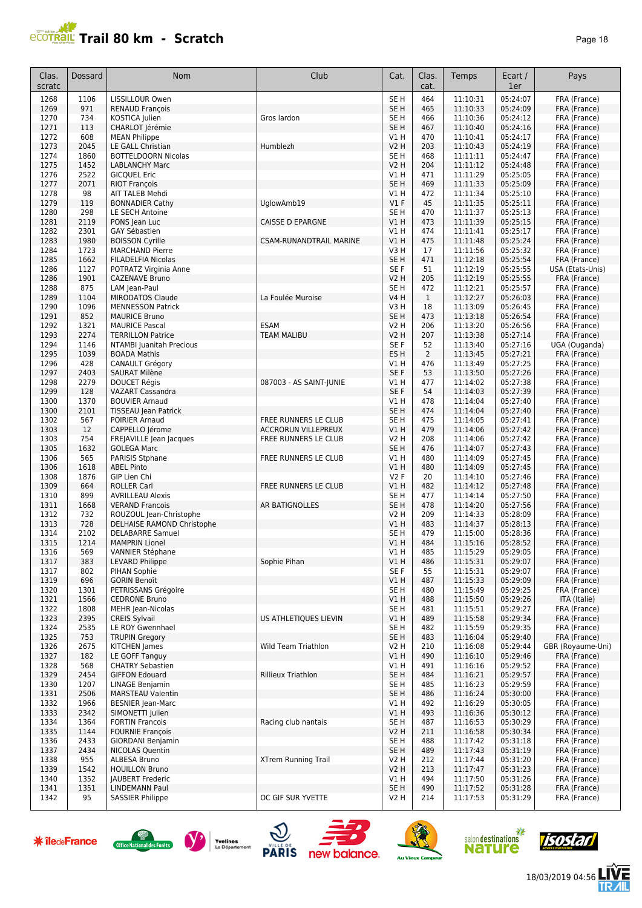# Trail 80 km - Scratch

| Clas. scratc | Dossard | Nom | Club | Cat. | Clas. cat. | Temps | Ecart / 1er | Pays |
|---|---|---|---|---|---|---|---|---|
| 1268 | 1106 | LISSILLOUR Owen | | SE H | 464 | 11:10:31 | 05:24:07 | FRA (France) |
| 1269 | 971 | RENAUD François | | SE H | 465 | 11:10:33 | 05:24:09 | FRA (France) |
| 1270 | 734 | KOSTICA Julien | Gros lardon | SE H | 466 | 11:10:36 | 05:24:12 | FRA (France) |
| 1271 | 113 | CHARLOT Jérémie | | SE H | 467 | 11:10:40 | 05:24:16 | FRA (France) |
| 1272 | 608 | MEAN Philippe | | V1 H | 470 | 11:10:41 | 05:24:17 | FRA (France) |
| 1273 | 2045 | LE GALL Christian | Humblezh | V2 H | 203 | 11:10:43 | 05:24:19 | FRA (France) |
| 1274 | 1860 | BOTTELDOORN Nicolas | | SE H | 468 | 11:11:11 | 05:24:47 | FRA (France) |
| 1275 | 1452 | LABLANCHY Marc | | V2 H | 204 | 11:11:12 | 05:24:48 | FRA (France) |
| 1276 | 2522 | GICQUEL Eric | | V1 H | 471 | 11:11:29 | 05:25:05 | FRA (France) |
| 1277 | 2071 | RIOT François | | SE H | 469 | 11:11:33 | 05:25:09 | FRA (France) |
| 1278 | 98 | AIT TALEB Mehdi | | V1 H | 472 | 11:11:34 | 05:25:10 | FRA (France) |
| 1279 | 119 | BONNADIER Cathy | UglowAmb19 | V1 F | 45 | 11:11:35 | 05:25:11 | FRA (France) |
| 1280 | 298 | LE SECH Antoine | | SE H | 470 | 11:11:37 | 05:25:13 | FRA (France) |
| 1281 | 2119 | PONS Jean Luc | CAISSE D EPARGNE | V1 H | 473 | 11:11:39 | 05:25:15 | FRA (France) |
| 1282 | 2301 | GAY Sébastien | | V1 H | 474 | 11:11:41 | 05:25:17 | FRA (France) |
| 1283 | 1980 | BOISSON Cyrille | CSAM-RUNANDTRAIL MARINE | V1 H | 475 | 11:11:48 | 05:25:24 | FRA (France) |
| 1284 | 1723 | MARCHAND Pierre | | V3 H | 17 | 11:11:56 | 05:25:32 | FRA (France) |
| 1285 | 1662 | FILADELFIA Nicolas | | SE H | 471 | 11:12:18 | 05:25:54 | FRA (France) |
| 1286 | 1127 | POTRATZ Virginia Anne | | SE F | 51 | 11:12:19 | 05:25:55 | USA (Etats-Unis) |
| 1286 | 1901 | CAZENAVE Bruno | | V2 H | 205 | 11:12:19 | 05:25:55 | FRA (France) |
| 1288 | 875 | LAM Jean-Paul | | SE H | 472 | 11:12:21 | 05:25:57 | FRA (France) |
| 1289 | 1104 | MIRODATOS Claude | La Foulée Muroise | V4 H | 1 | 11:12:27 | 05:26:03 | FRA (France) |
| 1290 | 1096 | MENNESSON Patrick | | V3 H | 18 | 11:13:09 | 05:26:45 | FRA (France) |
| 1291 | 852 | MAURICE Bruno | | SE H | 473 | 11:13:18 | 05:26:54 | FRA (France) |
| 1292 | 1321 | MAURICE Pascal | ESAM | V2 H | 206 | 11:13:20 | 05:26:56 | FRA (France) |
| 1293 | 2274 | TERRILLON Patrice | TEAM MALIBU | V2 H | 207 | 11:13:38 | 05:27:14 | FRA (France) |
| 1294 | 1146 | NTAMBI Juanitah Precious | | SE F | 52 | 11:13:40 | 05:27:16 | UGA (Ouganda) |
| 1295 | 1039 | BOADA Mathis | | ES H | 2 | 11:13:45 | 05:27:21 | FRA (France) |
| 1296 | 428 | CANAULT Grégory | | V1 H | 476 | 11:13:49 | 05:27:25 | FRA (France) |
| 1297 | 2403 | SAURAT Milène | | SE F | 53 | 11:13:50 | 05:27:26 | FRA (France) |
| 1298 | 2279 | DOUCET Régis | 087003 - AS SAINT-JUNIE | V1 H | 477 | 11:14:02 | 05:27:38 | FRA (France) |
| 1299 | 128 | VAZART Cassandra | | SE F | 54 | 11:14:03 | 05:27:39 | FRA (France) |
| 1300 | 1370 | BOUVIER Arnaud | | V1 H | 478 | 11:14:04 | 05:27:40 | FRA (France) |
| 1300 | 2101 | TISSEAU Jean Patrick | | SE H | 474 | 11:14:04 | 05:27:40 | FRA (France) |
| 1302 | 567 | POIRIER Arnaud | FREE RUNNERS LE CLUB | SE H | 475 | 11:14:05 | 05:27:41 | FRA (France) |
| 1303 | 12 | CAPPELLO Jérome | ACCRORUN VILLEPREUX | V1 H | 479 | 11:14:06 | 05:27:42 | FRA (France) |
| 1303 | 754 | FREJAVILLE Jean Jacques | FREE RUNNERS LE CLUB | V2 H | 208 | 11:14:06 | 05:27:42 | FRA (France) |
| 1305 | 1632 | GOLEGA Marc | | SE H | 476 | 11:14:07 | 05:27:43 | FRA (France) |
| 1306 | 565 | PARISIS Stphane | FREE RUNNERS LE CLUB | V1 H | 480 | 11:14:09 | 05:27:45 | FRA (France) |
| 1306 | 1618 | ABEL Pinto | | V1 H | 480 | 11:14:09 | 05:27:45 | FRA (France) |
| 1308 | 1876 | GIP Lien Chi | | V2 F | 20 | 11:14:10 | 05:27:46 | FRA (France) |
| 1309 | 664 | ROLLER Carl | FREE RUNNERS LE CLUB | V1 H | 482 | 11:14:12 | 05:27:48 | FRA (France) |
| 1310 | 899 | AVRILLEAU Alexis | | SE H | 477 | 11:14:14 | 05:27:50 | FRA (France) |
| 1311 | 1668 | VERAND Francois | AR BATIGNOLLES | SE H | 478 | 11:14:20 | 05:27:56 | FRA (France) |
| 1312 | 732 | ROUZOUL Jean-Christophe | | V2 H | 209 | 11:14:33 | 05:28:09 | FRA (France) |
| 1313 | 728 | DELHAISE RAMOND Christophe | | V1 H | 483 | 11:14:37 | 05:28:13 | FRA (France) |
| 1314 | 2102 | DELABARRE Samuel | | SE H | 479 | 11:15:00 | 05:28:36 | FRA (France) |
| 1315 | 1214 | MAMPRIN Lionel | | V1 H | 484 | 11:15:16 | 05:28:52 | FRA (France) |
| 1316 | 569 | VANNIER Stéphane | | V1 H | 485 | 11:15:29 | 05:29:05 | FRA (France) |
| 1317 | 383 | LEVARD Philippe | Sophie Pihan | V1 H | 486 | 11:15:31 | 05:29:07 | FRA (France) |
| 1317 | 802 | PIHAN Sophie | | SE F | 55 | 11:15:31 | 05:29:07 | FRA (France) |
| 1319 | 696 | GORIN Benoît | | V1 H | 487 | 11:15:33 | 05:29:09 | FRA (France) |
| 1320 | 1301 | PETRISSANS Grégoire | | SE H | 480 | 11:15:49 | 05:29:25 | FRA (France) |
| 1321 | 1566 | CEDRONE Bruno | | V1 H | 488 | 11:15:50 | 05:29:26 | ITA (Italie) |
| 1322 | 1808 | MEHR Jean-Nicolas | | SE H | 481 | 11:15:51 | 05:29:27 | FRA (France) |
| 1323 | 2395 | CREIS Sylvail | US ATHLETIQUES LIEVIN | V1 H | 489 | 11:15:58 | 05:29:34 | FRA (France) |
| 1324 | 2535 | LE ROY Gwennhael | | SE H | 482 | 11:15:59 | 05:29:35 | FRA (France) |
| 1325 | 753 | TRUPIN Gregory | | SE H | 483 | 11:16:04 | 05:29:40 | FRA (France) |
| 1326 | 2675 | KITCHEN James | Wild Team Triathlon | V2 H | 210 | 11:16:08 | 05:29:44 | GBR (Royaume-Uni) |
| 1327 | 182 | LE GOFF Tanguy | | V1 H | 490 | 11:16:10 | 05:29:46 | FRA (France) |
| 1328 | 568 | CHATRY Sebastien | | V1 H | 491 | 11:16:16 | 05:29:52 | FRA (France) |
| 1329 | 2454 | GIFFON Edouard | Rillieux Triathlon | SE H | 484 | 11:16:21 | 05:29:57 | FRA (France) |
| 1330 | 1207 | LINAGE Benjamin | | SE H | 485 | 11:16:23 | 05:29:59 | FRA (France) |
| 1331 | 2506 | MARSTEAU Valentin | | SE H | 486 | 11:16:24 | 05:30:00 | FRA (France) |
| 1332 | 1966 | BESNIER Jean-Marc | | V1 H | 492 | 11:16:29 | 05:30:05 | FRA (France) |
| 1333 | 2342 | SIMONETTI Julien | | V1 H | 493 | 11:16:36 | 05:30:12 | FRA (France) |
| 1334 | 1364 | FORTIN Francois | Racing club nantais | SE H | 487 | 11:16:53 | 05:30:29 | FRA (France) |
| 1335 | 1144 | FOURNIE François | | V2 H | 211 | 11:16:58 | 05:30:34 | FRA (France) |
| 1336 | 2433 | GIORDANI Benjamin | | SE H | 488 | 11:17:42 | 05:31:18 | FRA (France) |
| 1337 | 2434 | NICOLAS Quentin | | SE H | 489 | 11:17:43 | 05:31:19 | FRA (France) |
| 1338 | 955 | ALBESA Bruno | XTrem Running Trail | V2 H | 212 | 11:17:44 | 05:31:20 | FRA (France) |
| 1339 | 1542 | HOUILLON Bruno | | V2 H | 213 | 11:17:47 | 05:31:23 | FRA (France) |
| 1340 | 1352 | JAUBERT Frederic | | V1 H | 494 | 11:17:50 | 05:31:26 | FRA (France) |
| 1341 | 1351 | LINDEMANN Paul | | SE H | 490 | 11:17:52 | 05:31:28 | FRA (France) |
| 1342 | 95 | SASSIER Philippe | OC GIF SUR YVETTE | V2 H | 214 | 11:17:53 | 05:31:29 | FRA (France) |

18/03/2019 04:56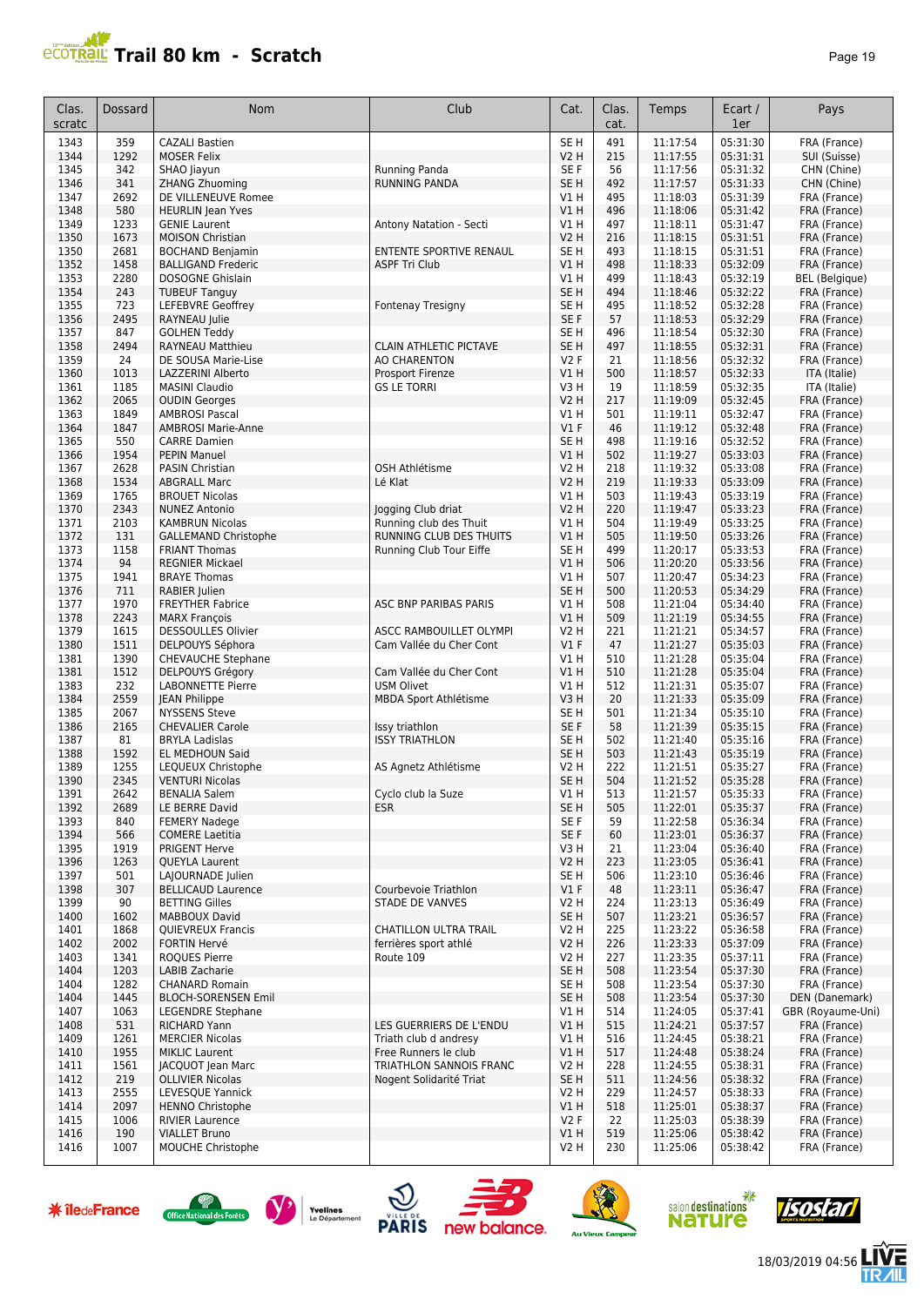# Trail 80 km - Scratch

| Clas. scratc | Dossard | Nom | Club | Cat. | Clas. cat. | Temps | Ecart / 1er | Pays |
|---|---|---|---|---|---|---|---|---|
| 1343 | 359 | CAZALI Bastien | | SE H | 491 | 11:17:54 | 05:31:30 | FRA (France) |
| 1344 | 1292 | MOSER Felix | | V2 H | 215 | 11:17:55 | 05:31:31 | SUI (Suisse) |
| 1345 | 342 | SHAO Jiayun | Running Panda | SE F | 56 | 11:17:56 | 05:31:32 | CHN (Chine) |
| 1346 | 341 | ZHANG Zhuoming | RUNNING PANDA | SE H | 492 | 11:17:57 | 05:31:33 | CHN (Chine) |
| 1347 | 2692 | DE VILLENEUVE Romee | | V1 H | 495 | 11:18:03 | 05:31:39 | FRA (France) |
| 1348 | 580 | HEURLIN Jean Yves | | V1 H | 496 | 11:18:06 | 05:31:42 | FRA (France) |
| 1349 | 1233 | GENIE Laurent | Antony Natation - Secti | V1 H | 497 | 11:18:11 | 05:31:47 | FRA (France) |
| 1350 | 1673 | MOISON Christian | | V2 H | 216 | 11:18:15 | 05:31:51 | FRA (France) |
| 1350 | 2681 | BOCHAND Benjamin | ENTENTE SPORTIVE RENAUL | SE H | 493 | 11:18:15 | 05:31:51 | FRA (France) |
| 1352 | 1458 | BALLIGAND Frederic | ASPF Tri Club | V1 H | 498 | 11:18:33 | 05:32:09 | FRA (France) |
| 1353 | 2280 | DOSOGNE Ghislain | | V1 H | 499 | 11:18:43 | 05:32:19 | BEL (Belgique) |
| 1354 | 243 | TUBEUF Tanguy | | SE H | 494 | 11:18:46 | 05:32:22 | FRA (France) |
| 1355 | 723 | LEFEBVRE Geoffrey | Fontenay Tresigny | SE H | 495 | 11:18:52 | 05:32:28 | FRA (France) |
| 1356 | 2495 | RAYNEAU Julie | | SE F | 57 | 11:18:53 | 05:32:29 | FRA (France) |
| 1357 | 847 | GOLHEN Teddy | | SE H | 496 | 11:18:54 | 05:32:30 | FRA (France) |
| 1358 | 2494 | RAYNEAU Matthieu | CLAIN ATHLETIC PICTAVE | SE H | 497 | 11:18:55 | 05:32:31 | FRA (France) |
| 1359 | 24 | DE SOUSA Marie-Lise | AO CHARENTON | V2 F | 21 | 11:18:56 | 05:32:32 | FRA (France) |
| 1360 | 1013 | LAZZERINI Alberto | Prosport Firenze | V1 H | 500 | 11:18:57 | 05:32:33 | ITA (Italie) |
| 1361 | 1185 | MASINI Claudio | GS LE TORRI | V3 H | 19 | 11:18:59 | 05:32:35 | ITA (Italie) |
| 1362 | 2065 | OUDIN Georges | | V2 H | 217 | 11:19:09 | 05:32:45 | FRA (France) |
| 1363 | 1849 | AMBROSI Pascal | | V1 H | 501 | 11:19:11 | 05:32:47 | FRA (France) |
| 1364 | 1847 | AMBROSI Marie-Anne | | V1 F | 46 | 11:19:12 | 05:32:48 | FRA (France) |
| 1365 | 550 | CARRE Damien | | SE H | 498 | 11:19:16 | 05:32:52 | FRA (France) |
| 1366 | 1954 | PEPIN Manuel | | V1 H | 502 | 11:19:27 | 05:33:03 | FRA (France) |
| 1367 | 2628 | PASIN Christian | OSH Athlétisme | V2 H | 218 | 11:19:32 | 05:33:08 | FRA (France) |
| 1368 | 1534 | ABGRALL Marc | Lé Klat | V2 H | 219 | 11:19:33 | 05:33:09 | FRA (France) |
| 1369 | 1765 | BROUET Nicolas | | V1 H | 503 | 11:19:43 | 05:33:19 | FRA (France) |
| 1370 | 2343 | NUNEZ Antonio | Jogging Club driat | V2 H | 220 | 11:19:47 | 05:33:23 | FRA (France) |
| 1371 | 2103 | KAMBRUN Nicolas | Running club des Thuit | V1 H | 504 | 11:19:49 | 05:33:25 | FRA (France) |
| 1372 | 131 | GALLEMAND Christophe | RUNNING CLUB DES THUITS | V1 H | 505 | 11:19:50 | 05:33:26 | FRA (France) |
| 1373 | 1158 | FRIANT Thomas | Running Club Tour Eiffe | SE H | 499 | 11:20:17 | 05:33:53 | FRA (France) |
| 1374 | 94 | REGNIER Mickael | | V1 H | 506 | 11:20:20 | 05:33:56 | FRA (France) |
| 1375 | 1941 | BRAYE Thomas | | V1 H | 507 | 11:20:47 | 05:34:23 | FRA (France) |
| 1376 | 711 | RABIER Julien | | SE H | 500 | 11:20:53 | 05:34:29 | FRA (France) |
| 1377 | 1970 | FREYTHER Fabrice | ASC BNP PARIBAS PARIS | V1 H | 508 | 11:21:04 | 05:34:40 | FRA (France) |
| 1378 | 2243 | MARX François | | V1 H | 509 | 11:21:19 | 05:34:55 | FRA (France) |
| 1379 | 1615 | DESSOULLES Olivier | ASCC RAMBOUILLET OLYMPI | V2 H | 221 | 11:21:21 | 05:34:57 | FRA (France) |
| 1380 | 1511 | DELPOUYS Séphora | Cam Vallée du Cher Cont | V1 F | 47 | 11:21:27 | 05:35:03 | FRA (France) |
| 1381 | 1390 | CHEVAUCHE Stephane | | V1 H | 510 | 11:21:28 | 05:35:04 | FRA (France) |
| 1381 | 1512 | DELPOUYS Grégory | Cam Vallée du Cher Cont | V1 H | 510 | 11:21:28 | 05:35:04 | FRA (France) |
| 1383 | 232 | LABONNETTE Pierre | USM Olivet | V1 H | 512 | 11:21:31 | 05:35:07 | FRA (France) |
| 1384 | 2559 | JEAN Philippe | MBDA Sport Athlétisme | V3 H | 20 | 11:21:33 | 05:35:09 | FRA (France) |
| 1385 | 2067 | NYSSENS Steve | | SE H | 501 | 11:21:34 | 05:35:10 | FRA (France) |
| 1386 | 2165 | CHEVALIER Carole | Issy triathlon | SE F | 58 | 11:21:39 | 05:35:15 | FRA (France) |
| 1387 | 81 | BRYLA Ladislas | ISSY TRIATHLON | SE H | 502 | 11:21:40 | 05:35:16 | FRA (France) |
| 1388 | 1592 | EL MEDHOUN Said | | SE H | 503 | 11:21:43 | 05:35:19 | FRA (France) |
| 1389 | 1255 | LEQUEUX Christophe | AS Agnetz Athlétisme | V2 H | 222 | 11:21:51 | 05:35:27 | FRA (France) |
| 1390 | 2345 | VENTURI Nicolas | | SE H | 504 | 11:21:52 | 05:35:28 | FRA (France) |
| 1391 | 2642 | BENALIA Salem | Cyclo club la Suze | V1 H | 513 | 11:21:57 | 05:35:33 | FRA (France) |
| 1392 | 2689 | LE BERRE David | ESR | SE H | 505 | 11:22:01 | 05:35:37 | FRA (France) |
| 1393 | 840 | FEMERY Nadege | | SE F | 59 | 11:22:58 | 05:36:34 | FRA (France) |
| 1394 | 566 | COMERE Laetitia | | SE F | 60 | 11:23:01 | 05:36:37 | FRA (France) |
| 1395 | 1919 | PRIGENT Herve | | V3 H | 21 | 11:23:04 | 05:36:40 | FRA (France) |
| 1396 | 1263 | QUEYLA Laurent | | V2 H | 223 | 11:23:05 | 05:36:41 | FRA (France) |
| 1397 | 501 | LAJOURNADE Julien | | SE H | 506 | 11:23:10 | 05:36:46 | FRA (France) |
| 1398 | 307 | BELLICAUD Laurence | Courbevoie Triathlon | V1 F | 48 | 11:23:11 | 05:36:47 | FRA (France) |
| 1399 | 90 | BETTING Gilles | STADE DE VANVES | V2 H | 224 | 11:23:13 | 05:36:49 | FRA (France) |
| 1400 | 1602 | MABBOUX David | | SE H | 507 | 11:23:21 | 05:36:57 | FRA (France) |
| 1401 | 1868 | QUIEVREUX Francis | CHATILLON ULTRA TRAIL | V2 H | 225 | 11:23:22 | 05:36:58 | FRA (France) |
| 1402 | 2002 | FORTIN Hervé | ferrières sport athlé | V2 H | 226 | 11:23:33 | 05:37:09 | FRA (France) |
| 1403 | 1341 | ROQUES Pierre | Route 109 | V2 H | 227 | 11:23:35 | 05:37:11 | FRA (France) |
| 1404 | 1203 | LABIB Zacharie | | SE H | 508 | 11:23:54 | 05:37:30 | FRA (France) |
| 1404 | 1282 | CHANARD Romain | | SE H | 508 | 11:23:54 | 05:37:30 | FRA (France) |
| 1404 | 1445 | BLOCH-SORENSEN Emil | | SE H | 508 | 11:23:54 | 05:37:30 | DEN (Danemark) |
| 1407 | 1063 | LEGENDRE Stephane | | V1 H | 514 | 11:24:05 | 05:37:41 | GBR (Royaume-Uni) |
| 1408 | 531 | RICHARD Yann | LES GUERRIERS DE L'ENDU | V1 H | 515 | 11:24:21 | 05:37:57 | FRA (France) |
| 1409 | 1261 | MERCIER Nicolas | Triath club d andresy | V1 H | 516 | 11:24:45 | 05:38:21 | FRA (France) |
| 1410 | 1955 | MIKLIC Laurent | Free Runners le club | V1 H | 517 | 11:24:48 | 05:38:24 | FRA (France) |
| 1411 | 1561 | JACQUOT Jean Marc | TRIATHLON SANNOIS FRANC | V2 H | 228 | 11:24:55 | 05:38:31 | FRA (France) |
| 1412 | 219 | OLLIVIER Nicolas | Nogent Solidarité Triat | SE H | 511 | 11:24:56 | 05:38:32 | FRA (France) |
| 1413 | 2555 | LEVESQUE Yannick | | V2 H | 229 | 11:24:57 | 05:38:33 | FRA (France) |
| 1414 | 2097 | HENNO Christophe | | V1 H | 518 | 11:25:01 | 05:38:37 | FRA (France) |
| 1415 | 1006 | RIVIER Laurence | | V2 F | 22 | 11:25:03 | 05:38:39 | FRA (France) |
| 1416 | 190 | VIALLET Bruno | | V1 H | 519 | 11:25:06 | 05:38:42 | FRA (France) |
| 1416 | 1007 | MOUCHE Christophe | | V2 H | 230 | 11:25:06 | 05:38:42 | FRA (France) |

18/03/2019 04:56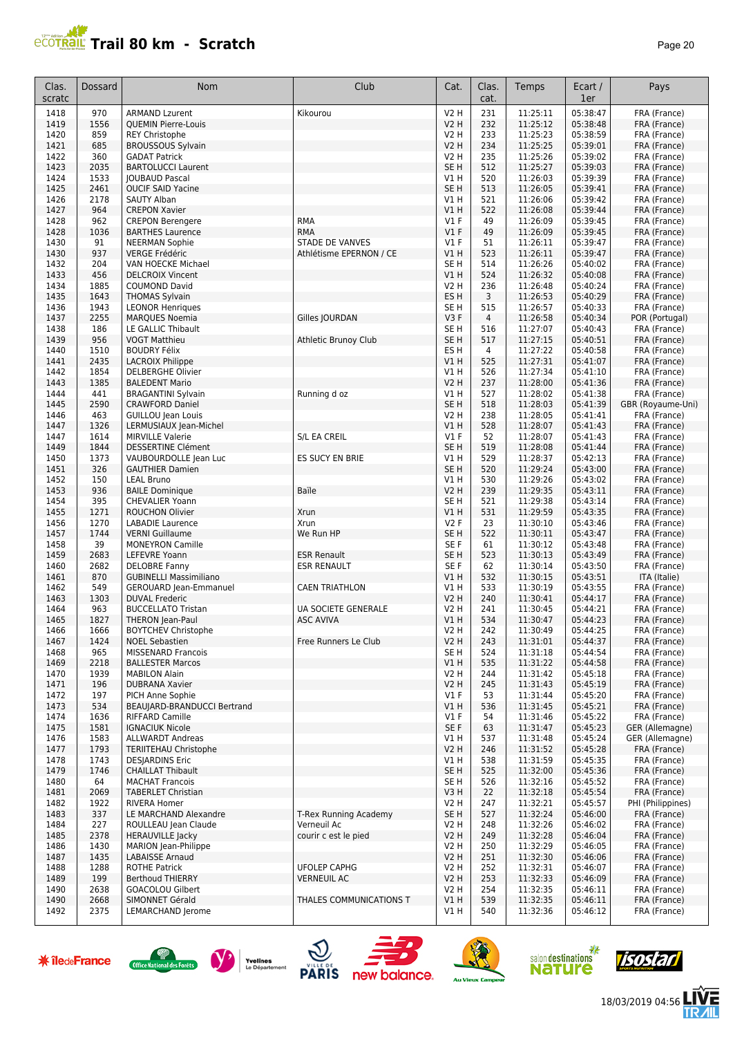# Trail 80 km - Scratch

| Clas. scratc | Dossard | Nom | Club | Cat. | Clas. cat. | Temps | Ecart / 1er | Pays |
|---|---|---|---|---|---|---|---|---|
| 1418 | 970 | ARMAND Lzurent | Kikourou | V2 H | 231 | 11:25:11 | 05:38:47 | FRA (France) |
| 1419 | 1556 | QUEMIN Pierre-Louis | | V2 H | 232 | 11:25:12 | 05:38:48 | FRA (France) |
| 1420 | 859 | REY Christophe | | V2 H | 233 | 11:25:23 | 05:38:59 | FRA (France) |
| 1421 | 685 | BROUSSOUS Sylvain | | V2 H | 234 | 11:25:25 | 05:39:01 | FRA (France) |
| 1422 | 360 | GADAT Patrick | | V2 H | 235 | 11:25:26 | 05:39:02 | FRA (France) |
| 1423 | 2035 | BARTOLUCCI Laurent | | SE H | 512 | 11:25:27 | 05:39:03 | FRA (France) |
| 1424 | 1533 | JOUBAUD Pascal | | V1 H | 520 | 11:26:03 | 05:39:39 | FRA (France) |
| 1425 | 2461 | OUCIF SAID Yacine | | SE H | 513 | 11:26:05 | 05:39:41 | FRA (France) |
| 1426 | 2178 | SAUTY Alban | | V1 H | 521 | 11:26:06 | 05:39:42 | FRA (France) |
| 1427 | 964 | CREPON Xavier | | V1 H | 522 | 11:26:08 | 05:39:44 | FRA (France) |
| 1428 | 962 | CREPON Berengere | RMA | V1 F | 49 | 11:26:09 | 05:39:45 | FRA (France) |
| 1428 | 1036 | BARTHES Laurence | RMA | V1 F | 49 | 11:26:09 | 05:39:45 | FRA (France) |
| 1430 | 91 | NEERMAN Sophie | STADE DE VANVES | V1 F | 51 | 11:26:11 | 05:39:47 | FRA (France) |
| 1430 | 937 | VERGE Frédéric | Athlétisme EPERNON / CE | V1 H | 523 | 11:26:11 | 05:39:47 | FRA (France) |
| 1432 | 204 | VAN HOECKE Michael | | SE H | 514 | 11:26:26 | 05:40:02 | FRA (France) |
| 1433 | 456 | DELCROIX Vincent | | V1 H | 524 | 11:26:32 | 05:40:08 | FRA (France) |
| 1434 | 1885 | COUMOND David | | V2 H | 236 | 11:26:48 | 05:40:24 | FRA (France) |
| 1435 | 1643 | THOMAS Sylvain | | ES H | 3 | 11:26:53 | 05:40:29 | FRA (France) |
| 1436 | 1943 | LEONOR Henriques | | SE H | 515 | 11:26:57 | 05:40:33 | FRA (France) |
| 1437 | 2255 | MARQUES Noemia | Gilles JOURDAN | V3 F | 4 | 11:26:58 | 05:40:34 | POR (Portugal) |
| 1438 | 186 | LE GALLIC Thibault | | SE H | 516 | 11:27:07 | 05:40:43 | FRA (France) |
| 1439 | 956 | VOGT Matthieu | Athletic Brunoy Club | SE H | 517 | 11:27:15 | 05:40:51 | FRA (France) |
| 1440 | 1510 | BOUDRY Félix | | ES H | 4 | 11:27:22 | 05:40:58 | FRA (France) |
| 1441 | 2435 | LACROIX Philippe | | V1 H | 525 | 11:27:31 | 05:41:07 | FRA (France) |
| 1442 | 1854 | DELBERGHE Olivier | | V1 H | 526 | 11:27:34 | 05:41:10 | FRA (France) |
| 1443 | 1385 | BALEDENT Mario | | V2 H | 237 | 11:28:00 | 05:41:36 | FRA (France) |
| 1444 | 441 | BRAGANTINI Sylvain | Running d oz | V1 H | 527 | 11:28:02 | 05:41:38 | FRA (France) |
| 1445 | 2590 | CRAWFORD Daniel | | SE H | 518 | 11:28:03 | 05:41:39 | GBR (Royaume-Uni) |
| 1446 | 463 | GUILLOU Jean Louis | | V2 H | 238 | 11:28:05 | 05:41:41 | FRA (France) |
| 1447 | 1326 | LERMUSIAUX Jean-Michel | | V1 H | 528 | 11:28:07 | 05:41:43 | FRA (France) |
| 1447 | 1614 | MIRVILLE Valerie | S/L EA CREIL | V1 F | 52 | 11:28:07 | 05:41:43 | FRA (France) |
| 1449 | 1844 | DESSERTINE Clément | | SE H | 519 | 11:28:08 | 05:41:44 | FRA (France) |
| 1450 | 1373 | VAUBOURDOLLE Jean Luc | ES SUCY EN BRIE | V1 H | 529 | 11:28:37 | 05:42:13 | FRA (France) |
| 1451 | 326 | GAUTHIER Damien | | SE H | 520 | 11:29:24 | 05:43:00 | FRA (France) |
| 1452 | 150 | LEAL Bruno | | V1 H | 530 | 11:29:26 | 05:43:02 | FRA (France) |
| 1453 | 936 | BAILE Dominique | Baïle | V2 H | 239 | 11:29:35 | 05:43:11 | FRA (France) |
| 1454 | 395 | CHEVALIER Yoann | | SE H | 521 | 11:29:38 | 05:43:14 | FRA (France) |
| 1455 | 1271 | ROUCHON Olivier | Xrun | V1 H | 531 | 11:29:59 | 05:43:35 | FRA (France) |
| 1456 | 1270 | LABADIE Laurence | Xrun | V2 F | 23 | 11:30:10 | 05:43:46 | FRA (France) |
| 1457 | 1744 | VERNI Guillaume | We Run HP | SE H | 522 | 11:30:11 | 05:43:47 | FRA (France) |
| 1458 | 39 | MONEYRON Camille | | SE F | 61 | 11:30:12 | 05:43:48 | FRA (France) |
| 1459 | 2683 | LEFEVRE Yoann | ESR Renault | SE H | 523 | 11:30:13 | 05:43:49 | FRA (France) |
| 1460 | 2682 | DELOBRE Fanny | ESR RENAULT | SE F | 62 | 11:30:14 | 05:43:50 | FRA (France) |
| 1461 | 870 | GUBINELLI Massimiliano | | V1 H | 532 | 11:30:15 | 05:43:51 | ITA (Italie) |
| 1462 | 549 | GEROUARD Jean-Emmanuel | CAEN TRIATHLON | V1 H | 533 | 11:30:19 | 05:43:55 | FRA (France) |
| 1463 | 1303 | DUVAL Frederic | | V2 H | 240 | 11:30:41 | 05:44:17 | FRA (France) |
| 1464 | 963 | BUCCELLATO Tristan | UA SOCIETE GENERALE | V2 H | 241 | 11:30:45 | 05:44:21 | FRA (France) |
| 1465 | 1827 | THERON Jean-Paul | ASC AVIVA | V1 H | 534 | 11:30:47 | 05:44:23 | FRA (France) |
| 1466 | 1666 | BOYTCHEV Christophe | | V2 H | 242 | 11:30:49 | 05:44:25 | FRA (France) |
| 1467 | 1424 | NOEL Sebastien | Free Runners Le Club | V2 H | 243 | 11:31:01 | 05:44:37 | FRA (France) |
| 1468 | 965 | MISSENARD Francois | | SE H | 524 | 11:31:18 | 05:44:54 | FRA (France) |
| 1469 | 2218 | BALLESTER Marcos | | V1 H | 535 | 11:31:22 | 05:44:58 | FRA (France) |
| 1470 | 1939 | MABILON Alain | | V2 H | 244 | 11:31:42 | 05:45:18 | FRA (France) |
| 1471 | 196 | DUBRANA Xavier | | V2 H | 245 | 11:31:43 | 05:45:19 | FRA (France) |
| 1472 | 197 | PICH Anne Sophie | | V1 F | 53 | 11:31:44 | 05:45:20 | FRA (France) |
| 1473 | 534 | BEAUJARD-BRANDUCCI Bertrand | | V1 H | 536 | 11:31:45 | 05:45:21 | FRA (France) |
| 1474 | 1636 | RIFFARD Camille | | V1 F | 54 | 11:31:46 | 05:45:22 | FRA (France) |
| 1475 | 1581 | IGNACIUK Nicole | | SE F | 63 | 11:31:47 | 05:45:23 | GER (Allemagne) |
| 1476 | 1583 | ALLWARDT Andreas | | V1 H | 537 | 11:31:48 | 05:45:24 | GER (Allemagne) |
| 1477 | 1793 | TERIITEHAU Christophe | | V2 H | 246 | 11:31:52 | 05:45:28 | FRA (France) |
| 1478 | 1743 | DESJARDINS Eric | | V1 H | 538 | 11:31:59 | 05:45:35 | FRA (France) |
| 1479 | 1746 | CHAILLAT Thibault | | SE H | 525 | 11:32:00 | 05:45:36 | FRA (France) |
| 1480 | 64 | MACHAT Francois | | SE H | 526 | 11:32:16 | 05:45:52 | FRA (France) |
| 1481 | 2069 | TABERLET Christian | | V3 H | 22 | 11:32:18 | 05:45:54 | FRA (France) |
| 1482 | 1922 | RIVERA Homer | | V2 H | 247 | 11:32:21 | 05:45:57 | PHI (Philippines) |
| 1483 | 337 | LE MARCHAND Alexandre | T-Rex Running Academy | SE H | 527 | 11:32:24 | 05:46:00 | FRA (France) |
| 1484 | 227 | ROULLEAU Jean Claude | Verneuil Ac | V2 H | 248 | 11:32:26 | 05:46:02 | FRA (France) |
| 1485 | 2378 | HERAUVILLE Jacky | courir c est le pied | V2 H | 249 | 11:32:28 | 05:46:04 | FRA (France) |
| 1486 | 1430 | MARION Jean-Philippe | | V2 H | 250 | 11:32:29 | 05:46:05 | FRA (France) |
| 1487 | 1435 | LABAISSE Arnaud | | V2 H | 251 | 11:32:30 | 05:46:06 | FRA (France) |
| 1488 | 1288 | ROTHE Patrick | UFOLEP CAPHG | V2 H | 252 | 11:32:31 | 05:46:07 | FRA (France) |
| 1489 | 199 | Berthoud THIERRY | VERNEUIL AC | V2 H | 253 | 11:32:33 | 05:46:09 | FRA (France) |
| 1490 | 2638 | GOACOLOU Gilbert | | V2 H | 254 | 11:32:35 | 05:46:11 | FRA (France) |
| 1490 | 2668 | SIMONNET Gérald | THALES COMMUNICATIONS T | V1 H | 539 | 11:32:35 | 05:46:11 | FRA (France) |
| 1492 | 2375 | LEMARCHAND Jerome | | V1 H | 540 | 11:32:36 | 05:46:12 | FRA (France) |

18/03/2019 04:56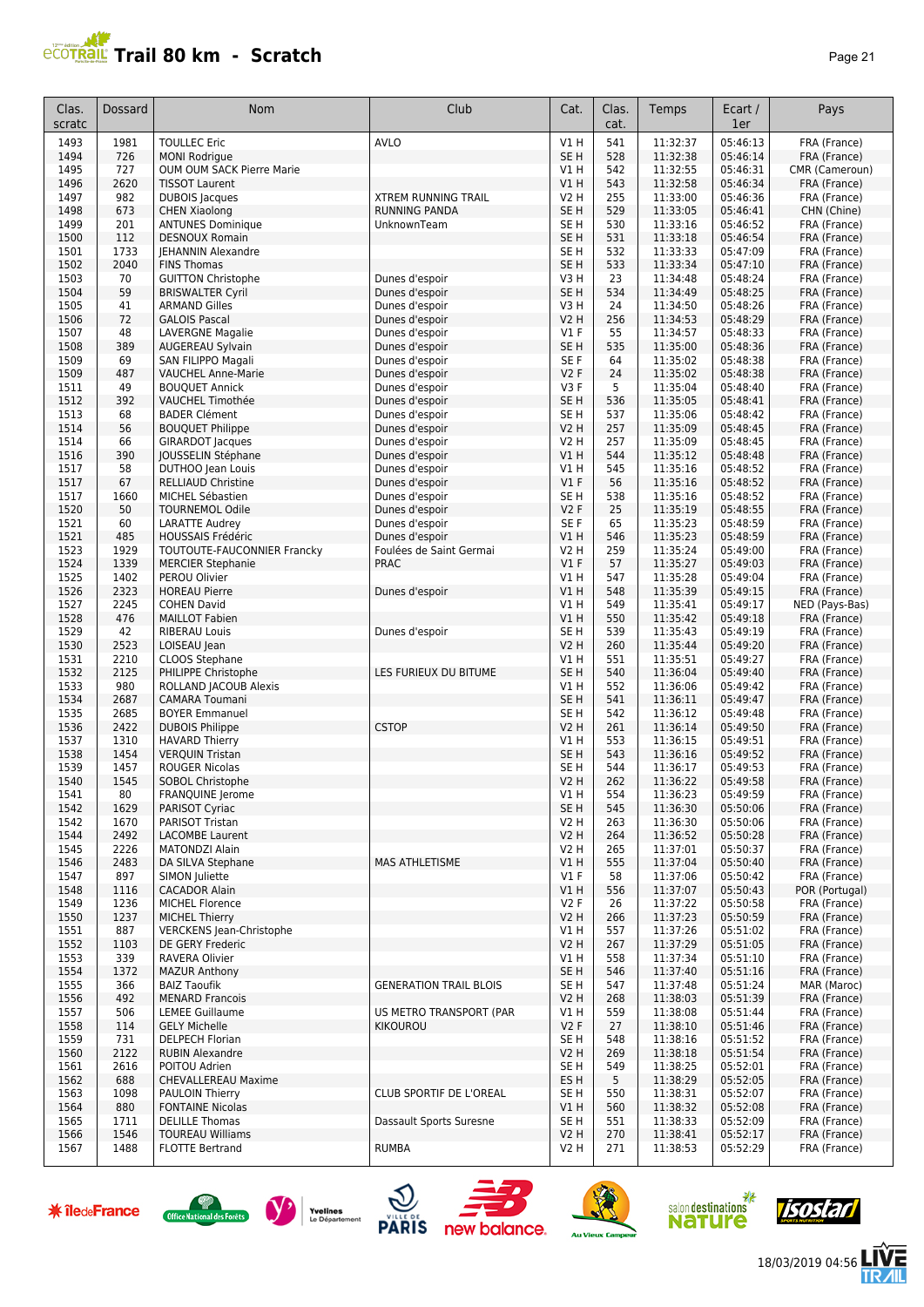# Trail 80 km - Scratch

| Clas. scratc | Dossard | Nom | Club | Cat. | Clas. cat. | Temps | Ecart / 1er | Pays |
|---|---|---|---|---|---|---|---|---|
| 1493 | 1981 | TOULLEC Eric | AVLO | V1 H | 541 | 11:32:37 | 05:46:13 | FRA (France) |
| 1494 | 726 | MONI Rodrigue | | SE H | 528 | 11:32:38 | 05:46:14 | FRA (France) |
| 1495 | 727 | OUM OUM SACK Pierre Marie | | V1 H | 542 | 11:32:55 | 05:46:31 | CMR (Cameroun) |
| 1496 | 2620 | TISSOT Laurent | | V1 H | 543 | 11:32:58 | 05:46:34 | FRA (France) |
| 1497 | 982 | DUBOIS Jacques | XTREM RUNNING TRAIL | V2 H | 255 | 11:33:00 | 05:46:36 | FRA (France) |
| 1498 | 673 | CHEN Xiaolong | RUNNING PANDA | SE H | 529 | 11:33:05 | 05:46:41 | CHN (Chine) |
| 1499 | 201 | ANTUNES Dominique | UnknownTeam | SE H | 530 | 11:33:16 | 05:46:52 | FRA (France) |
| 1500 | 112 | DESNOUX Romain | | SE H | 531 | 11:33:18 | 05:46:54 | FRA (France) |
| 1501 | 1733 | JEHANNIN Alexandre | | SE H | 532 | 11:33:33 | 05:47:09 | FRA (France) |
| 1502 | 2040 | FINS Thomas | | SE H | 533 | 11:33:34 | 05:47:10 | FRA (France) |
| 1503 | 70 | GUITTON Christophe | Dunes d'espoir | V3 H | 23 | 11:34:48 | 05:48:24 | FRA (France) |
| 1504 | 59 | BRISWALTER Cyril | Dunes d'espoir | SE H | 534 | 11:34:49 | 05:48:25 | FRA (France) |
| 1505 | 41 | ARMAND Gilles | Dunes d'espoir | V3 H | 24 | 11:34:50 | 05:48:26 | FRA (France) |
| 1506 | 72 | GALOIS Pascal | Dunes d'espoir | V2 H | 256 | 11:34:53 | 05:48:29 | FRA (France) |
| 1507 | 48 | LAVERGNE Magalie | Dunes d'espoir | V1 F | 55 | 11:34:57 | 05:48:33 | FRA (France) |
| 1508 | 389 | AUGEREAU Sylvain | Dunes d'espoir | SE H | 535 | 11:35:00 | 05:48:36 | FRA (France) |
| 1509 | 69 | SAN FILIPPO Magali | Dunes d'espoir | SE F | 64 | 11:35:02 | 05:48:38 | FRA (France) |
| 1509 | 487 | VAUCHEL Anne-Marie | Dunes d'espoir | V2 F | 24 | 11:35:02 | 05:48:38 | FRA (France) |
| 1511 | 49 | BOUQUET Annick | Dunes d'espoir | V3 F | 5 | 11:35:04 | 05:48:40 | FRA (France) |
| 1512 | 392 | VAUCHEL Timothée | Dunes d'espoir | SE H | 536 | 11:35:05 | 05:48:41 | FRA (France) |
| 1513 | 68 | BADER Clément | Dunes d'espoir | SE H | 537 | 11:35:06 | 05:48:42 | FRA (France) |
| 1514 | 56 | BOUQUET Philippe | Dunes d'espoir | V2 H | 257 | 11:35:09 | 05:48:45 | FRA (France) |
| 1514 | 66 | GIRARDOT Jacques | Dunes d'espoir | V2 H | 257 | 11:35:09 | 05:48:45 | FRA (France) |
| 1516 | 390 | JOUSSELIN Stéphane | Dunes d'espoir | V1 H | 544 | 11:35:12 | 05:48:48 | FRA (France) |
| 1517 | 58 | DUTHOO Jean Louis | Dunes d'espoir | V1 H | 545 | 11:35:16 | 05:48:52 | FRA (France) |
| 1517 | 67 | RELLIAUD Christine | Dunes d'espoir | V1 F | 56 | 11:35:16 | 05:48:52 | FRA (France) |
| 1517 | 1660 | MICHEL Sébastien | Dunes d'espoir | SE H | 538 | 11:35:16 | 05:48:52 | FRA (France) |
| 1520 | 50 | TOURNEMOL Odile | Dunes d'espoir | V2 F | 25 | 11:35:19 | 05:48:55 | FRA (France) |
| 1521 | 60 | LARATTE Audrey | Dunes d'espoir | SE F | 65 | 11:35:23 | 05:48:59 | FRA (France) |
| 1521 | 485 | HOUSSAIS Frédéric | Dunes d'espoir | V1 H | 546 | 11:35:23 | 05:48:59 | FRA (France) |
| 1523 | 1929 | TOUTOUTE-FAUCONNIER Francky | Foulées de Saint Germai | V2 H | 259 | 11:35:24 | 05:49:00 | FRA (France) |
| 1524 | 1339 | MERCIER Stephanie | PRAC | V1 F | 57 | 11:35:27 | 05:49:03 | FRA (France) |
| 1525 | 1402 | PEROU Olivier | | V1 H | 547 | 11:35:28 | 05:49:04 | FRA (France) |
| 1526 | 2323 | HOREAU Pierre | Dunes d'espoir | V1 H | 548 | 11:35:39 | 05:49:15 | FRA (France) |
| 1527 | 2245 | COHEN David | | V1 H | 549 | 11:35:41 | 05:49:17 | NED (Pays-Bas) |
| 1528 | 476 | MAILLOT Fabien | | V1 H | 550 | 11:35:42 | 05:49:18 | FRA (France) |
| 1529 | 42 | RIBERAU Louis | Dunes d'espoir | SE H | 539 | 11:35:43 | 05:49:19 | FRA (France) |
| 1530 | 2523 | LOISEAU Jean | | V2 H | 260 | 11:35:44 | 05:49:20 | FRA (France) |
| 1531 | 2210 | CLOOS Stephane | | V1 H | 551 | 11:35:51 | 05:49:27 | FRA (France) |
| 1532 | 2125 | PHILIPPE Christophe | LES FURIEUX DU BITUME | SE H | 540 | 11:36:04 | 05:49:40 | FRA (France) |
| 1533 | 980 | ROLLAND JACOUB Alexis | | V1 H | 552 | 11:36:06 | 05:49:42 | FRA (France) |
| 1534 | 2687 | CAMARA Toumani | | SE H | 541 | 11:36:11 | 05:49:47 | FRA (France) |
| 1535 | 2685 | BOYER Emmanuel | | SE H | 542 | 11:36:12 | 05:49:48 | FRA (France) |
| 1536 | 2422 | DUBOIS Philippe | CSTOP | V2 H | 261 | 11:36:14 | 05:49:50 | FRA (France) |
| 1537 | 1310 | HAVARD Thierry | | V1 H | 553 | 11:36:15 | 05:49:51 | FRA (France) |
| 1538 | 1454 | VERQUIN Tristan | | SE H | 543 | 11:36:16 | 05:49:52 | FRA (France) |
| 1539 | 1457 | ROUGER Nicolas | | SE H | 544 | 11:36:17 | 05:49:53 | FRA (France) |
| 1540 | 1545 | SOBOL Christophe | | V2 H | 262 | 11:36:22 | 05:49:58 | FRA (France) |
| 1541 | 80 | FRANQUINE Jerome | | V1 H | 554 | 11:36:23 | 05:49:59 | FRA (France) |
| 1542 | 1629 | PARISOT Cyriac | | SE H | 545 | 11:36:30 | 05:50:06 | FRA (France) |
| 1542 | 1670 | PARISOT Tristan | | V2 H | 263 | 11:36:30 | 05:50:06 | FRA (France) |
| 1544 | 2492 | LACOMBE Laurent | | V2 H | 264 | 11:36:52 | 05:50:28 | FRA (France) |
| 1545 | 2226 | MATONDZI Alain | | V2 H | 265 | 11:37:01 | 05:50:37 | FRA (France) |
| 1546 | 2483 | DA SILVA Stephane | MAS ATHLETISME | V1 H | 555 | 11:37:04 | 05:50:40 | FRA (France) |
| 1547 | 897 | SIMON Juliette | | V1 F | 58 | 11:37:06 | 05:50:42 | FRA (France) |
| 1548 | 1116 | CACADOR Alain | | V1 H | 556 | 11:37:07 | 05:50:43 | POR (Portugal) |
| 1549 | 1236 | MICHEL Florence | | V2 F | 26 | 11:37:22 | 05:50:58 | FRA (France) |
| 1550 | 1237 | MICHEL Thierry | | V2 H | 266 | 11:37:23 | 05:50:59 | FRA (France) |
| 1551 | 887 | VERCKENS Jean-Christophe | | V1 H | 557 | 11:37:26 | 05:51:02 | FRA (France) |
| 1552 | 1103 | DE GERY Frederic | | V2 H | 267 | 11:37:29 | 05:51:05 | FRA (France) |
| 1553 | 339 | RAVERA Olivier | | V1 H | 558 | 11:37:34 | 05:51:10 | FRA (France) |
| 1554 | 1372 | MAZUR Anthony | | SE H | 546 | 11:37:40 | 05:51:16 | FRA (France) |
| 1555 | 366 | BAIZ Taoufik | GENERATION TRAIL BLOIS | SE H | 547 | 11:37:48 | 05:51:24 | MAR (Maroc) |
| 1556 | 492 | MENARD Francois | | V2 H | 268 | 11:38:03 | 05:51:39 | FRA (France) |
| 1557 | 506 | LEMEE Guillaume | US METRO TRANSPORT (PAR | V1 H | 559 | 11:38:08 | 05:51:44 | FRA (France) |
| 1558 | 114 | GELY Michelle | KIKOUROU | V2 F | 27 | 11:38:10 | 05:51:46 | FRA (France) |
| 1559 | 731 | DELPECH Florian | | SE H | 548 | 11:38:16 | 05:51:52 | FRA (France) |
| 1560 | 2122 | RUBIN Alexandre | | V2 H | 269 | 11:38:18 | 05:51:54 | FRA (France) |
| 1561 | 2616 | POITOU Adrien | | SE H | 549 | 11:38:25 | 05:52:01 | FRA (France) |
| 1562 | 688 | CHEVALLEREAU Maxime | | ES H | 5 | 11:38:29 | 05:52:05 | FRA (France) |
| 1563 | 1098 | PAULOIN Thierry | CLUB SPORTIF DE L'OREAL | SE H | 550 | 11:38:31 | 05:52:07 | FRA (France) |
| 1564 | 880 | FONTAINE Nicolas | | V1 H | 560 | 11:38:32 | 05:52:08 | FRA (France) |
| 1565 | 1711 | DELILLE Thomas | Dassault Sports Suresne | SE H | 551 | 11:38:33 | 05:52:09 | FRA (France) |
| 1566 | 1546 | TOUREAU Williams | | V2 H | 270 | 11:38:41 | 05:52:17 | FRA (France) |
| 1567 | 1488 | FLOTTE Bertrand | RUMBA | V2 H | 271 | 11:38:53 | 05:52:29 | FRA (France) |

18/03/2019 04:56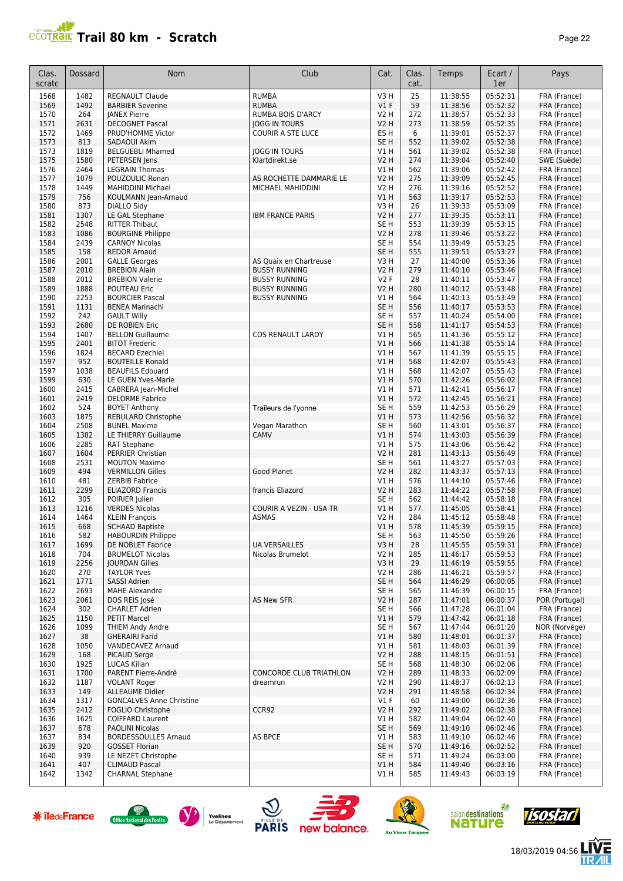# Trail 80 km - Scratch

| Clas. scratc | Dossard | Nom | Club | Cat. | Clas. cat. | Temps | Ecart / 1er | Pays |
|---|---|---|---|---|---|---|---|---|
| 1568 | 1482 | REGNAULT Claude | RUMBA | V3 H | 25 | 11:38:55 | 05:52:31 | FRA (France) |
| 1569 | 1492 | BARBIER Severine | RUMBA | V1 F | 59 | 11:38:56 | 05:52:32 | FRA (France) |
| 1570 | 264 | JANEX Pierre | RUMBA BOIS D'ARCY | V2 H | 272 | 11:38:57 | 05:52:33 | FRA (France) |
| 1571 | 2631 | DECOGNET Pascal | JOGG IN TOURS | V2 H | 273 | 11:38:59 | 05:52:35 | FRA (France) |
| 1572 | 1469 | PRUD'HOMME Victor | COURIR A STE LUCE | ES H | 6 | 11:39:01 | 05:52:37 | FRA (France) |
| 1573 | 813 | SADAOUI Akim | | SE H | 552 | 11:39:02 | 05:52:38 | FRA (France) |
| 1573 | 1819 | BELGUEBLI Mhamed | JOGG'IN TOURS | V1 H | 561 | 11:39:02 | 05:52:38 | FRA (France) |
| 1575 | 1580 | PETERSEN Jens | Klartdirekt.se | V2 H | 274 | 11:39:04 | 05:52:40 | SWE (Suède) |
| 1576 | 2464 | LEGRAIN Thomas | | V1 H | 562 | 11:39:06 | 05:52:42 | FRA (France) |
| 1577 | 1079 | POUZOULIC Ronan | AS ROCHETTE DAMMARIE LE | V2 H | 275 | 11:39:09 | 05:52:45 | FRA (France) |
| 1578 | 1449 | MAHIDDINI Michael | MICHAEL MAHIDDINI | V2 H | 276 | 11:39:16 | 05:52:52 | FRA (France) |
| 1579 | 756 | KOULMANN Jean-Arnaud | | V1 H | 563 | 11:39:17 | 05:52:53 | FRA (France) |
| 1580 | 873 | DIALLO Sidy | | V3 H | 26 | 11:39:33 | 05:53:09 | FRA (France) |
| 1581 | 1307 | LE GAL Stephane | IBM FRANCE PARIS | V2 H | 277 | 11:39:35 | 05:53:11 | FRA (France) |
| 1582 | 2548 | RITTER Thibaut | | SE H | 553 | 11:39:39 | 05:53:15 | FRA (France) |
| 1583 | 1086 | BOURGINE Philippe | | V2 H | 278 | 11:39:46 | 05:53:22 | FRA (France) |
| 1584 | 2439 | CARNOY Nicolas | | SE H | 554 | 11:39:49 | 05:53:25 | FRA (France) |
| 1585 | 158 | REDOR Arnaud | | SE H | 555 | 11:39:51 | 05:53:27 | FRA (France) |
| 1586 | 2001 | GALLE Georges | AS Quaix en Chartreuse | V3 H | 27 | 11:40:00 | 05:53:36 | FRA (France) |
| 1587 | 2010 | BREBION Alain | BUSSY RUNNING | V2 H | 279 | 11:40:10 | 05:53:46 | FRA (France) |
| 1588 | 2012 | BREBION Valerie | BUSSY RUNNING | V2 F | 28 | 11:40:11 | 05:53:47 | FRA (France) |
| 1589 | 1888 | POUTEAU Eric | BUSSY RUNNING | V2 H | 280 | 11:40:12 | 05:53:48 | FRA (France) |
| 1590 | 2253 | BOURCIER Pascal | BUSSY RUNNING | V1 H | 564 | 11:40:13 | 05:53:49 | FRA (France) |
| 1591 | 1131 | BENEA Marinachi | | SE H | 556 | 11:40:17 | 05:53:53 | FRA (France) |
| 1592 | 242 | GAULT Willy | | SE H | 557 | 11:40:24 | 05:54:00 | FRA (France) |
| 1593 | 2680 | DE ROBIEN Eric | | SE H | 558 | 11:41:17 | 05:54:53 | FRA (France) |
| 1594 | 1407 | BELLON Guillaume | COS RENAULT LARDY | V1 H | 565 | 11:41:36 | 05:55:12 | FRA (France) |
| 1595 | 2401 | BITOT Frederic | | V1 H | 566 | 11:41:38 | 05:55:14 | FRA (France) |
| 1596 | 1824 | BECARD Ezechiel | | V1 H | 567 | 11:41:39 | 05:55:15 | FRA (France) |
| 1597 | 952 | BOUTEILLE Ronald | | V1 H | 568 | 11:42:07 | 05:55:43 | FRA (France) |
| 1597 | 1038 | BEAUFILS Edouard | | V1 H | 568 | 11:42:07 | 05:55:43 | FRA (France) |
| 1599 | 630 | LE GUEN Yves-Marie | | V1 H | 570 | 11:42:26 | 05:56:02 | FRA (France) |
| 1600 | 2415 | CABRERA Jean-Michel | | V1 H | 571 | 11:42:41 | 05:56:17 | FRA (France) |
| 1601 | 2419 | DELORME Fabrice | | V1 H | 572 | 11:42:45 | 05:56:21 | FRA (France) |
| 1602 | 524 | BOYET Anthony | Traileurs de l'yonne | SE H | 559 | 11:42:53 | 05:56:29 | FRA (France) |
| 1603 | 1875 | REBULARD Christophe | | V1 H | 573 | 11:42:56 | 05:56:32 | FRA (France) |
| 1604 | 2508 | BUNEL Maxime | Vegan Marathon | SE H | 560 | 11:43:01 | 05:56:37 | FRA (France) |
| 1605 | 1382 | LE THIERRY Guillaume | CAMV | V1 H | 574 | 11:43:03 | 05:56:39 | FRA (France) |
| 1606 | 2285 | RAT Stephane | | V1 H | 575 | 11:43:06 | 05:56:42 | FRA (France) |
| 1607 | 1604 | PERRIER Christian | | V2 H | 281 | 11:43:13 | 05:56:49 | FRA (France) |
| 1608 | 2531 | MOUTON Maxime | | SE H | 561 | 11:43:27 | 05:57:03 | FRA (France) |
| 1609 | 494 | VERMILLON Gilles | Good Planet | V2 H | 282 | 11:43:37 | 05:57:13 | FRA (France) |
| 1610 | 481 | ZERBIB Fabrice | | V1 H | 576 | 11:44:10 | 05:57:46 | FRA (France) |
| 1611 | 2299 | ELIAZORD Francis | francis Eliazord | V2 H | 283 | 11:44:22 | 05:57:58 | FRA (France) |
| 1612 | 305 | POIRIER Julien | | SE H | 562 | 11:44:42 | 05:58:18 | FRA (France) |
| 1613 | 1216 | VERDES Nicolas | COURIR A VEZIN - USA TR | V1 H | 577 | 11:45:05 | 05:58:41 | FRA (France) |
| 1614 | 1464 | KLEIN François | ASMAS | V2 H | 284 | 11:45:12 | 05:58:48 | FRA (France) |
| 1615 | 668 | SCHAAD Baptiste | | V1 H | 578 | 11:45:39 | 05:59:15 | FRA (France) |
| 1616 | 582 | HABOURDIN Philippe | | SE H | 563 | 11:45:50 | 05:59:26 | FRA (France) |
| 1617 | 1699 | DE NOBLET Fabrice | UA VERSAILLES | V3 H | 28 | 11:45:55 | 05:59:31 | FRA (France) |
| 1618 | 704 | BRUMELOT Nicolas | Nicolas Brumelot | V2 H | 285 | 11:46:17 | 05:59:53 | FRA (France) |
| 1619 | 2256 | JOURDAN Gilles | | V3 H | 29 | 11:46:19 | 05:59:55 | FRA (France) |
| 1620 | 270 | TAYLOR Yves | | V2 H | 286 | 11:46:21 | 05:59:57 | FRA (France) |
| 1621 | 1771 | SASSI Adrien | | SE H | 564 | 11:46:29 | 06:00:05 | FRA (France) |
| 1622 | 2693 | MAHE Alexandre | | SE H | 565 | 11:46:39 | 06:00:15 | FRA (France) |
| 1623 | 2061 | DOS REIS José | AS New SFR | V2 H | 287 | 11:47:01 | 06:00:37 | POR (Portugal) |
| 1624 | 302 | CHARLET Adrien | | SE H | 566 | 11:47:28 | 06:01:04 | FRA (France) |
| 1625 | 1150 | PETIT Marcel | | V1 H | 579 | 11:47:42 | 06:01:18 | FRA (France) |
| 1626 | 1099 | THIEM Andy Andre | | SE H | 567 | 11:47:44 | 06:01:20 | NOR (Norvège) |
| 1627 | 38 | GHERAIRI Farid | | V1 H | 580 | 11:48:01 | 06:01:37 | FRA (France) |
| 1628 | 1050 | VANDECAVEZ Arnaud | | V1 H | 581 | 11:48:03 | 06:01:39 | FRA (France) |
| 1629 | 168 | PICAUD Serge | | V2 H | 288 | 11:48:15 | 06:01:51 | FRA (France) |
| 1630 | 1925 | LUCAS Kilian | | SE H | 568 | 11:48:30 | 06:02:06 | FRA (France) |
| 1631 | 1700 | PARENT Pierre-André | CONCORDE CLUB TRIATHLON | V2 H | 289 | 11:48:33 | 06:02:09 | FRA (France) |
| 1632 | 1187 | VOLANT Roger | dreamrun | V2 H | 290 | 11:48:37 | 06:02:13 | FRA (France) |
| 1633 | 149 | ALLEAUME Didier | | V2 H | 291 | 11:48:58 | 06:02:34 | FRA (France) |
| 1634 | 1317 | GONCALVES Anne Christine | | V1 F | 60 | 11:49:00 | 06:02:36 | FRA (France) |
| 1635 | 2412 | FOGLIO Christophe | CCR92 | V2 H | 292 | 11:49:02 | 06:02:38 | FRA (France) |
| 1636 | 1625 | COIFFARD Laurent | | V1 H | 582 | 11:49:04 | 06:02:40 | FRA (France) |
| 1637 | 678 | PAOLINI Nicolas | | SE H | 569 | 11:49:10 | 06:02:46 | FRA (France) |
| 1637 | 834 | BORDESSOULLES Arnaud | AS BPCE | V1 H | 583 | 11:49:10 | 06:02:46 | FRA (France) |
| 1639 | 920 | GOSSET Florian | | SE H | 570 | 11:49:16 | 06:02:52 | FRA (France) |
| 1640 | 939 | LE NEZET Christophe | | SE H | 571 | 11:49:24 | 06:03:00 | FRA (France) |
| 1641 | 407 | CLIMAUD Pascal | | V1 H | 584 | 11:49:40 | 06:03:16 | FRA (France) |
| 1642 | 1342 | CHARNAL Stephane | | V1 H | 585 | 11:49:43 | 06:03:19 | FRA (France) |

18/03/2019 04:56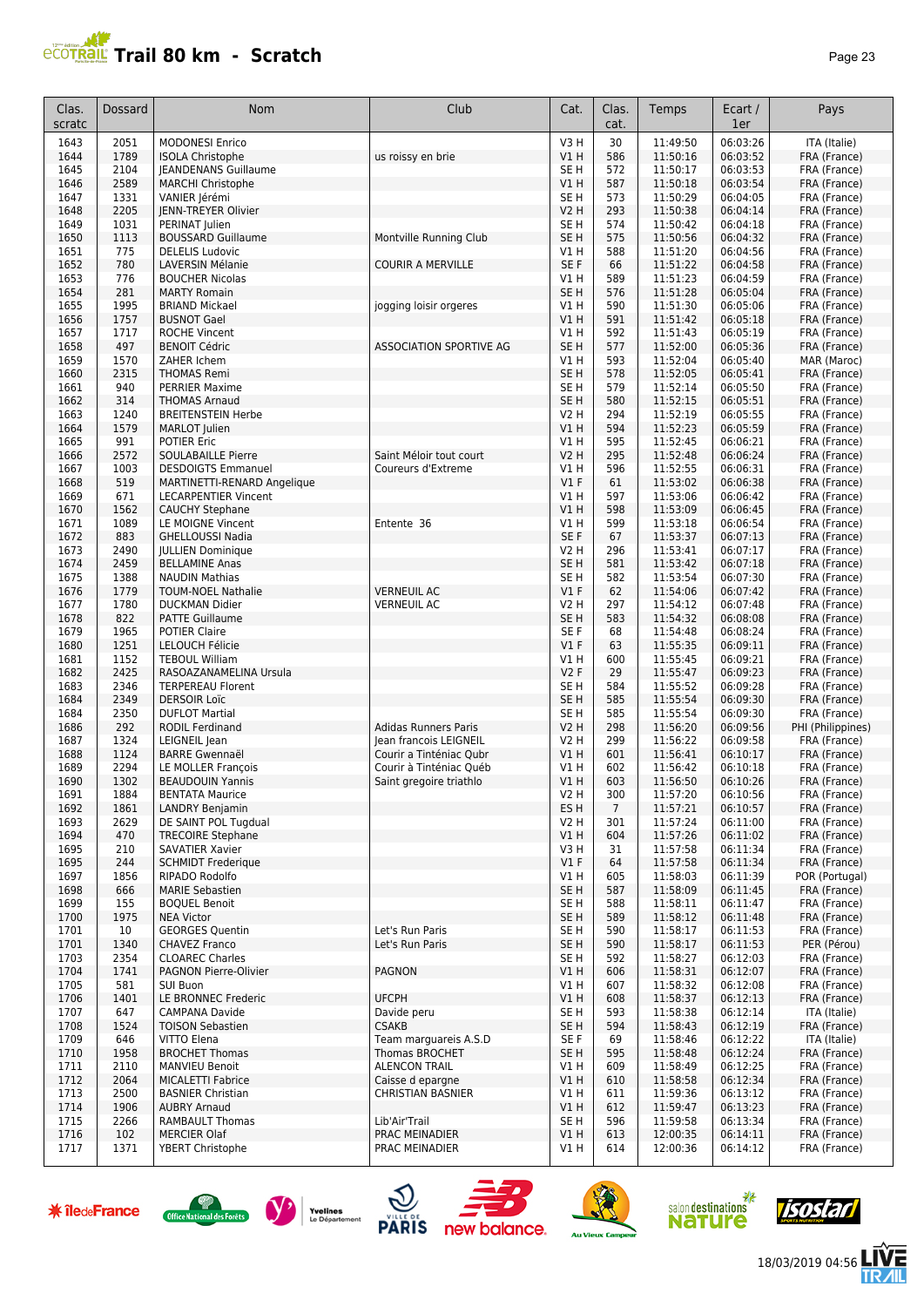# Trail 80 km - Scratch

| Clas. scratc | Dossard | Nom | Club | Cat. | Clas. cat. | Temps | Ecart / 1er | Pays |
|---|---|---|---|---|---|---|---|---|
| 1643 | 2051 | MODONESI Enrico | | V3 H | 30 | 11:49:50 | 06:03:26 | ITA (Italie) |
| 1644 | 1789 | ISOLA Christophe | us roissy en brie | V1 H | 586 | 11:50:16 | 06:03:52 | FRA (France) |
| 1645 | 2104 | JEANDENANS Guillaume | | SE H | 572 | 11:50:17 | 06:03:53 | FRA (France) |
| 1646 | 2589 | MARCHI Christophe | | V1 H | 587 | 11:50:18 | 06:03:54 | FRA (France) |
| 1647 | 1331 | VANIER Jérémi | | SE H | 573 | 11:50:29 | 06:04:05 | FRA (France) |
| 1648 | 2205 | JENN-TREYER Olivier | | V2 H | 293 | 11:50:38 | 06:04:14 | FRA (France) |
| 1649 | 1031 | PERINAT Julien | | SE H | 574 | 11:50:42 | 06:04:18 | FRA (France) |
| 1650 | 1113 | BOUSSARD Guillaume | Montville Running Club | SE H | 575 | 11:50:56 | 06:04:32 | FRA (France) |
| 1651 | 775 | DELELIS Ludovic | | V1 H | 588 | 11:51:20 | 06:04:56 | FRA (France) |
| 1652 | 780 | LAVERSIN Mélanie | COURIR A MERVILLE | SE F | 66 | 11:51:22 | 06:04:58 | FRA (France) |
| 1653 | 776 | BOUCHER Nicolas | | V1 H | 589 | 11:51:23 | 06:04:59 | FRA (France) |
| 1654 | 281 | MARTY Romain | | SE H | 576 | 11:51:28 | 06:05:04 | FRA (France) |
| 1655 | 1995 | BRIAND Mickael | jogging loisir orgeres | V1 H | 590 | 11:51:30 | 06:05:06 | FRA (France) |
| 1656 | 1757 | BUSNOT Gael | | V1 H | 591 | 11:51:42 | 06:05:18 | FRA (France) |
| 1657 | 1717 | ROCHE Vincent | | V1 H | 592 | 11:51:43 | 06:05:19 | FRA (France) |
| 1658 | 497 | BENOIT Cédric | ASSOCIATION SPORTIVE AG | SE H | 577 | 11:52:00 | 06:05:36 | FRA (France) |
| 1659 | 1570 | ZAHER Ichem | | V1 H | 593 | 11:52:04 | 06:05:40 | MAR (Maroc) |
| 1660 | 2315 | THOMAS Remi | | SE H | 578 | 11:52:05 | 06:05:41 | FRA (France) |
| 1661 | 940 | PERRIER Maxime | | SE H | 579 | 11:52:14 | 06:05:50 | FRA (France) |
| 1662 | 314 | THOMAS Arnaud | | SE H | 580 | 11:52:15 | 06:05:51 | FRA (France) |
| 1663 | 1240 | BREITENSTEIN Herbe | | V2 H | 294 | 11:52:19 | 06:05:55 | FRA (France) |
| 1664 | 1579 | MARLOT Julien | | V1 H | 594 | 11:52:23 | 06:05:59 | FRA (France) |
| 1665 | 991 | POTIER Eric | | V1 H | 595 | 11:52:45 | 06:06:21 | FRA (France) |
| 1666 | 2572 | SOULABAILLE Pierre | Saint Méloir tout court | V2 H | 295 | 11:52:48 | 06:06:24 | FRA (France) |
| 1667 | 1003 | DESDOIGTS Emmanuel | Coureurs d'Extreme | V1 H | 596 | 11:52:55 | 06:06:31 | FRA (France) |
| 1668 | 519 | MARTINETTI-RENARD Angelique | | V1 F | 61 | 11:53:02 | 06:06:38 | FRA (France) |
| 1669 | 671 | LECARPENTIER Vincent | | V1 H | 597 | 11:53:06 | 06:06:42 | FRA (France) |
| 1670 | 1562 | CAUCHY Stephane | | V1 H | 598 | 11:53:09 | 06:06:45 | FRA (France) |
| 1671 | 1089 | LE MOIGNE Vincent | Entente 36 | V1 H | 599 | 11:53:18 | 06:06:54 | FRA (France) |
| 1672 | 883 | GHELLOUSSI Nadia | | SE F | 67 | 11:53:37 | 06:07:13 | FRA (France) |
| 1673 | 2490 | JULLIEN Dominique | | V2 H | 296 | 11:53:41 | 06:07:17 | FRA (France) |
| 1674 | 2459 | BELLAMINE Anas | | SE H | 581 | 11:53:42 | 06:07:18 | FRA (France) |
| 1675 | 1388 | NAUDIN Mathias | | SE H | 582 | 11:53:54 | 06:07:30 | FRA (France) |
| 1676 | 1779 | TOUM-NOEL Nathalie | VERNEUIL AC | V1 F | 62 | 11:54:06 | 06:07:42 | FRA (France) |
| 1677 | 1780 | DUCKMAN Didier | VERNEUIL AC | V2 H | 297 | 11:54:12 | 06:07:48 | FRA (France) |
| 1678 | 822 | PATTE Guillaume | | SE H | 583 | 11:54:32 | 06:08:08 | FRA (France) |
| 1679 | 1965 | POTIER Claire | | SE F | 68 | 11:54:48 | 06:08:24 | FRA (France) |
| 1680 | 1251 | LELOUCH Félicie | | V1 F | 63 | 11:55:35 | 06:09:11 | FRA (France) |
| 1681 | 1152 | TEBOUL William | | V1 H | 600 | 11:55:45 | 06:09:21 | FRA (France) |
| 1682 | 2425 | RASOAZANAMELINA Ursula | | V2 F | 29 | 11:55:47 | 06:09:23 | FRA (France) |
| 1683 | 2346 | TERPEREAU Florent | | SE H | 584 | 11:55:52 | 06:09:28 | FRA (France) |
| 1684 | 2349 | DERSOIR Loïc | | SE H | 585 | 11:55:54 | 06:09:30 | FRA (France) |
| 1684 | 2350 | DUFLOT Martial | | SE H | 585 | 11:55:54 | 06:09:30 | FRA (France) |
| 1686 | 292 | RODIL Ferdinand | Adidas Runners Paris | V2 H | 298 | 11:56:20 | 06:09:56 | PHI (Philippines) |
| 1687 | 1324 | LEIGNEIL Jean | Jean francois LEIGNEIL | V2 H | 299 | 11:56:22 | 06:09:58 | FRA (France) |
| 1688 | 1124 | BARRE Gwennaël | Courir a Tinténiac Qubr | V1 H | 601 | 11:56:41 | 06:10:17 | FRA (France) |
| 1689 | 2294 | LE MOLLER François | Courir à Tinténiac Québ | V1 H | 602 | 11:56:42 | 06:10:18 | FRA (France) |
| 1690 | 1302 | BEAUDOUIN Yannis | Saint gregoire triathlo | V1 H | 603 | 11:56:50 | 06:10:26 | FRA (France) |
| 1691 | 1884 | BENTATA Maurice | | V2 H | 300 | 11:57:20 | 06:10:56 | FRA (France) |
| 1692 | 1861 | LANDRY Benjamin | | ES H | 7 | 11:57:21 | 06:10:57 | FRA (France) |
| 1693 | 2629 | DE SAINT POL Tugdual | | V2 H | 301 | 11:57:24 | 06:11:00 | FRA (France) |
| 1694 | 470 | TRECOIRE Stephane | | V1 H | 604 | 11:57:26 | 06:11:02 | FRA (France) |
| 1695 | 210 | SAVATIER Xavier | | V3 H | 31 | 11:57:58 | 06:11:34 | FRA (France) |
| 1695 | 244 | SCHMIDT Frederique | | V1 F | 64 | 11:57:58 | 06:11:34 | FRA (France) |
| 1697 | 1856 | RIPADO Rodolfo | | V1 H | 605 | 11:58:03 | 06:11:39 | POR (Portugal) |
| 1698 | 666 | MARIE Sebastien | | SE H | 587 | 11:58:09 | 06:11:45 | FRA (France) |
| 1699 | 155 | BOQUEL Benoit | | SE H | 588 | 11:58:11 | 06:11:47 | FRA (France) |
| 1700 | 1975 | NEA Victor | | SE H | 589 | 11:58:12 | 06:11:48 | FRA (France) |
| 1701 | 10 | GEORGES Quentin | Let's Run Paris | SE H | 590 | 11:58:17 | 06:11:53 | FRA (France) |
| 1701 | 1340 | CHAVEZ Franco | Let's Run Paris | SE H | 590 | 11:58:17 | 06:11:53 | PER (Pérou) |
| 1703 | 2354 | CLOAREC Charles | | SE H | 592 | 11:58:27 | 06:12:03 | FRA (France) |
| 1704 | 1741 | PAGNON Pierre-Olivier | PAGNON | V1 H | 606 | 11:58:31 | 06:12:07 | FRA (France) |
| 1705 | 581 | SUI Buon | | V1 H | 607 | 11:58:32 | 06:12:08 | FRA (France) |
| 1706 | 1401 | LE BRONNEC Frederic | UFCPH | V1 H | 608 | 11:58:37 | 06:12:13 | FRA (France) |
| 1707 | 647 | CAMPANA Davide | Davide peru | SE H | 593 | 11:58:38 | 06:12:14 | ITA (Italie) |
| 1708 | 1524 | TOISON Sebastien | CSAKB | SE H | 594 | 11:58:43 | 06:12:19 | FRA (France) |
| 1709 | 646 | VITTO Elena | Team marguareis A.S.D | SE F | 69 | 11:58:46 | 06:12:22 | ITA (Italie) |
| 1710 | 1958 | BROCHET Thomas | Thomas BROCHET | SE H | 595 | 11:58:48 | 06:12:24 | FRA (France) |
| 1711 | 2110 | MANVIEU Benoit | ALENCON TRAIL | V1 H | 609 | 11:58:49 | 06:12:25 | FRA (France) |
| 1712 | 2064 | MICALETTI Fabrice | Caisse d epargne | V1 H | 610 | 11:58:58 | 06:12:34 | FRA (France) |
| 1713 | 2500 | BASNIER Christian | CHRISTIAN BASNIER | V1 H | 611 | 11:59:36 | 06:13:12 | FRA (France) |
| 1714 | 1906 | AUBRY Arnaud | | V1 H | 612 | 11:59:47 | 06:13:23 | FRA (France) |
| 1715 | 2266 | RAMBAULT Thomas | Lib'Air'Trail | SE H | 596 | 11:59:58 | 06:13:34 | FRA (France) |
| 1716 | 102 | MERCIER Olaf | PRAC MEINADIER | V1 H | 613 | 12:00:35 | 06:14:11 | FRA (France) |
| 1717 | 1371 | YBERT Christophe | PRAC MEINADIER | V1 H | 614 | 12:00:36 | 06:14:12 | FRA (France) |

18/03/2019 04:56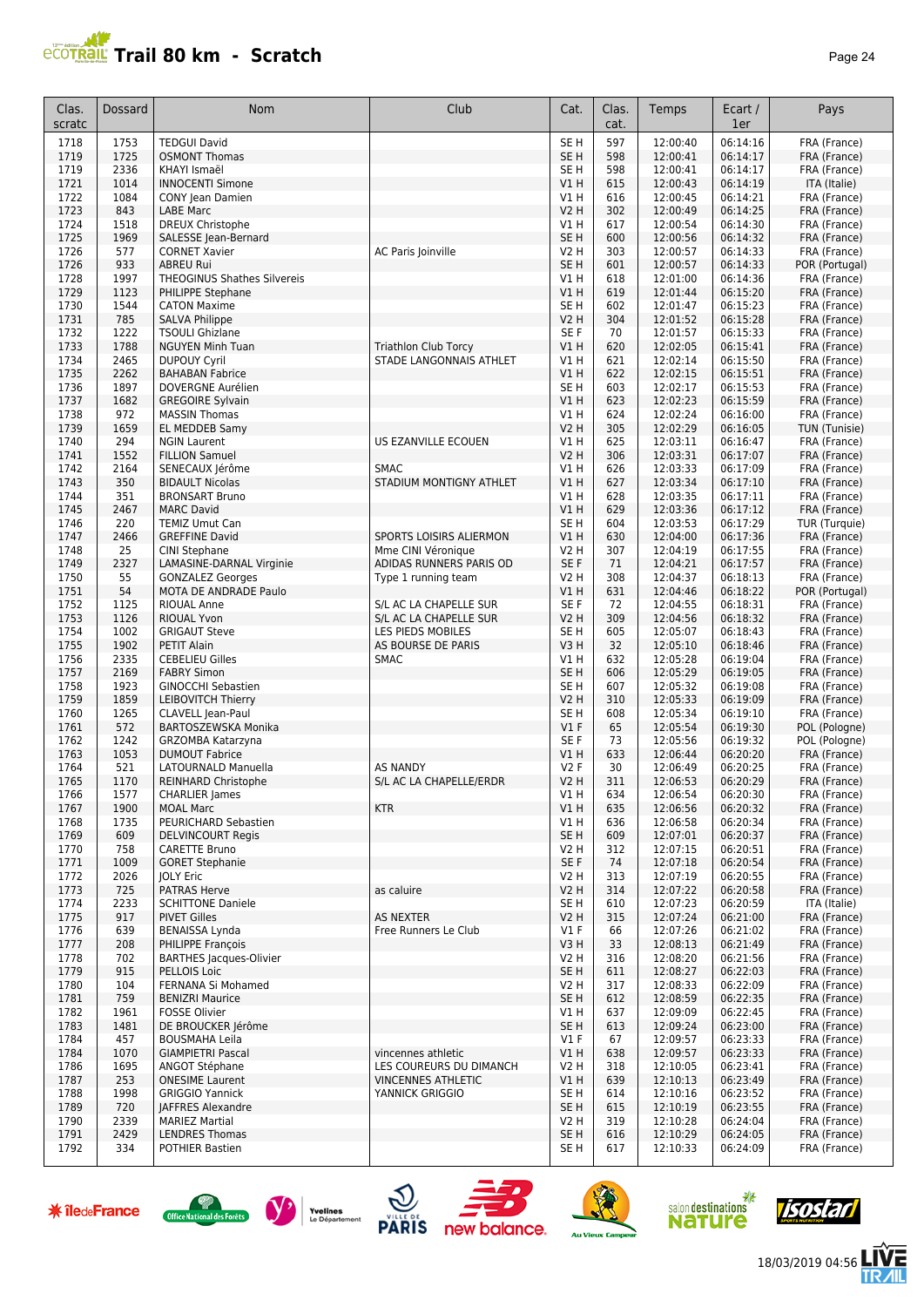# Trail 80 km - Scratch

| Clas. scratc | Dossard | Nom | Club | Cat. | Clas. cat. | Temps | Ecart / 1er | Pays |
|---|---|---|---|---|---|---|---|---|
| 1718 | 1753 | TEDGUI David | | SE H | 597 | 12:00:40 | 06:14:16 | FRA (France) |
| 1719 | 1725 | OSMONT Thomas | | SE H | 598 | 12:00:41 | 06:14:17 | FRA (France) |
| 1719 | 2336 | KHAYI Ismaël | | SE H | 598 | 12:00:41 | 06:14:17 | FRA (France) |
| 1721 | 1014 | INNOCENTI Simone | | V1 H | 615 | 12:00:43 | 06:14:19 | ITA (Italie) |
| 1722 | 1084 | CONY Jean Damien | | V1 H | 616 | 12:00:45 | 06:14:21 | FRA (France) |
| 1723 | 843 | LABE Marc | | V2 H | 302 | 12:00:49 | 06:14:25 | FRA (France) |
| 1724 | 1518 | DREUX Christophe | | V1 H | 617 | 12:00:54 | 06:14:30 | FRA (France) |
| 1725 | 1969 | SALESSE Jean-Bernard | | SE H | 600 | 12:00:56 | 06:14:32 | FRA (France) |
| 1726 | 577 | CORNET Xavier | AC Paris Joinville | V2 H | 303 | 12:00:57 | 06:14:33 | FRA (France) |
| 1726 | 933 | ABREU Rui | | SE H | 601 | 12:00:57 | 06:14:33 | POR (Portugal) |
| 1728 | 1997 | THEOGINUS Shathes Silvereis | | V1 H | 618 | 12:01:00 | 06:14:36 | FRA (France) |
| 1729 | 1123 | PHILIPPE Stephane | | V1 H | 619 | 12:01:44 | 06:15:20 | FRA (France) |
| 1730 | 1544 | CATON Maxime | | SE H | 602 | 12:01:47 | 06:15:23 | FRA (France) |
| 1731 | 785 | SALVA Philippe | | V2 H | 304 | 12:01:52 | 06:15:28 | FRA (France) |
| 1732 | 1222 | TSOULI Ghizlane | | SE F | 70 | 12:01:57 | 06:15:33 | FRA (France) |
| 1733 | 1788 | NGUYEN Minh Tuan | Triathlon Club Torcy | V1 H | 620 | 12:02:05 | 06:15:41 | FRA (France) |
| 1734 | 2465 | DUPOUY Cyril | STADE LANGONNAIS ATHLET | V1 H | 621 | 12:02:14 | 06:15:50 | FRA (France) |
| 1735 | 2262 | BAHABAN Fabrice | | V1 H | 622 | 12:02:15 | 06:15:51 | FRA (France) |
| 1736 | 1897 | DOVERGNE Aurélien | | SE H | 603 | 12:02:17 | 06:15:53 | FRA (France) |
| 1737 | 1682 | GREGOIRE Sylvain | | V1 H | 623 | 12:02:23 | 06:15:59 | FRA (France) |
| 1738 | 972 | MASSIN Thomas | | V1 H | 624 | 12:02:24 | 06:16:00 | FRA (France) |
| 1739 | 1659 | EL MEDDEB Samy | | V2 H | 305 | 12:02:29 | 06:16:05 | TUN (Tunisie) |
| 1740 | 294 | NGIN Laurent | US EZANVILLE ECOUEN | V1 H | 625 | 12:03:11 | 06:16:47 | FRA (France) |
| 1741 | 1552 | FILLION Samuel | | V2 H | 306 | 12:03:31 | 06:17:07 | FRA (France) |
| 1742 | 2164 | SENECAUX Jérôme | SMAC | V1 H | 626 | 12:03:33 | 06:17:09 | FRA (France) |
| 1743 | 350 | BIDAULT Nicolas | STADIUM MONTIGNY ATHLET | V1 H | 627 | 12:03:34 | 06:17:10 | FRA (France) |
| 1744 | 351 | BRONSART Bruno | | V1 H | 628 | 12:03:35 | 06:17:11 | FRA (France) |
| 1745 | 2467 | MARC David | | V1 H | 629 | 12:03:36 | 06:17:12 | FRA (France) |
| 1746 | 220 | TEMIZ Umut Can | | SE H | 604 | 12:03:53 | 06:17:29 | TUR (Turquie) |
| 1747 | 2466 | GREFFINE David | SPORTS LOISIRS ALIERMON | V1 H | 630 | 12:04:00 | 06:17:36 | FRA (France) |
| 1748 | 25 | CINI Stephane | Mme CINI Véronique | V2 H | 307 | 12:04:19 | 06:17:55 | FRA (France) |
| 1749 | 2327 | LAMASINE-DARNAL Virginie | ADIDAS RUNNERS PARIS OD | SE F | 71 | 12:04:21 | 06:17:57 | FRA (France) |
| 1750 | 55 | GONZALEZ Georges | Type 1 running team | V2 H | 308 | 12:04:37 | 06:18:13 | FRA (France) |
| 1751 | 54 | MOTA DE ANDRADE Paulo | | V1 H | 631 | 12:04:46 | 06:18:22 | POR (Portugal) |
| 1752 | 1125 | RIOUAL Anne | S/L AC LA CHAPELLE SUR | SE F | 72 | 12:04:55 | 06:18:31 | FRA (France) |
| 1753 | 1126 | RIOUAL Yvon | S/L AC LA CHAPELLE SUR | V2 H | 309 | 12:04:56 | 06:18:32 | FRA (France) |
| 1754 | 1002 | GRIGAUT Steve | LES PIEDS MOBILES | SE H | 605 | 12:05:07 | 06:18:43 | FRA (France) |
| 1755 | 1902 | PETIT Alain | AS BOURSE DE PARIS | V3 H | 32 | 12:05:10 | 06:18:46 | FRA (France) |
| 1756 | 2335 | CEBELIEU Gilles | SMAC | V1 H | 632 | 12:05:28 | 06:19:04 | FRA (France) |
| 1757 | 2169 | FABRY Simon | | SE H | 606 | 12:05:29 | 06:19:05 | FRA (France) |
| 1758 | 1923 | GINOCCHI Sebastien | | SE H | 607 | 12:05:32 | 06:19:08 | FRA (France) |
| 1759 | 1859 | LEIBOVITCH Thierry | | V2 H | 310 | 12:05:33 | 06:19:09 | FRA (France) |
| 1760 | 1265 | CLAVELL Jean-Paul | | SE H | 608 | 12:05:34 | 06:19:10 | FRA (France) |
| 1761 | 572 | BARTOSZEWSKA Monika | | V1 F | 65 | 12:05:54 | 06:19:30 | POL (Pologne) |
| 1762 | 1242 | GRZOMBA Katarzyna | | SE F | 73 | 12:05:56 | 06:19:32 | POL (Pologne) |
| 1763 | 1053 | DUMOUT Fabrice | | V1 H | 633 | 12:06:44 | 06:20:20 | FRA (France) |
| 1764 | 521 | LATOURNALD Manuella | AS NANDY | V2 F | 30 | 12:06:49 | 06:20:25 | FRA (France) |
| 1765 | 1170 | REINHARD Christophe | S/L AC LA CHAPELLE/ERDR | V2 H | 311 | 12:06:53 | 06:20:29 | FRA (France) |
| 1766 | 1577 | CHARLIER James | | V1 H | 634 | 12:06:54 | 06:20:30 | FRA (France) |
| 1767 | 1900 | MOAL Marc | KTR | V1 H | 635 | 12:06:56 | 06:20:32 | FRA (France) |
| 1768 | 1735 | PEURICHARD Sebastien | | V1 H | 636 | 12:06:58 | 06:20:34 | FRA (France) |
| 1769 | 609 | DELVINCOURT Regis | | SE H | 609 | 12:07:01 | 06:20:37 | FRA (France) |
| 1770 | 758 | CARETTE Bruno | | V2 H | 312 | 12:07:15 | 06:20:51 | FRA (France) |
| 1771 | 1009 | GORET Stephanie | | SE F | 74 | 12:07:18 | 06:20:54 | FRA (France) |
| 1772 | 2026 | JOLY Eric | | V2 H | 313 | 12:07:19 | 06:20:55 | FRA (France) |
| 1773 | 725 | PATRAS Herve | as caluire | V2 H | 314 | 12:07:22 | 06:20:58 | FRA (France) |
| 1774 | 2233 | SCHITTONE Daniele | | SE H | 610 | 12:07:23 | 06:20:59 | ITA (Italie) |
| 1775 | 917 | PIVET Gilles | AS NEXTER | V2 H | 315 | 12:07:24 | 06:21:00 | FRA (France) |
| 1776 | 639 | BENAISSA Lynda | Free Runners Le Club | V1 F | 66 | 12:07:26 | 06:21:02 | FRA (France) |
| 1777 | 208 | PHILIPPE François | | V3 H | 33 | 12:08:13 | 06:21:49 | FRA (France) |
| 1778 | 702 | BARTHES Jacques-Olivier | | V2 H | 316 | 12:08:20 | 06:21:56 | FRA (France) |
| 1779 | 915 | PELLOIS Loic | | SE H | 611 | 12:08:27 | 06:22:03 | FRA (France) |
| 1780 | 104 | FERNANA Si Mohamed | | V2 H | 317 | 12:08:33 | 06:22:09 | FRA (France) |
| 1781 | 759 | BENIZRI Maurice | | SE H | 612 | 12:08:59 | 06:22:35 | FRA (France) |
| 1782 | 1961 | FOSSE Olivier | | V1 H | 637 | 12:09:09 | 06:22:45 | FRA (France) |
| 1783 | 1481 | DE BROUCKER Jérôme | | SE H | 613 | 12:09:24 | 06:23:00 | FRA (France) |
| 1784 | 457 | BOUSMAHA Leila | | V1 F | 67 | 12:09:57 | 06:23:33 | FRA (France) |
| 1784 | 1070 | GIAMPIETRI Pascal | vincennes athletic | V1 H | 638 | 12:09:57 | 06:23:33 | FRA (France) |
| 1786 | 1695 | ANGOT Stéphane | LES COUREURS DU DIMANCH | V2 H | 318 | 12:10:05 | 06:23:41 | FRA (France) |
| 1787 | 253 | ONESIME Laurent | VINCENNES ATHLETIC | V1 H | 639 | 12:10:13 | 06:23:49 | FRA (France) |
| 1788 | 1998 | GRIGGIO Yannick | YANNICK GRIGGIO | SE H | 614 | 12:10:16 | 06:23:52 | FRA (France) |
| 1789 | 720 | JAFFRES Alexandre | | SE H | 615 | 12:10:19 | 06:23:55 | FRA (France) |
| 1790 | 2339 | MARIEZ Martial | | V2 H | 319 | 12:10:28 | 06:24:04 | FRA (France) |
| 1791 | 2429 | LENDRES Thomas | | SE H | 616 | 12:10:29 | 06:24:05 | FRA (France) |
| 1792 | 334 | POTHIER Bastien | | SE H | 617 | 12:10:33 | 06:24:09 | FRA (France) |

18/03/2019 04:56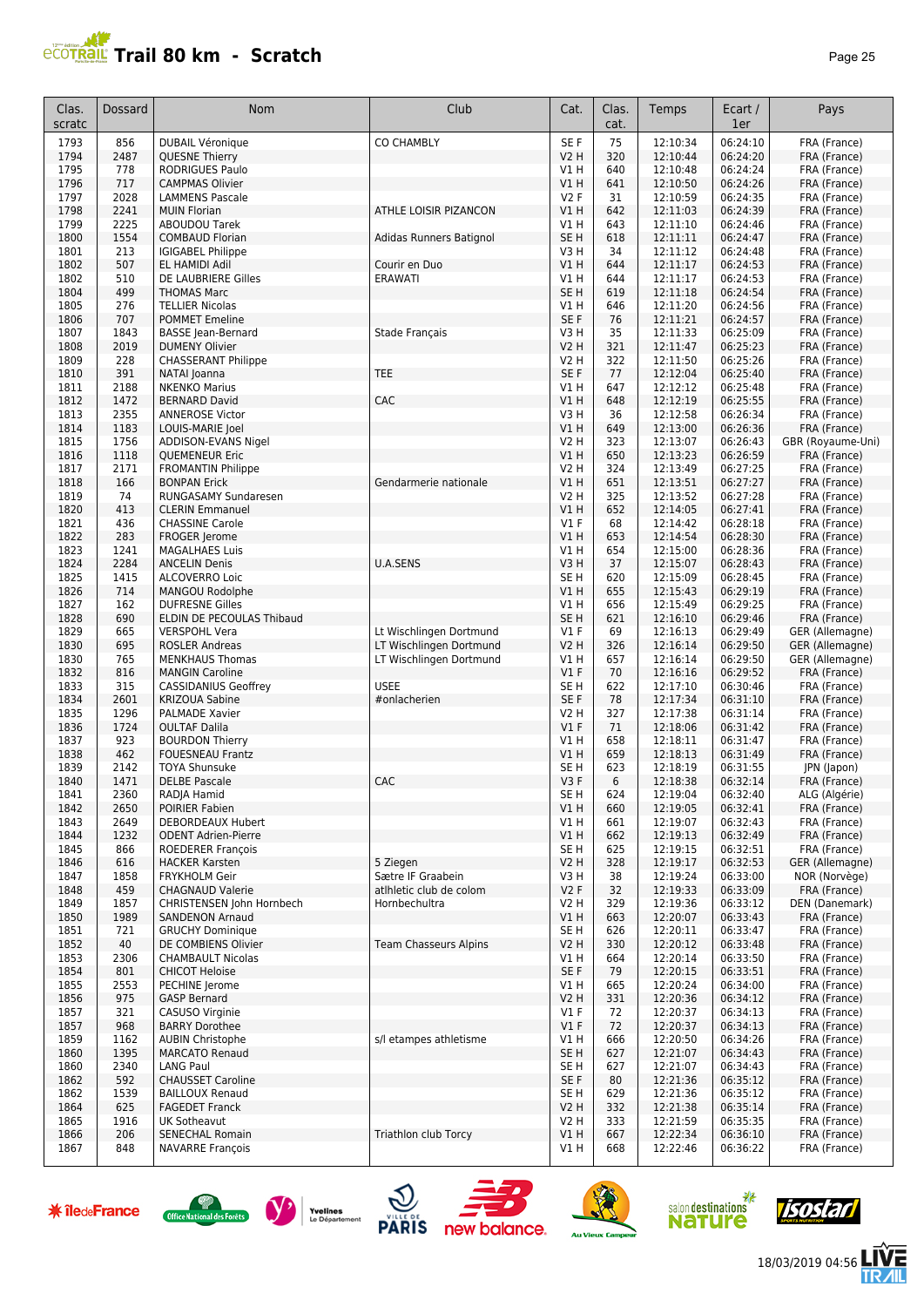# Trail 80 km - Scratch

| Clas. scratc | Dossard | Nom | Club | Cat. | Clas. cat. | Temps | Ecart / 1er | Pays |
|---|---|---|---|---|---|---|---|---|
| 1793 | 856 | DUBAIL Véronique | CO CHAMBLY | SE F | 75 | 12:10:34 | 06:24:10 | FRA (France) |
| 1794 | 2487 | QUESNE Thierry | | V2 H | 320 | 12:10:44 | 06:24:20 | FRA (France) |
| 1795 | 778 | RODRIGUES Paulo | | V1 H | 640 | 12:10:48 | 06:24:24 | FRA (France) |
| 1796 | 717 | CAMPMAS Olivier | | V1 H | 641 | 12:10:50 | 06:24:26 | FRA (France) |
| 1797 | 2028 | LAMMENS Pascale | | V2 F | 31 | 12:10:59 | 06:24:35 | FRA (France) |
| 1798 | 2241 | MUIN Florian | ATHLE LOISIR PIZANCON | V1 H | 642 | 12:11:03 | 06:24:39 | FRA (France) |
| 1799 | 2225 | ABOUDOU Tarek | | V1 H | 643 | 12:11:10 | 06:24:46 | FRA (France) |
| 1800 | 1554 | COMBAUD Florian | Adidas Runners Batignol | SE H | 618 | 12:11:11 | 06:24:47 | FRA (France) |
| 1801 | 213 | IGIGABEL Philippe | | V3 H | 34 | 12:11:12 | 06:24:48 | FRA (France) |
| 1802 | 507 | EL HAMIDI Adil | Courir en Duo | V1 H | 644 | 12:11:17 | 06:24:53 | FRA (France) |
| 1802 | 510 | DE LAUBRIERE Gilles | ERAWATI | V1 H | 644 | 12:11:17 | 06:24:53 | FRA (France) |
| 1804 | 499 | THOMAS Marc | | SE H | 619 | 12:11:18 | 06:24:54 | FRA (France) |
| 1805 | 276 | TELLIER Nicolas | | V1 H | 646 | 12:11:20 | 06:24:56 | FRA (France) |
| 1806 | 707 | POMMET Emeline | | SE F | 76 | 12:11:21 | 06:24:57 | FRA (France) |
| 1807 | 1843 | BASSE Jean-Bernard | Stade Français | V3 H | 35 | 12:11:33 | 06:25:09 | FRA (France) |
| 1808 | 2019 | DUMENY Olivier | | V2 H | 321 | 12:11:47 | 06:25:23 | FRA (France) |
| 1809 | 228 | CHASSERANT Philippe | | V2 H | 322 | 12:11:50 | 06:25:26 | FRA (France) |
| 1810 | 391 | NATAI Joanna | TEE | SE F | 77 | 12:12:04 | 06:25:40 | FRA (France) |
| 1811 | 2188 | NKENKO Marius | | V1 H | 647 | 12:12:12 | 06:25:48 | FRA (France) |
| 1812 | 1472 | BERNARD David | CAC | V1 H | 648 | 12:12:19 | 06:25:55 | FRA (France) |
| 1813 | 2355 | ANNEROSE Victor | | V3 H | 36 | 12:12:58 | 06:26:34 | FRA (France) |
| 1814 | 1183 | LOUIS-MARIE Joel | | V1 H | 649 | 12:13:00 | 06:26:36 | FRA (France) |
| 1815 | 1756 | ADDISON-EVANS Nigel | | V2 H | 323 | 12:13:07 | 06:26:43 | GBR (Royaume-Uni) |
| 1816 | 1118 | QUEMENEUR Eric | | V1 H | 650 | 12:13:23 | 06:26:59 | FRA (France) |
| 1817 | 2171 | FROMANTIN Philippe | | V2 H | 324 | 12:13:49 | 06:27:25 | FRA (France) |
| 1818 | 166 | BONPAN Erick | Gendarmerie nationale | V1 H | 651 | 12:13:51 | 06:27:27 | FRA (France) |
| 1819 | 74 | RUNGASAMY Sundaresen | | V2 H | 325 | 12:13:52 | 06:27:28 | FRA (France) |
| 1820 | 413 | CLERIN Emmanuel | | V1 H | 652 | 12:14:05 | 06:27:41 | FRA (France) |
| 1821 | 436 | CHASSINE Carole | | V1 F | 68 | 12:14:42 | 06:28:18 | FRA (France) |
| 1822 | 283 | FROGER Jerome | | V1 H | 653 | 12:14:54 | 06:28:30 | FRA (France) |
| 1823 | 1241 | MAGALHAES Luis | | V1 H | 654 | 12:15:00 | 06:28:36 | FRA (France) |
| 1824 | 2284 | ANCELIN Denis | U.A.SENS | V3 H | 37 | 12:15:07 | 06:28:43 | FRA (France) |
| 1825 | 1415 | ALCOVERRO Loic | | SE H | 620 | 12:15:09 | 06:28:45 | FRA (France) |
| 1826 | 714 | MANGOU Rodolphe | | V1 H | 655 | 12:15:43 | 06:29:19 | FRA (France) |
| 1827 | 162 | DUFRESNE Gilles | | V1 H | 656 | 12:15:49 | 06:29:25 | FRA (France) |
| 1828 | 690 | ELDIN DE PECOULAS Thibaud | | SE H | 621 | 12:16:10 | 06:29:46 | FRA (France) |
| 1829 | 665 | VERSPOHL Vera | Lt Wischlingen Dortmund | V1 F | 69 | 12:16:13 | 06:29:49 | GER (Allemagne) |
| 1830 | 695 | ROSLER Andreas | LT Wischlingen Dortmund | V2 H | 326 | 12:16:14 | 06:29:50 | GER (Allemagne) |
| 1830 | 765 | MENKHAUS Thomas | LT Wischlingen Dortmund | V1 H | 657 | 12:16:14 | 06:29:50 | GER (Allemagne) |
| 1832 | 816 | MANGIN Caroline | | V1 F | 70 | 12:16:16 | 06:29:52 | FRA (France) |
| 1833 | 315 | CASSIDANIUS Geoffrey | USEE | SE H | 622 | 12:17:10 | 06:30:46 | FRA (France) |
| 1834 | 2601 | KRIZOUA Sabine | #onlacherien | SE F | 78 | 12:17:34 | 06:31:10 | FRA (France) |
| 1835 | 1296 | PALMADE Xavier | | V2 H | 327 | 12:17:38 | 06:31:14 | FRA (France) |
| 1836 | 1724 | OULTAF Dalila | | V1 F | 71 | 12:18:06 | 06:31:42 | FRA (France) |
| 1837 | 923 | BOURDON Thierry | | V1 H | 658 | 12:18:11 | 06:31:47 | FRA (France) |
| 1838 | 462 | FOUESNEAU Frantz | | V1 H | 659 | 12:18:13 | 06:31:49 | FRA (France) |
| 1839 | 2142 | TOYA Shunsuke | | SE H | 623 | 12:18:19 | 06:31:55 | JPN (Japon) |
| 1840 | 1471 | DELBE Pascale | CAC | V3 F | 6 | 12:18:38 | 06:32:14 | FRA (France) |
| 1841 | 2360 | RADJA Hamid | | SE H | 624 | 12:19:04 | 06:32:40 | ALG (Algérie) |
| 1842 | 2650 | POIRIER Fabien | | V1 H | 660 | 12:19:05 | 06:32:41 | FRA (France) |
| 1843 | 2649 | DEBORDEAUX Hubert | | V1 H | 661 | 12:19:07 | 06:32:43 | FRA (France) |
| 1844 | 1232 | ODENT Adrien-Pierre | | V1 H | 662 | 12:19:13 | 06:32:49 | FRA (France) |
| 1845 | 866 | ROEDERER François | | SE H | 625 | 12:19:15 | 06:32:51 | FRA (France) |
| 1846 | 616 | HACKER Karsten | 5 Ziegen | V2 H | 328 | 12:19:17 | 06:32:53 | GER (Allemagne) |
| 1847 | 1858 | FRYKHOLM Geir | Sætre IF Graabein | V3 H | 38 | 12:19:24 | 06:33:00 | NOR (Norvège) |
| 1848 | 459 | CHAGNAUD Valerie | atlhletic club de colom | V2 F | 32 | 12:19:33 | 06:33:09 | FRA (France) |
| 1849 | 1857 | CHRISTENSEN John Hornbech | Hornbechultra | V2 H | 329 | 12:19:36 | 06:33:12 | DEN (Danemark) |
| 1850 | 1989 | SANDENON Arnaud | | V1 H | 663 | 12:20:07 | 06:33:43 | FRA (France) |
| 1851 | 721 | GRUCHY Dominique | | SE H | 626 | 12:20:11 | 06:33:47 | FRA (France) |
| 1852 | 40 | DE COMBIENS Olivier | Team Chasseurs Alpins | V2 H | 330 | 12:20:12 | 06:33:48 | FRA (France) |
| 1853 | 2306 | CHAMBAULT Nicolas | | V1 H | 664 | 12:20:14 | 06:33:50 | FRA (France) |
| 1854 | 801 | CHICOT Heloise | | SE F | 79 | 12:20:15 | 06:33:51 | FRA (France) |
| 1855 | 2553 | PECHINE Jerome | | V1 H | 665 | 12:20:24 | 06:34:00 | FRA (France) |
| 1856 | 975 | GASP Bernard | | V2 H | 331 | 12:20:36 | 06:34:12 | FRA (France) |
| 1857 | 321 | CASUSO Virginie | | V1 F | 72 | 12:20:37 | 06:34:13 | FRA (France) |
| 1857 | 968 | BARRY Dorothee | | V1 F | 72 | 12:20:37 | 06:34:13 | FRA (France) |
| 1859 | 1162 | AUBIN Christophe | s/l etampes athletisme | V1 H | 666 | 12:20:50 | 06:34:26 | FRA (France) |
| 1860 | 1395 | MARCATO Renaud | | SE H | 627 | 12:21:07 | 06:34:43 | FRA (France) |
| 1860 | 2340 | LANG Paul | | SE H | 627 | 12:21:07 | 06:34:43 | FRA (France) |
| 1862 | 592 | CHAUSSET Caroline | | SE F | 80 | 12:21:36 | 06:35:12 | FRA (France) |
| 1862 | 1539 | BAILLOUX Renaud | | SE H | 629 | 12:21:36 | 06:35:12 | FRA (France) |
| 1864 | 625 | FAGEDET Franck | | V2 H | 332 | 12:21:38 | 06:35:14 | FRA (France) |
| 1865 | 1916 | UK Sotheavut | | V2 H | 333 | 12:21:59 | 06:35:35 | FRA (France) |
| 1866 | 206 | SENECHAL Romain | Triathlon club Torcy | V1 H | 667 | 12:22:34 | 06:36:10 | FRA (France) |
| 1867 | 848 | NAVARRE François | | V1 H | 668 | 12:22:46 | 06:36:22 | FRA (France) |

18/03/2019 04:56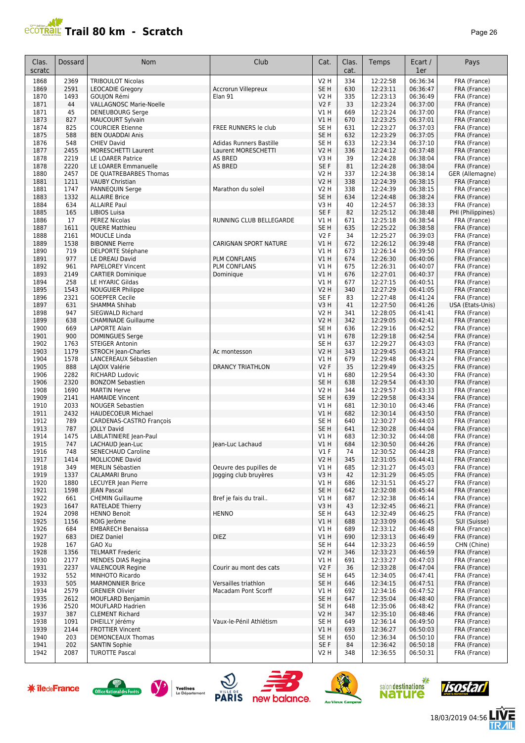# Trail 80 km - Scratch

| Clas. scratc | Dossard | Nom | Club | Cat. | Clas. cat. | Temps | Ecart / 1er | Pays |
|---|---|---|---|---|---|---|---|---|
| 1868 | 2369 | TRIBOULOT Nicolas | | V2 H | 334 | 12:22:58 | 06:36:34 | FRA (France) |
| 1869 | 2591 | LEOCADIE Gregory | Accrorun Villepreux | SE H | 630 | 12:23:11 | 06:36:47 | FRA (France) |
| 1870 | 1493 | GOUJON Rémi | Elan 91 | V2 H | 335 | 12:23:13 | 06:36:49 | FRA (France) |
| 1871 | 44 | VALLAGNOSC Marie-Noelle | | V2 F | 33 | 12:23:24 | 06:37:00 | FRA (France) |
| 1871 | 45 | DENEUBOURG Serge | | V1 H | 669 | 12:23:24 | 06:37:00 | FRA (France) |
| 1873 | 827 | MAUCOURT Sylvain | | V1 H | 670 | 12:23:25 | 06:37:01 | FRA (France) |
| 1874 | 825 | COURCIER Etienne | FREE RUNNERS le club | SE H | 631 | 12:23:27 | 06:37:03 | FRA (France) |
| 1875 | 588 | BEN OUADDAI Anis | | SE H | 632 | 12:23:29 | 06:37:05 | FRA (France) |
| 1876 | 548 | CHIEV David | Adidas Runners Bastille | SE H | 633 | 12:23:34 | 06:37:10 | FRA (France) |
| 1877 | 2455 | MORESCHETTI Laurent | Laurent MORESCHETTI | V2 H | 336 | 12:24:12 | 06:37:48 | FRA (France) |
| 1878 | 2219 | LE LOARER Patrice | AS BRED | V3 H | 39 | 12:24:28 | 06:38:04 | FRA (France) |
| 1878 | 2220 | LE LOARER Emmanuelle | AS BRED | SE F | 81 | 12:24:28 | 06:38:04 | FRA (France) |
| 1880 | 2457 | DE QUATREBARBES Thomas | | V2 H | 337 | 12:24:38 | 06:38:14 | GER (Allemagne) |
| 1881 | 1211 | VAUBY Christian | | V2 H | 338 | 12:24:39 | 06:38:15 | FRA (France) |
| 1881 | 1747 | PANNEQUIN Serge | Marathon du soleil | V2 H | 338 | 12:24:39 | 06:38:15 | FRA (France) |
| 1883 | 1332 | ALLAIRE Brice | | SE H | 634 | 12:24:48 | 06:38:24 | FRA (France) |
| 1884 | 634 | ALLAIRE Paul | | V3 H | 40 | 12:24:57 | 06:38:33 | FRA (France) |
| 1885 | 165 | LIBIOS Luisa | | SE F | 82 | 12:25:12 | 06:38:48 | PHI (Philippines) |
| 1886 | 17 | PEREZ Nicolas | RUNNING CLUB BELLEGARDE | V1 H | 671 | 12:25:18 | 06:38:54 | FRA (France) |
| 1887 | 1611 | QUERE Matthieu | | SE H | 635 | 12:25:22 | 06:38:58 | FRA (France) |
| 1888 | 2161 | MOUCLE Linda | | V2 F | 34 | 12:25:27 | 06:39:03 | FRA (France) |
| 1889 | 1538 | BIBONNE Pierre | CARIGNAN SPORT NATURE | V1 H | 672 | 12:26:12 | 06:39:48 | FRA (France) |
| 1890 | 719 | DELPORTE Stéphane | | V1 H | 673 | 12:26:14 | 06:39:50 | FRA (France) |
| 1891 | 977 | LE DREAU David | PLM CONFLANS | V1 H | 674 | 12:26:30 | 06:40:06 | FRA (France) |
| 1892 | 961 | PAPELOREY Vincent | PLM CONFLANS | V1 H | 675 | 12:26:31 | 06:40:07 | FRA (France) |
| 1893 | 2149 | CARTIER Dominique | Dominique | V1 H | 676 | 12:27:01 | 06:40:37 | FRA (France) |
| 1894 | 258 | LE HYARIC Gildas | | V1 H | 677 | 12:27:15 | 06:40:51 | FRA (France) |
| 1895 | 1543 | NOUGUIER Philippe | | V2 H | 340 | 12:27:29 | 06:41:05 | FRA (France) |
| 1896 | 2321 | GOEPFER Cecile | | SE F | 83 | 12:27:48 | 06:41:24 | FRA (France) |
| 1897 | 631 | SHAMMA Shihab | | V3 H | 41 | 12:27:50 | 06:41:26 | USA (Etats-Unis) |
| 1898 | 947 | SIEGWALD Richard | | V2 H | 341 | 12:28:05 | 06:41:41 | FRA (France) |
| 1899 | 638 | CHAMINADE Guillaume | | V2 H | 342 | 12:29:05 | 06:42:41 | FRA (France) |
| 1900 | 669 | LAPORTE Alain | | SE H | 636 | 12:29:16 | 06:42:52 | FRA (France) |
| 1901 | 900 | DOMINGUES Serge | | V1 H | 678 | 12:29:18 | 06:42:54 | FRA (France) |
| 1902 | 1763 | STEIGER Antonin | | SE H | 637 | 12:29:27 | 06:43:03 | FRA (France) |
| 1903 | 1179 | STROCH Jean-Charles | Ac montesson | V2 H | 343 | 12:29:45 | 06:43:21 | FRA (France) |
| 1904 | 1578 | LANCEREAUX Sébastien | | V1 H | 679 | 12:29:48 | 06:43:24 | FRA (France) |
| 1905 | 888 | LAJOIX Valérie | DRANCY TRIATHLON | V2 F | 35 | 12:29:49 | 06:43:25 | FRA (France) |
| 1906 | 2282 | RICHARD Ludovic | | V1 H | 680 | 12:29:54 | 06:43:30 | FRA (France) |
| 1906 | 2320 | BONZOM Sebastien | | SE H | 638 | 12:29:54 | 06:43:30 | FRA (France) |
| 1908 | 1690 | MARTIN Herve | | V2 H | 344 | 12:29:57 | 06:43:33 | FRA (France) |
| 1909 | 2141 | HAMAIDE Vincent | | SE H | 639 | 12:29:58 | 06:43:34 | FRA (France) |
| 1910 | 2033 | NOUGER Sebastien | | V1 H | 681 | 12:30:10 | 06:43:46 | FRA (France) |
| 1911 | 2432 | HAUDECOEUR Michael | | V1 H | 682 | 12:30:14 | 06:43:50 | FRA (France) |
| 1912 | 789 | CARDENAS-CASTRO François | | SE H | 640 | 12:30:27 | 06:44:03 | FRA (France) |
| 1913 | 787 | JOLLY David | | SE H | 641 | 12:30:28 | 06:44:04 | FRA (France) |
| 1914 | 1475 | LABLATINIERE Jean-Paul | | V1 H | 683 | 12:30:32 | 06:44:08 | FRA (France) |
| 1915 | 747 | LACHAUD Jean-Luc | Jean-Luc Lachaud | V1 H | 684 | 12:30:50 | 06:44:26 | FRA (France) |
| 1916 | 748 | SENECHAUD Caroline | | V1 F | 74 | 12:30:52 | 06:44:28 | FRA (France) |
| 1917 | 1414 | MOLLICONE David | | V2 H | 345 | 12:31:05 | 06:44:41 | FRA (France) |
| 1918 | 349 | MERLIN Sébastien | Oeuvre des pupilles de | V1 H | 685 | 12:31:27 | 06:45:03 | FRA (France) |
| 1919 | 1337 | CALAMARI Bruno | Jogging club bruyères | V3 H | 42 | 12:31:29 | 06:45:05 | FRA (France) |
| 1920 | 1880 | LECUYER Jean Pierre | | V1 H | 686 | 12:31:51 | 06:45:27 | FRA (France) |
| 1921 | 1598 | JEAN Pascal | | SE H | 642 | 12:32:08 | 06:45:44 | FRA (France) |
| 1922 | 661 | CHEMIN Guillaume | Bref je fais du trail.. | V1 H | 687 | 12:32:38 | 06:46:14 | FRA (France) |
| 1923 | 1647 | RATELADE Thierry | | V3 H | 43 | 12:32:45 | 06:46:21 | FRA (France) |
| 1924 | 2098 | HENNO Benoit | HENNO | SE H | 643 | 12:32:49 | 06:46:25 | FRA (France) |
| 1925 | 1156 | ROIG Jerôme | | V1 H | 688 | 12:33:09 | 06:46:45 | SUI (Suisse) |
| 1926 | 684 | EMBARECH Benaissa | | V1 H | 689 | 12:33:12 | 06:46:48 | FRA (France) |
| 1927 | 683 | DIEZ Daniel | DIEZ | V1 H | 690 | 12:33:13 | 06:46:49 | FRA (France) |
| 1928 | 167 | GAO Xu | | SE H | 644 | 12:33:23 | 06:46:59 | CHN (Chine) |
| 1928 | 1356 | TELMART Frederic | | V2 H | 346 | 12:33:23 | 06:46:59 | FRA (France) |
| 1930 | 2177 | MENDES DIAS Regina | | V1 H | 691 | 12:33:27 | 06:47:03 | FRA (France) |
| 1931 | 2237 | VALENCOUR Regine | Courir au mont des cats | V2 F | 36 | 12:33:28 | 06:47:04 | FRA (France) |
| 1932 | 552 | MINHOTO Ricardo | | SE H | 645 | 12:34:05 | 06:47:41 | FRA (France) |
| 1933 | 505 | MARMONNIER Brice | Versailles triathlon | SE H | 646 | 12:34:15 | 06:47:51 | FRA (France) |
| 1934 | 2579 | GRENIER Olivier | Macadam Pont Scorff | V1 H | 692 | 12:34:16 | 06:47:52 | FRA (France) |
| 1935 | 2612 | MOUFLARD Benjamin | | SE H | 647 | 12:35:04 | 06:48:40 | FRA (France) |
| 1936 | 2520 | MOUFLARD Hadrien | | SE H | 648 | 12:35:06 | 06:48:42 | FRA (France) |
| 1937 | 387 | CLEMENT Richard | | V2 H | 347 | 12:35:10 | 06:48:46 | FRA (France) |
| 1938 | 1091 | DHEILLY Jérémy | Vaux-le-Pénil Athlétism | SE H | 649 | 12:36:14 | 06:49:50 | FRA (France) |
| 1939 | 2144 | FROTTIER Vincent | | V1 H | 693 | 12:36:27 | 06:50:03 | FRA (France) |
| 1940 | 203 | DEMONCEAUX Thomas | | SE H | 650 | 12:36:34 | 06:50:10 | FRA (France) |
| 1941 | 202 | SANTIN Sophie | | SE F | 84 | 12:36:42 | 06:50:18 | FRA (France) |
| 1942 | 2087 | TUROTTE Pascal | | V2 H | 348 | 12:36:55 | 06:50:31 | FRA (France) |

18/03/2019 04:56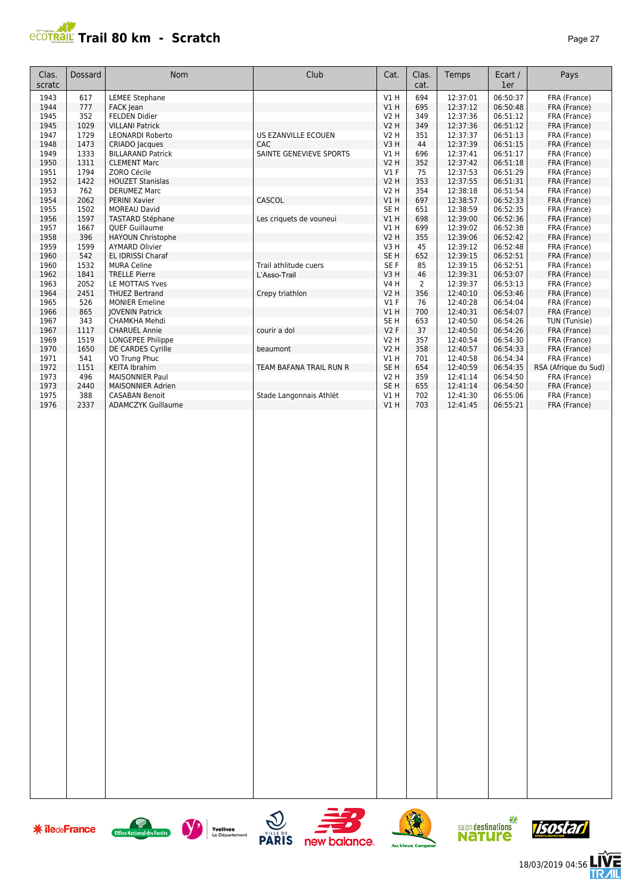# Trail 80 km - Scratch

| Clas. scratc | Dossard | Nom | Club | Cat. | Clas. cat. | Temps | Ecart / 1er | Pays |
|---|---|---|---|---|---|---|---|---|
| 1943 | 617 | LEMEE Stephane | | V1 H | 694 | 12:37:01 | 06:50:37 | FRA (France) |
| 1944 | 777 | FACK Jean | | V1 H | 695 | 12:37:12 | 06:50:48 | FRA (France) |
| 1945 | 352 | FELDEN Didier | | V2 H | 349 | 12:37:36 | 06:51:12 | FRA (France) |
| 1945 | 1029 | VILLANI Patrick | | V2 H | 349 | 12:37:36 | 06:51:12 | FRA (France) |
| 1947 | 1729 | LEONARDI Roberto | US EZANVILLE ECOUEN | V2 H | 351 | 12:37:37 | 06:51:13 | FRA (France) |
| 1948 | 1473 | CRIADO Jacques | CAC | V3 H | 44 | 12:37:39 | 06:51:15 | FRA (France) |
| 1949 | 1333 | BILLARAND Patrick | SAINTE GENEVIEVE SPORTS | V1 H | 696 | 12:37:41 | 06:51:17 | FRA (France) |
| 1950 | 1311 | CLEMENT Marc | | V2 H | 352 | 12:37:42 | 06:51:18 | FRA (France) |
| 1951 | 1794 | ZORO Cécile | | V1 F | 75 | 12:37:53 | 06:51:29 | FRA (France) |
| 1952 | 1422 | HOUZET Stanislas | | V2 H | 353 | 12:37:55 | 06:51:31 | FRA (France) |
| 1953 | 762 | DERUMEZ Marc | | V2 H | 354 | 12:38:18 | 06:51:54 | FRA (France) |
| 1954 | 2062 | PERINI Xavier | CASCOL | V1 H | 697 | 12:38:57 | 06:52:33 | FRA (France) |
| 1955 | 1502 | MOREAU David | | SE H | 651 | 12:38:59 | 06:52:35 | FRA (France) |
| 1956 | 1597 | TASTARD Stéphane | Les criquets de vouneui | V1 H | 698 | 12:39:00 | 06:52:36 | FRA (France) |
| 1957 | 1667 | QUEF Guillaume | | V1 H | 699 | 12:39:02 | 06:52:38 | FRA (France) |
| 1958 | 396 | HAYOUN Christophe | | V2 H | 355 | 12:39:06 | 06:52:42 | FRA (France) |
| 1959 | 1599 | AYMARD Olivier | | V3 H | 45 | 12:39:12 | 06:52:48 | FRA (France) |
| 1960 | 542 | EL IDRISSI Charaf | | SE H | 652 | 12:39:15 | 06:52:51 | FRA (France) |
| 1960 | 1532 | MURA Celine | Trail athltude cuers | SE F | 85 | 12:39:15 | 06:52:51 | FRA (France) |
| 1962 | 1841 | TRELLE Pierre | L'Asso-Trail | V3 H | 46 | 12:39:31 | 06:53:07 | FRA (France) |
| 1963 | 2052 | LE MOTTAIS Yves | | V4 H | 2 | 12:39:37 | 06:53:13 | FRA (France) |
| 1964 | 2451 | THUEZ Bertrand | Crepy triathlon | V2 H | 356 | 12:40:10 | 06:53:46 | FRA (France) |
| 1965 | 526 | MONIER Emeline | | V1 F | 76 | 12:40:28 | 06:54:04 | FRA (France) |
| 1966 | 865 | JOVENIN Patrick | | V1 H | 700 | 12:40:31 | 06:54:07 | FRA (France) |
| 1967 | 343 | CHAMKHA Mehdi | | SE H | 653 | 12:40:50 | 06:54:26 | TUN (Tunisie) |
| 1967 | 1117 | CHARUEL Annie | courir a dol | V2 F | 37 | 12:40:50 | 06:54:26 | FRA (France) |
| 1969 | 1519 | LONGEPEE Philippe | | V2 H | 357 | 12:40:54 | 06:54:30 | FRA (France) |
| 1970 | 1650 | DE CARDES Cyrille | beaumont | V2 H | 358 | 12:40:57 | 06:54:33 | FRA (France) |
| 1971 | 541 | VO Trung Phuc | | V1 H | 701 | 12:40:58 | 06:54:34 | FRA (France) |
| 1972 | 1151 | KEITA Ibrahim | TEAM BAFANA TRAIL RUN R | SE H | 654 | 12:40:59 | 06:54:35 | RSA (Afrique du Sud) |
| 1973 | 496 | MAISONNIER Paul | | V2 H | 359 | 12:41:14 | 06:54:50 | FRA (France) |
| 1973 | 2440 | MAISONNIER Adrien | | SE H | 655 | 12:41:14 | 06:54:50 | FRA (France) |
| 1975 | 388 | CASABAN Benoit | Stade Langonnais Athlét | V1 H | 702 | 12:41:30 | 06:55:06 | FRA (France) |
| 1976 | 2337 | ADAMCZYK Guillaume | | V1 H | 703 | 12:41:45 | 06:55:21 | FRA (France) |

18/03/2019 04:56